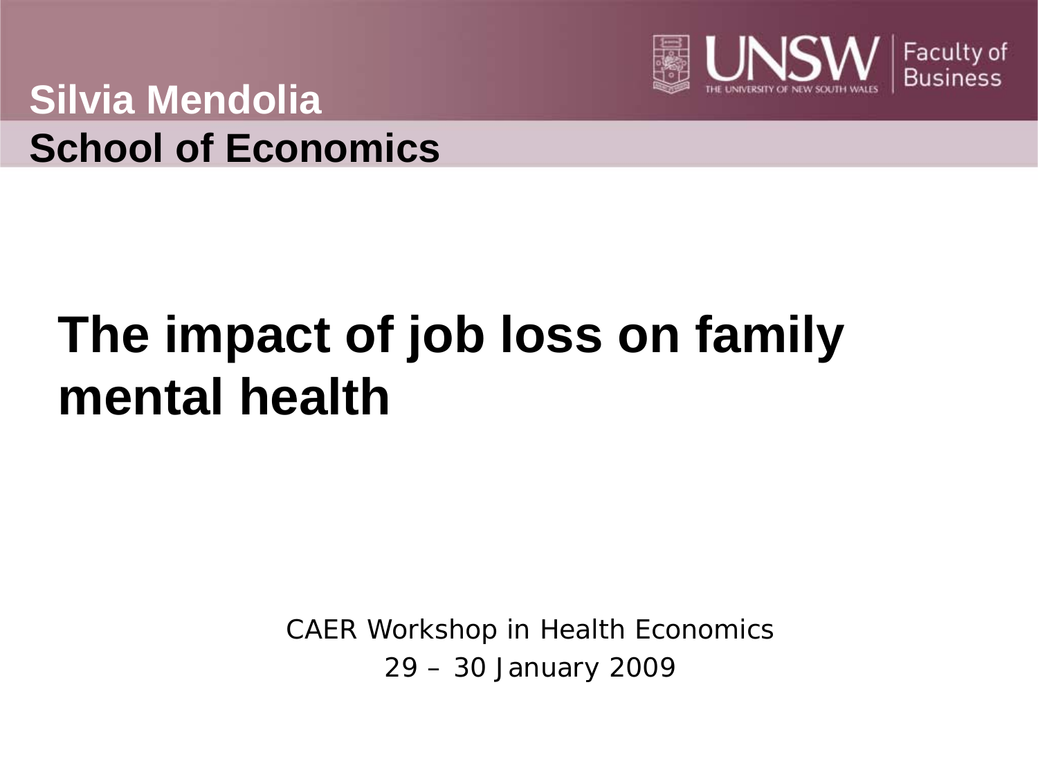**Silvia Mendolia**

**School of Economics**

# The impact of job loss on family mental health

CAER Workshop in Health Economics

29 – 30 January 2009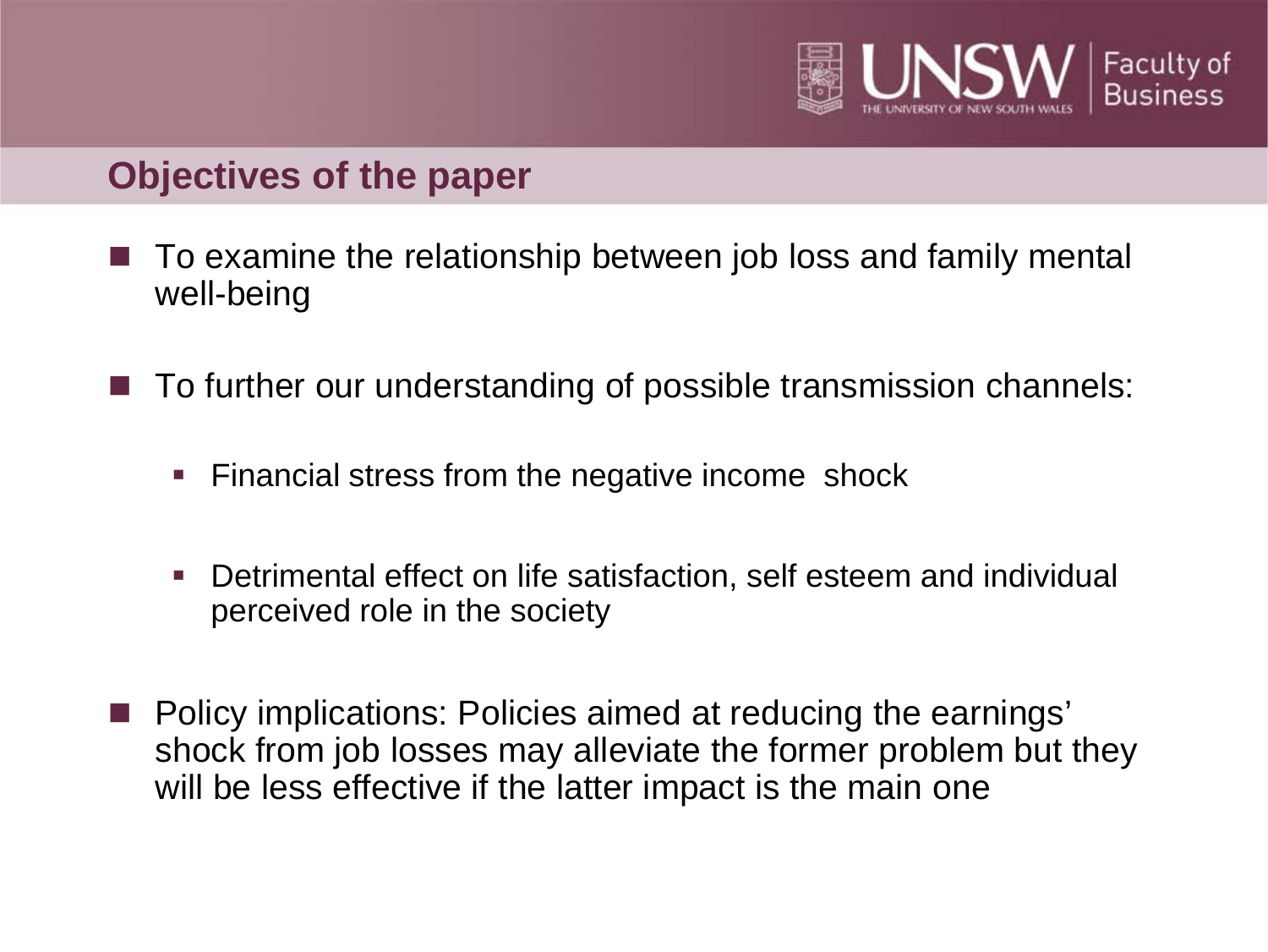## Objectives of the paper

- To examine the relationship between job loss and family mental well-being
- To further our understanding of possible transmission channels:
  - Financial stress from the negative income shock
  - Detrimental effect on life satisfaction, self esteem and individual perceived role in the society
- Policy implications: Policies aimed at reducing the earnings' shock from job losses may alleviate the former problem but they will be less effective if the latter impact is the main one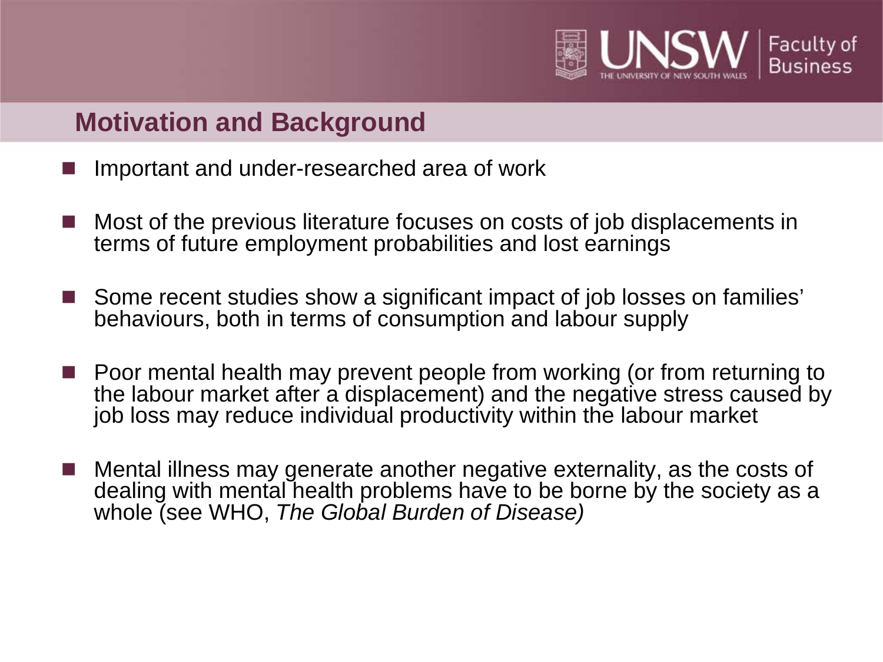## Motivation and Background

- Important and under-researched area of work

- Most of the previous literature focuses on costs of job displacements in terms of future employment probabilities and lost earnings

- Some recent studies show a significant impact of job losses on families' behaviours, both in terms of consumption and labour supply

- Poor mental health may prevent people from working (or from returning to the labour market after a displacement) and the negative stress caused by job loss may reduce individual productivity within the labour market

- Mental illness may generate another negative externality, as the costs of dealing with mental health problems have to be borne by the society as a whole (see WHO, *The Global Burden of Disease)*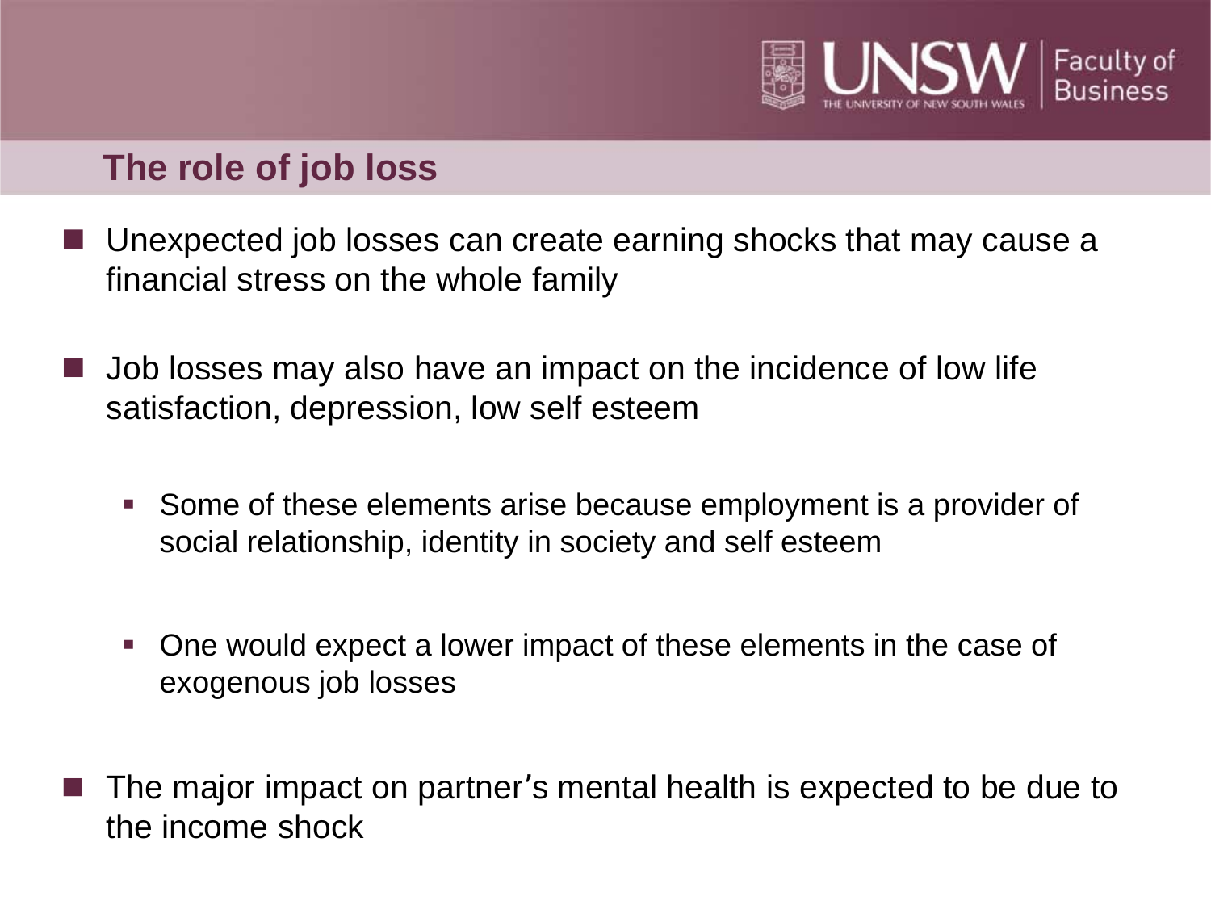## The role of job loss

- Unexpected job losses can create earning shocks that may cause a financial stress on the whole family
- Job losses may also have an impact on the incidence of low life satisfaction, depression, low self esteem
  - Some of these elements arise because employment is a provider of social relationship, identity in society and self esteem
  - One would expect a lower impact of these elements in the case of exogenous job losses
- The major impact on partner's mental health is expected to be due to the income shock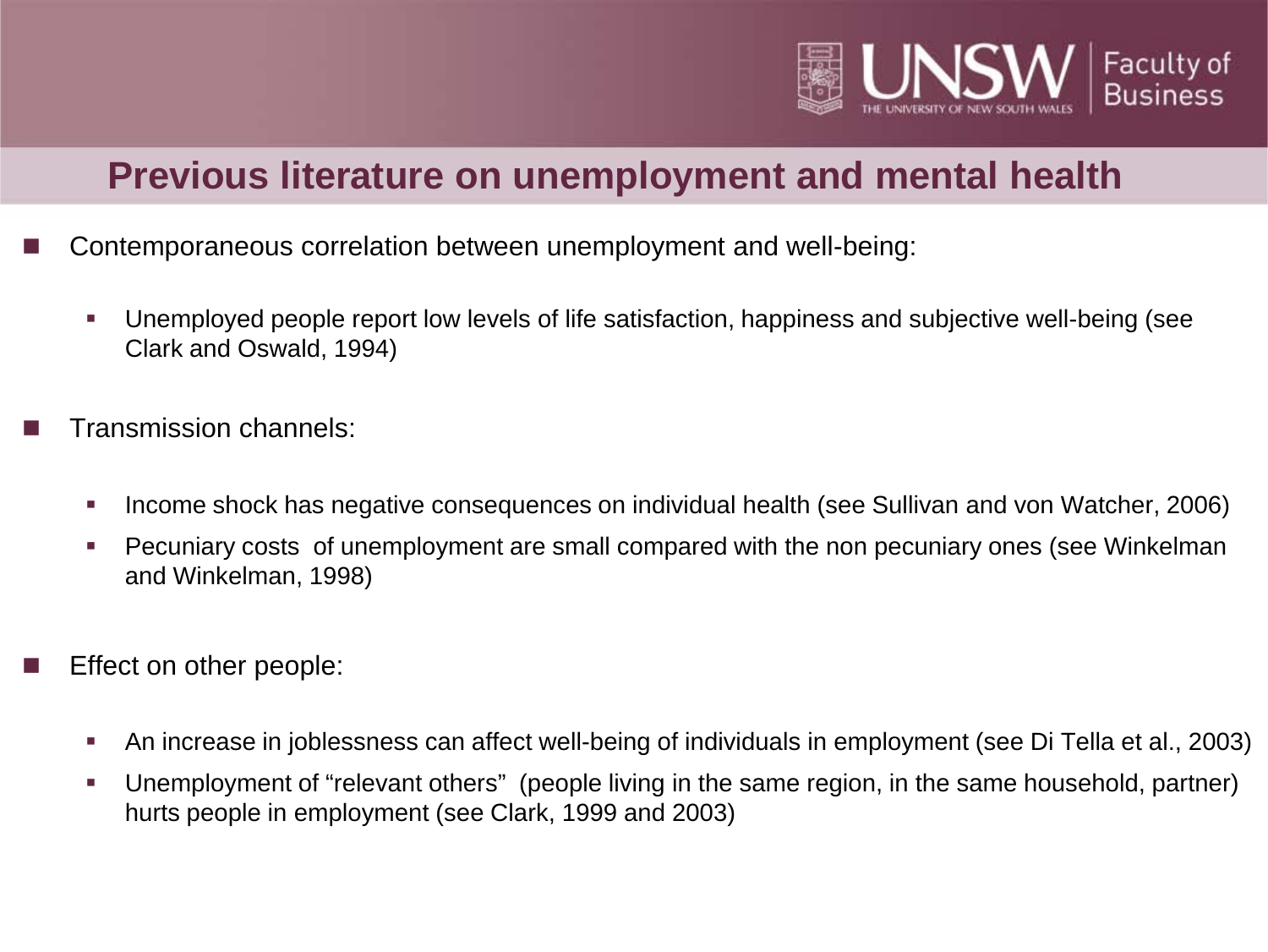## Previous literature on unemployment and mental health

- Contemporaneous correlation between unemployment and well-being:
  - Unemployed people report low levels of life satisfaction, happiness and subjective well-being (see Clark and Oswald, 1994)
- Transmission channels:
  - Income shock has negative consequences on individual health (see Sullivan and von Watcher, 2006)
  - Pecuniary costs of unemployment are small compared with the non pecuniary ones (see Winkelman and Winkelman, 1998)
- Effect on other people:
  - An increase in joblessness can affect well-being of individuals in employment (see Di Tella et al., 2003)
  - Unemployment of "relevant others" (people living in the same region, in the same household, partner) hurts people in employment (see Clark, 1999 and 2003)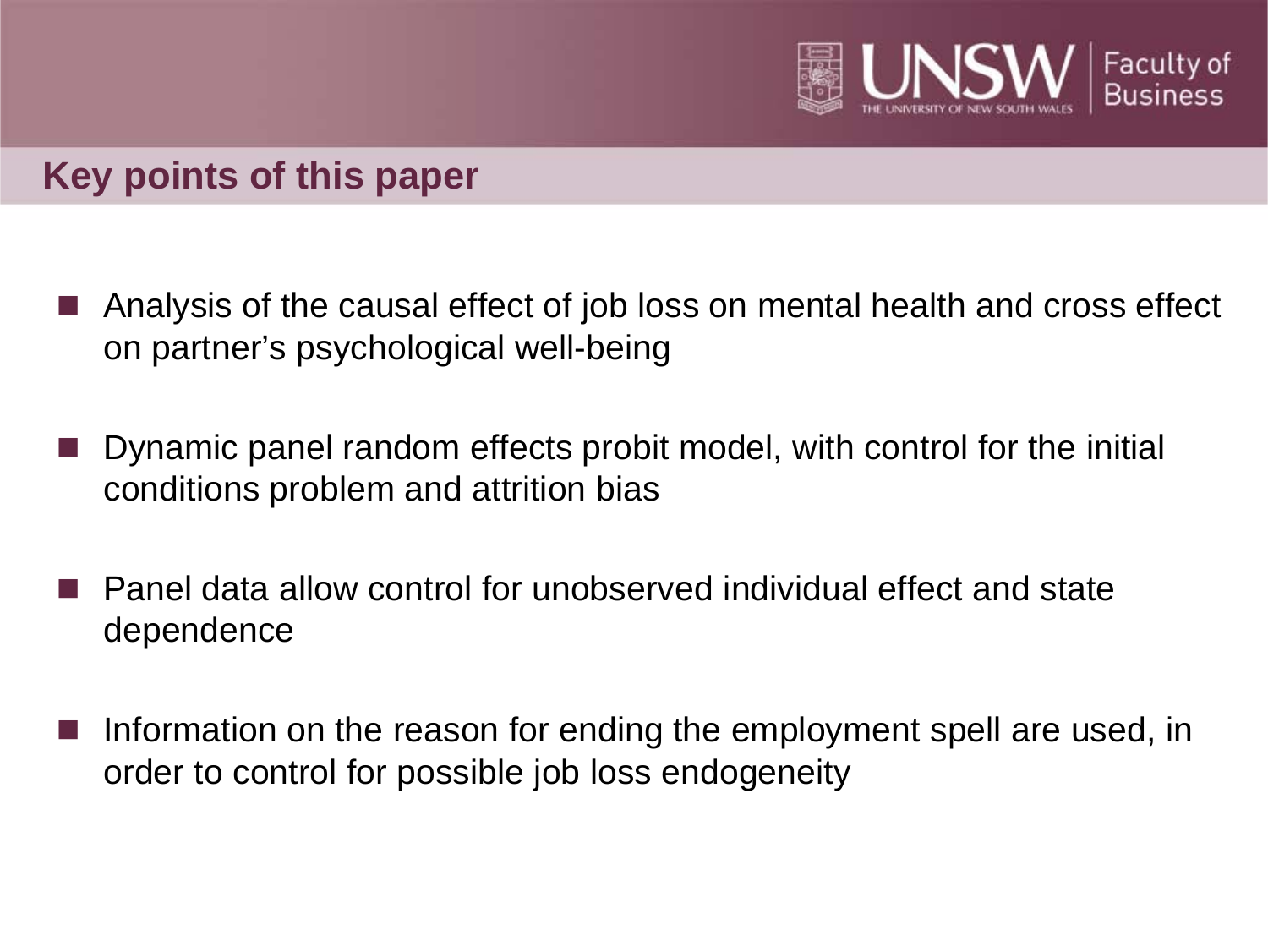## Key points of this paper

- Analysis of the causal effect of job loss on mental health and cross effect on partner's psychological well-being
- Dynamic panel random effects probit model, with control for the initial conditions problem and attrition bias
- Panel data allow control for unobserved individual effect and state dependence
- Information on the reason for ending the employment spell are used, in order to control for possible job loss endogeneity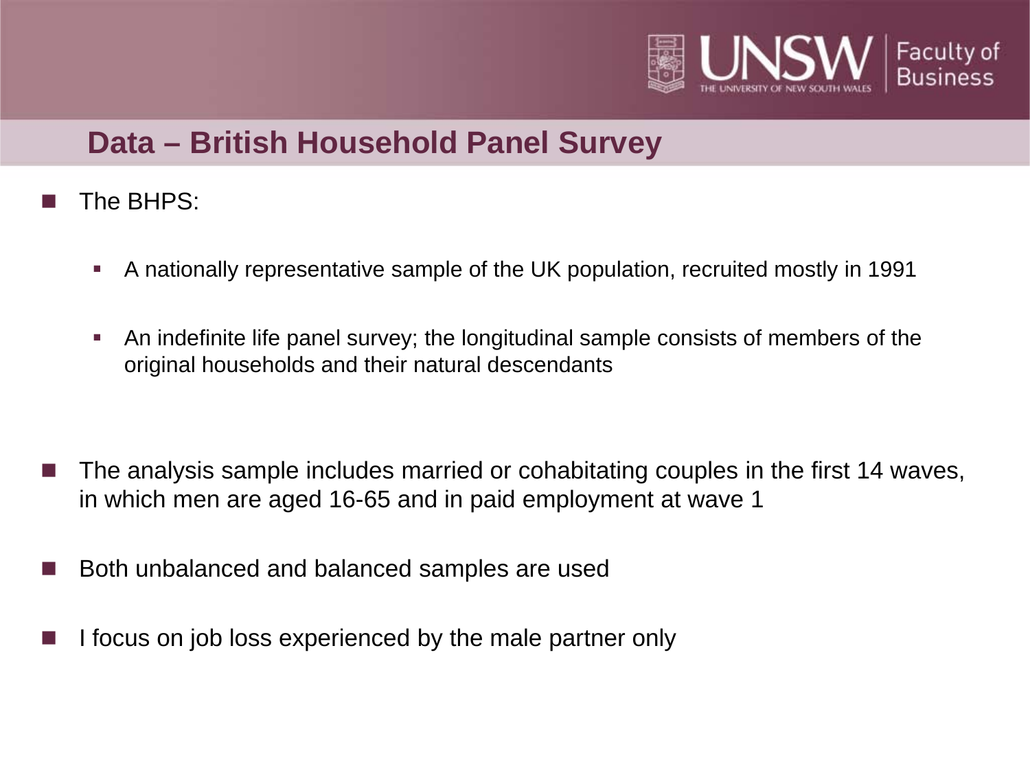## Data – British Household Panel Survey

- The BHPS:
  - A nationally representative sample of the UK population, recruited mostly in 1991
  - An indefinite life panel survey; the longitudinal sample consists of members of the original households and their natural descendants

- The analysis sample includes married or cohabitating couples in the first 14 waves, in which men are aged 16-65 and in paid employment at wave 1

- Both unbalanced and balanced samples are used

- I focus on job loss experienced by the male partner only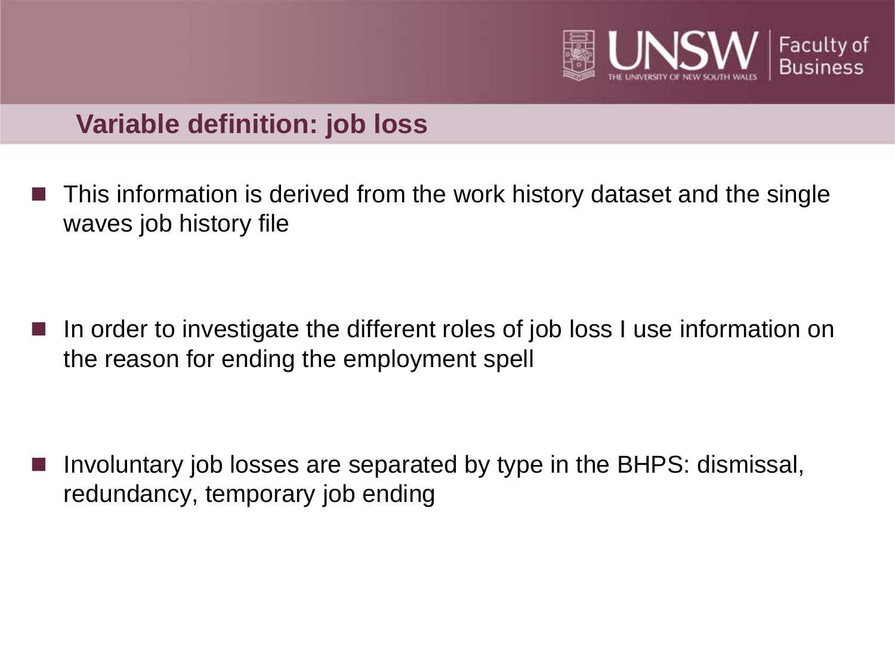## Variable definition: job loss

- This information is derived from the work history dataset and the single waves job history file
- In order to investigate the different roles of job loss I use information on the reason for ending the employment spell
- Involuntary job losses are separated by type in the BHPS: dismissal, redundancy, temporary job ending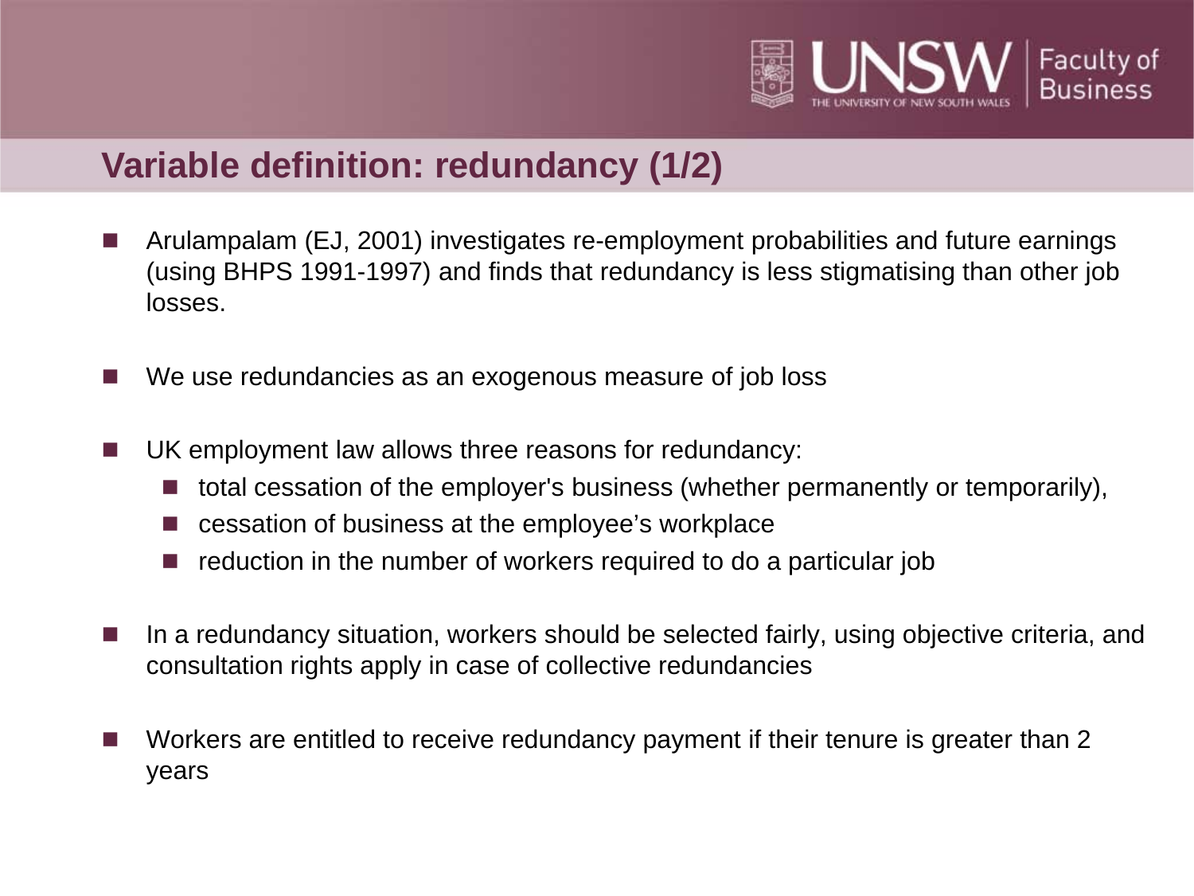## Variable definition: redundancy (1/2)

- Arulampalam (EJ, 2001) investigates re-employment probabilities and future earnings (using BHPS 1991-1997) and finds that redundancy is less stigmatising than other job losses.

- We use redundancies as an exogenous measure of job loss

- UK employment law allows three reasons for redundancy:
  - total cessation of the employer's business (whether permanently or temporarily),
  - cessation of business at the employee's workplace
  - reduction in the number of workers required to do a particular job

- In a redundancy situation, workers should be selected fairly, using objective criteria, and consultation rights apply in case of collective redundancies

- Workers are entitled to receive redundancy payment if their tenure is greater than 2 years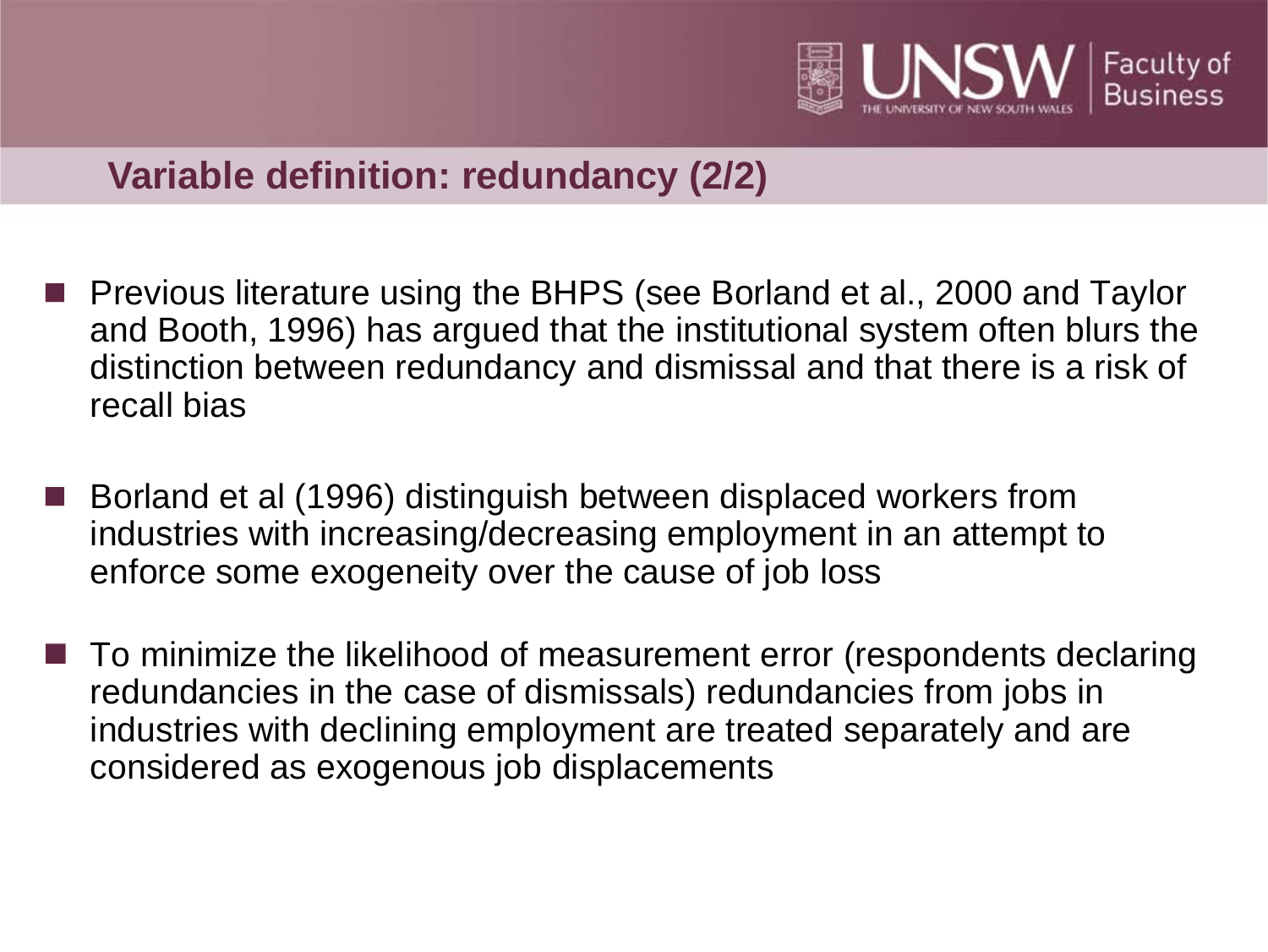## Variable definition: redundancy (2/2)

- Previous literature using the BHPS (see Borland et al., 2000 and Taylor and Booth, 1996) has argued that the institutional system often blurs the distinction between redundancy and dismissal and that there is a risk of recall bias
- Borland et al (1996) distinguish between displaced workers from industries with increasing/decreasing employment in an attempt to enforce some exogeneity over the cause of job loss
- To minimize the likelihood of measurement error (respondents declaring redundancies in the case of dismissals) redundancies from jobs in industries with declining employment are treated separately and are considered as exogenous job displacements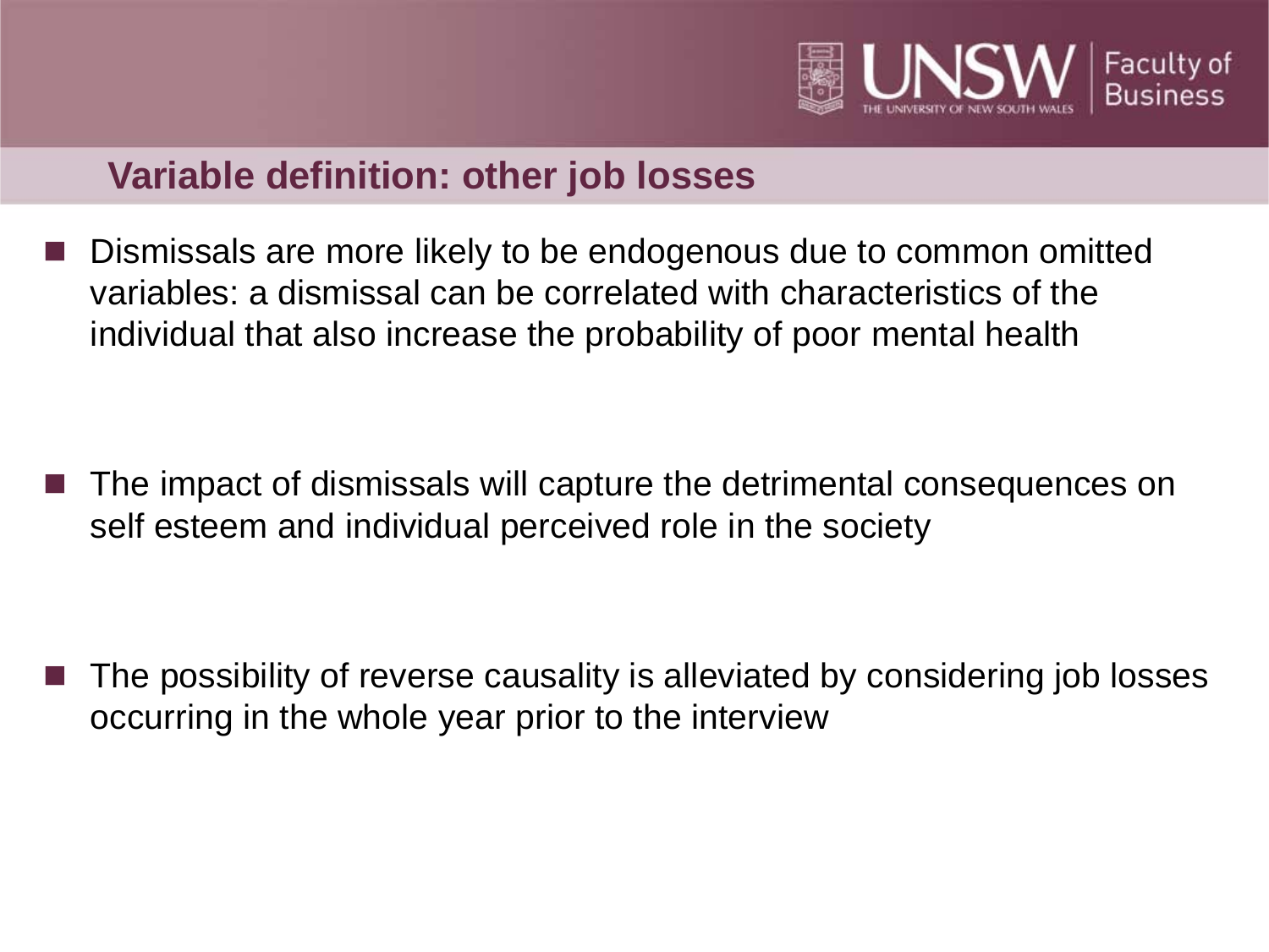## Variable definition: other job losses

- Dismissals are more likely to be endogenous due to common omitted variables: a dismissal can be correlated with characteristics of the individual that also increase the probability of poor mental health

- The impact of dismissals will capture the detrimental consequences on self esteem and individual perceived role in the society

- The possibility of reverse causality is alleviated by considering job losses occurring in the whole year prior to the interview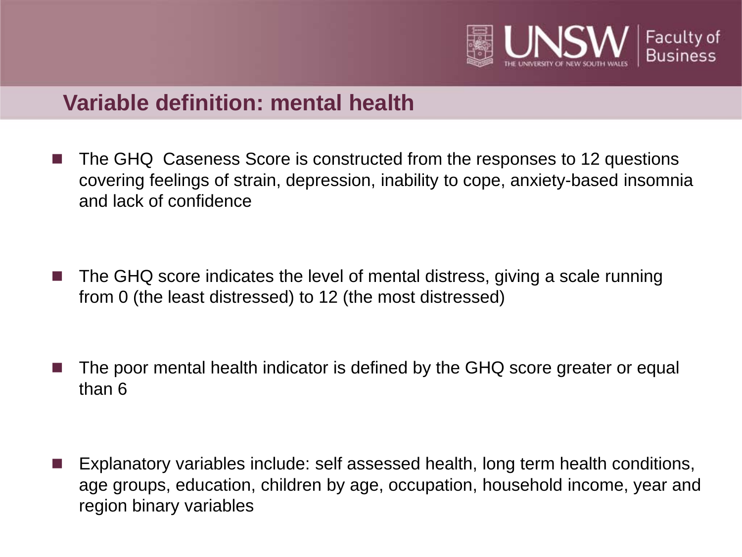## Variable definition: mental health

- The GHQ  Caseness Score is constructed from the responses to 12 questions covering feelings of strain, depression, inability to cope, anxiety-based insomnia and lack of confidence

- The GHQ score indicates the level of mental distress, giving a scale running from 0 (the least distressed) to 12 (the most distressed)

- The poor mental health indicator is defined by the GHQ score greater or equal than 6

- Explanatory variables include: self assessed health, long term health conditions, age groups, education, children by age, occupation, household income, year and region binary variables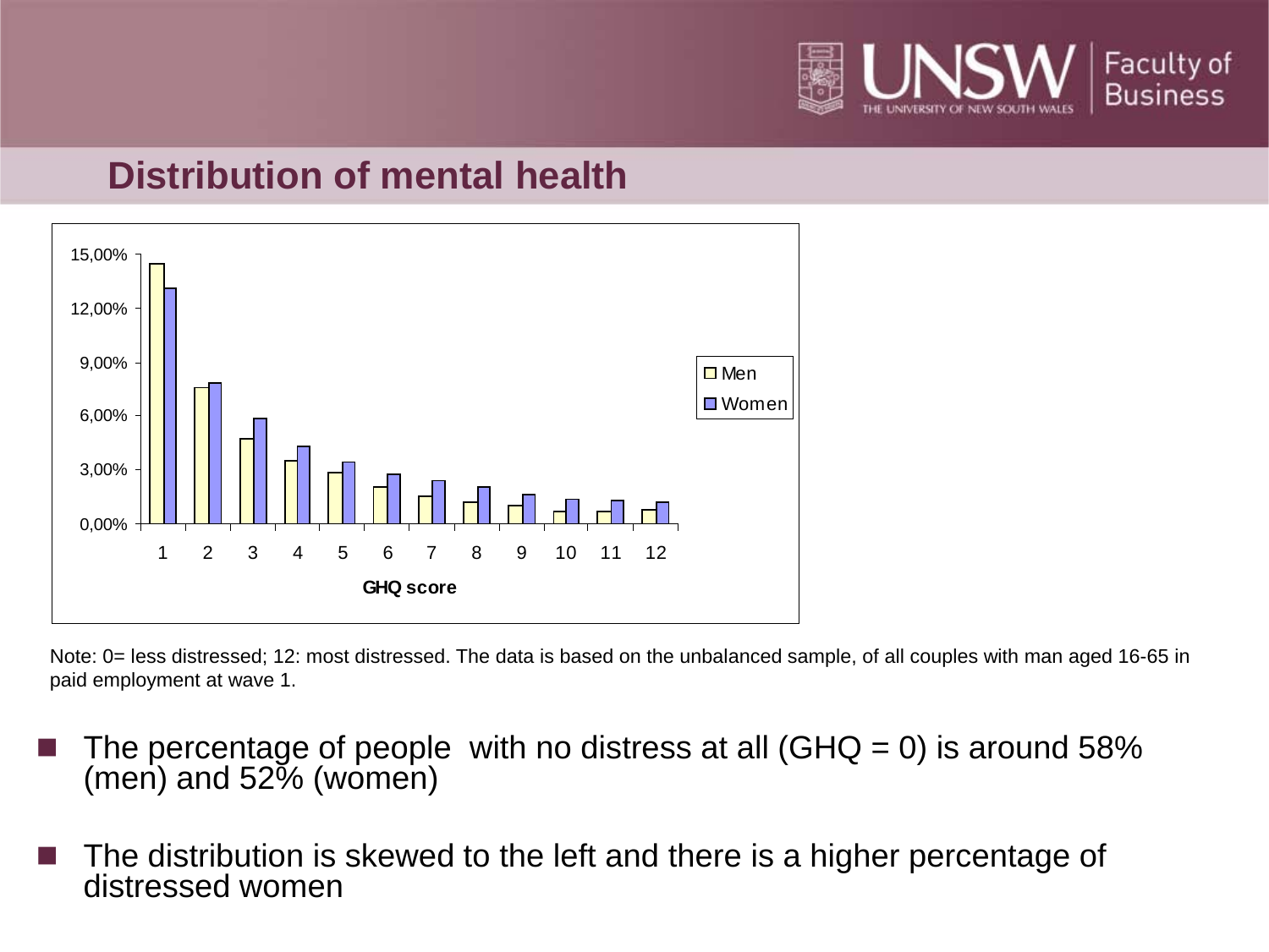## Distribution of mental health

Note: 0= less distressed; 12: most distressed. The data is based on the unbalanced sample, of all couples with man aged 16-65 in paid employment at wave 1.

- The percentage of people with no distress at all (GHQ = 0) is around 58% (men) and 52% (women)
- The distribution is skewed to the left and there is a higher percentage of distressed women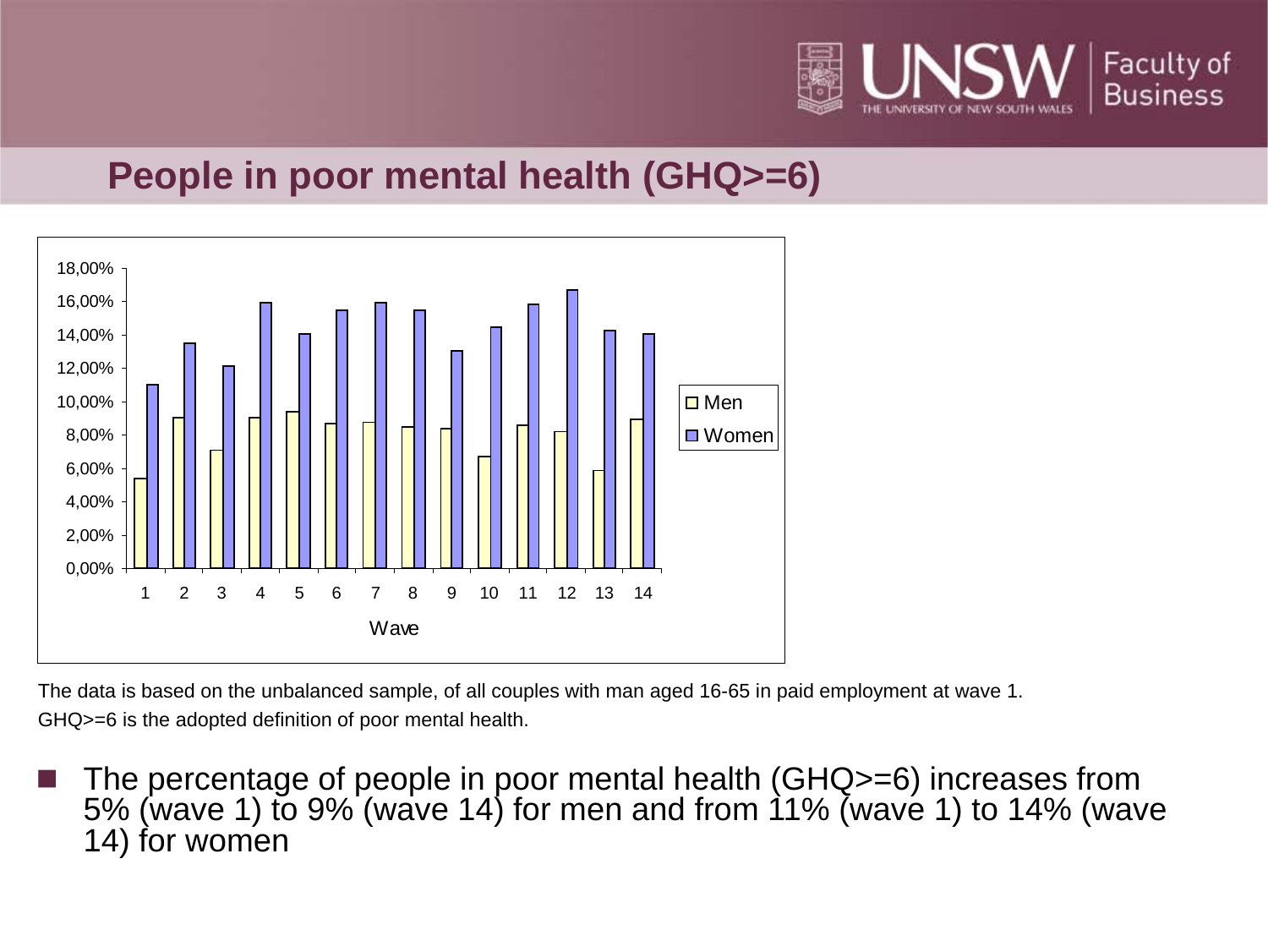## People in poor mental health (GHQ>=6)

The data is based on the unbalanced sample, of all couples with man aged 16-65 in paid employment at wave 1.
GHQ>=6 is the adopted definition of poor mental health.

- The percentage of people in poor mental health (GHQ>=6) increases from 5% (wave 1) to 9% (wave 14) for men and from 11% (wave 1) to 14% (wave 14) for women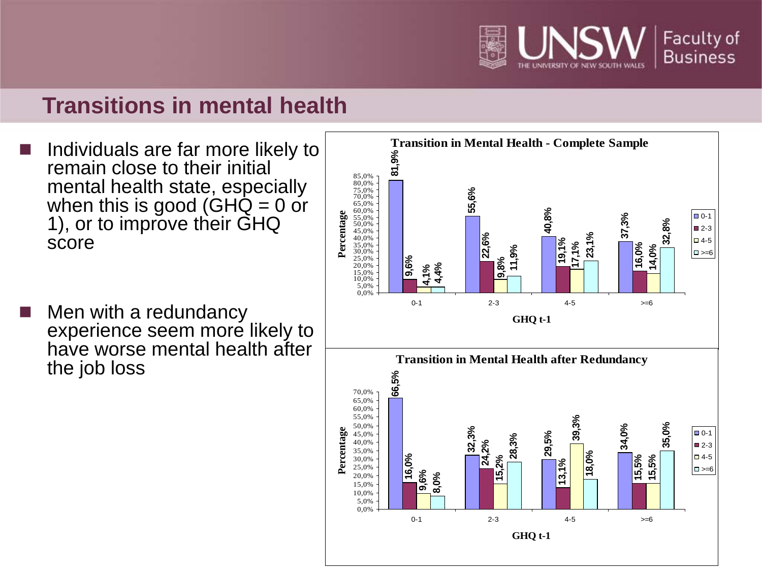## Transitions in mental health

- Individuals are far more likely to remain close to their initial mental health state, especially when this is good (GHQ = 0 or 1), or to improve their GHQ score
- Men with a redundancy experience seem more likely to have worse mental health after the job loss

**Transition in Mental Health - Complete Sample**

| GHQ t-1 | 0-1 | 2-3 | 4-5 | >=6 |
|---|---|---|---|---|
| 0-1 | 81,9% | 9,6% | 4,1% | 4,4% |
| 2-3 | 55,6% | 22,6% | 9,8% | 11,9% |
| 4-5 | 40,8% | 19,1% | 17,1% | 23,1% |
| >=6 | 37,3% | 16,0% | 14,0% | 32,8% |

**Transition in Mental Health after Redundancy**

| GHQ t-1 | 0-1 | 2-3 | 4-5 | >=6 |
|---|---|---|---|---|
| 0-1 | 66,5% | 16,0% | 9,6% | 8,0% |
| 2-3 | 32,3% | 24,2% | 15,2% | 28,3% |
| 4-5 | 29,5% | 13,1% | 39,3% | 18,0% |
| >=6 | 34,0% | 15,5% | 15,5% | 35,0% |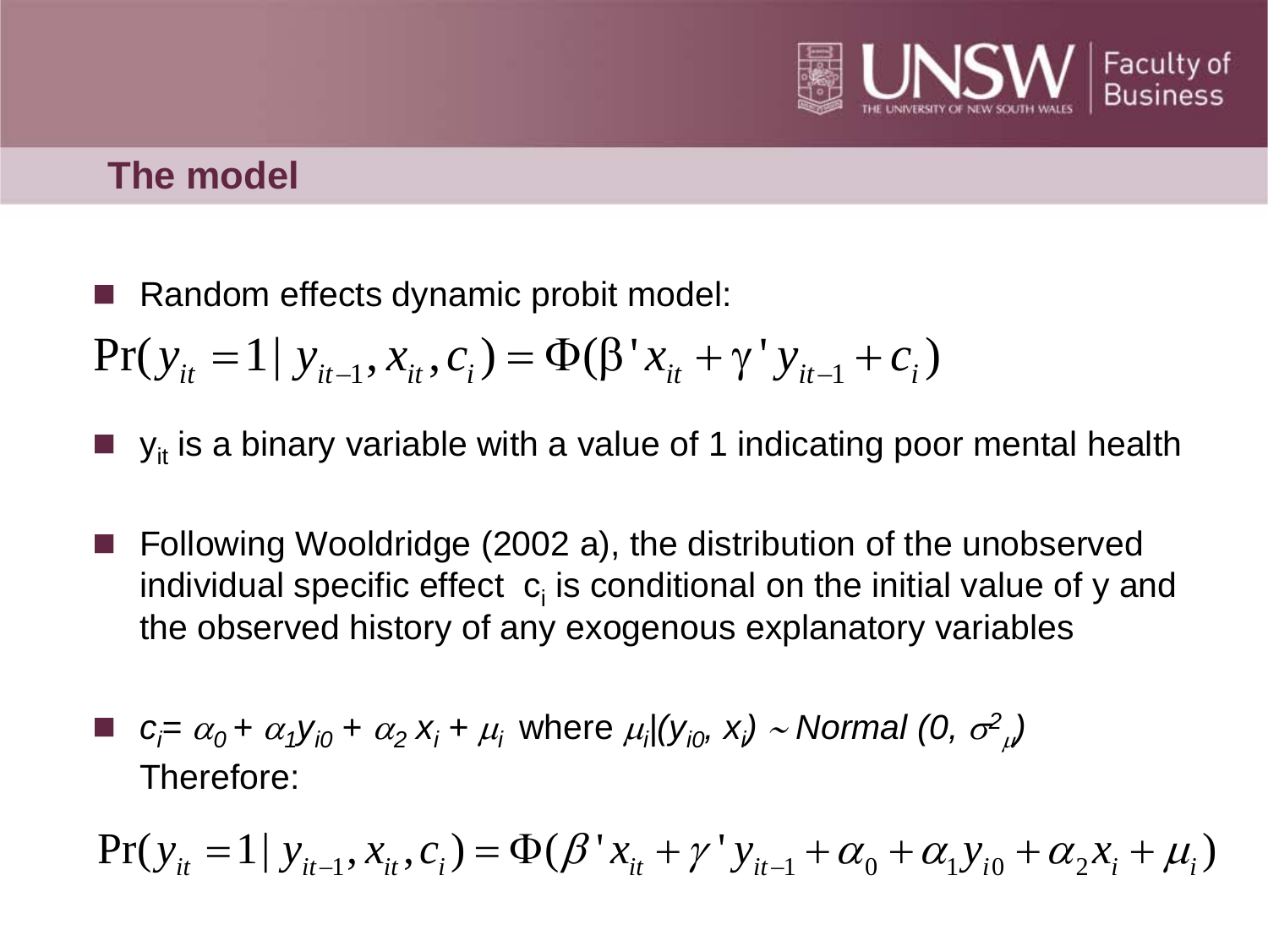## The model

- Random effects dynamic probit model:

$$\Pr(y_{it} = 1 \mid y_{it-1}, x_{it}, c_i) = \Phi(\beta' x_{it} + \gamma' y_{it-1} + c_i)$$

- $y_{it}$ is a binary variable with a value of 1 indicating poor mental health

- Following Wooldridge (2002 a), the distribution of the unobserved individual specific effect $c_i$ is conditional on the initial value of y and the observed history of any exogenous explanatory variables

- $c_i = \alpha_0 + \alpha_1 y_{i0} + \alpha_2 x_i + \mu_i$ where $\mu_i | (y_{i0}, x_i) \sim Normal\ (0, \sigma^2_\mu)$
  Therefore:

$$\Pr(y_{it} = 1 \mid y_{it-1}, x_{it}, c_i) = \Phi(\beta' x_{it} + \gamma' y_{it-1} + \alpha_0 + \alpha_1 y_{i0} + \alpha_2 x_i + \mu_i)$$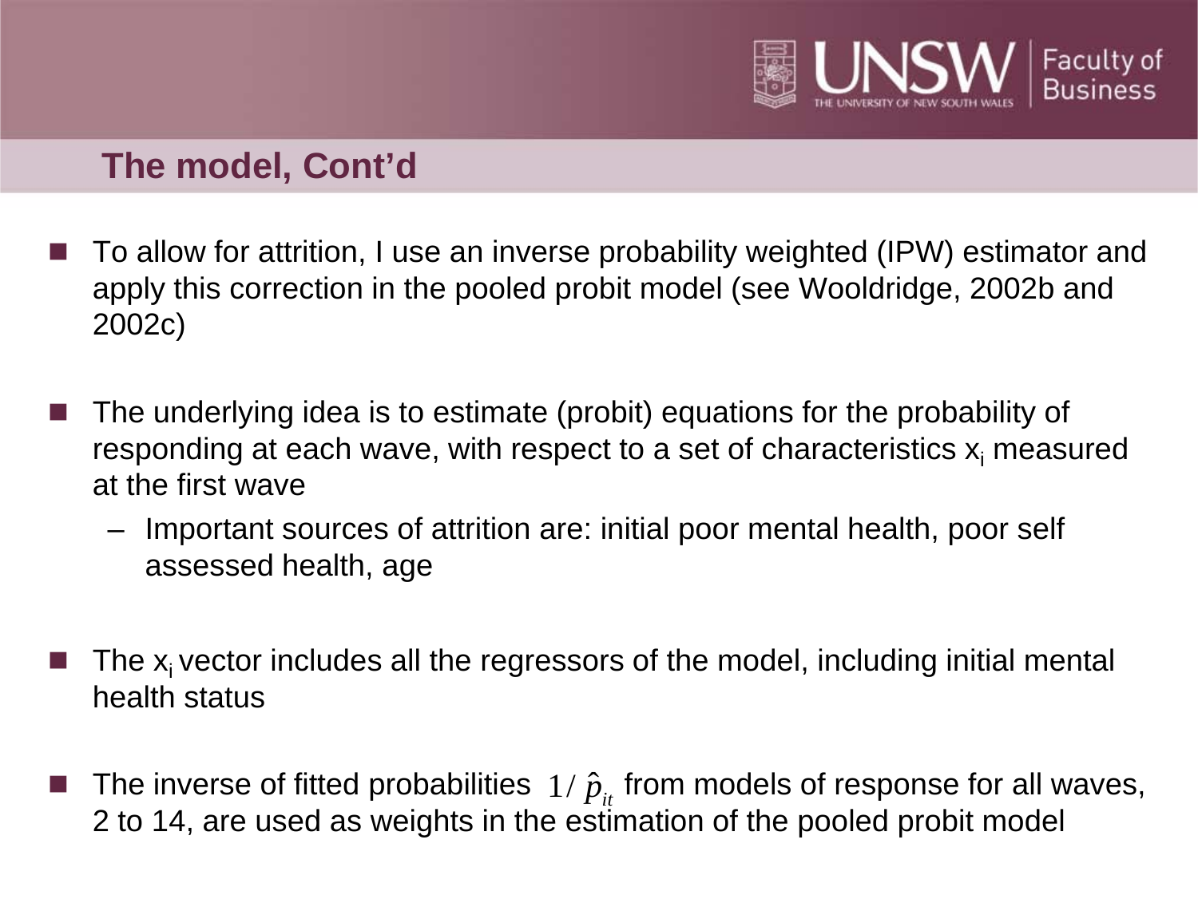## The model, Cont'd

- To allow for attrition, I use an inverse probability weighted (IPW) estimator and apply this correction in the pooled probit model (see Wooldridge, 2002b and 2002c)

- The underlying idea is to estimate (probit) equations for the probability of responding at each wave, with respect to a set of characteristics $x_i$ measured at the first wave
  - Important sources of attrition are: initial poor mental health, poor self assessed health, age

- The $x_i$ vector includes all the regressors of the model, including initial mental health status

- The inverse of fitted probabilities $1/\hat{p}_{it}$ from models of response for all waves, 2 to 14, are used as weights in the estimation of the pooled probit model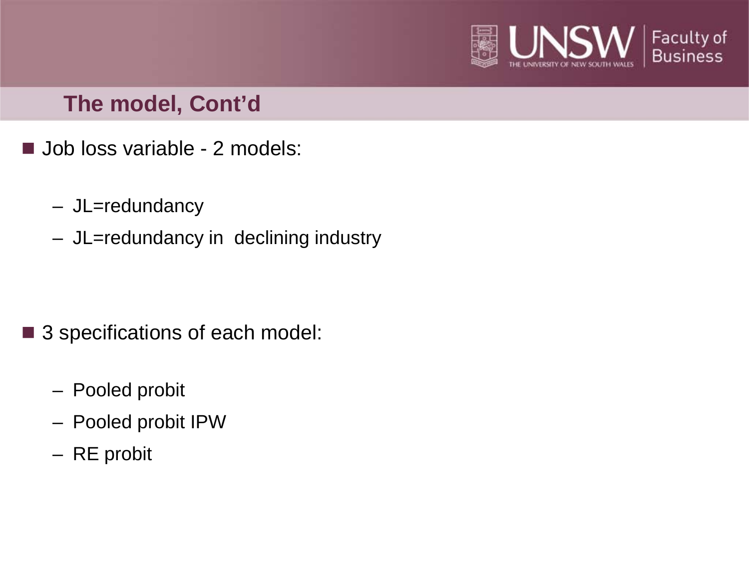## The model, Cont'd

- Job loss variable - 2 models:
  - JL=redundancy
  - JL=redundancy in declining industry

- 3 specifications of each model:
  - Pooled probit
  - Pooled probit IPW
  - RE probit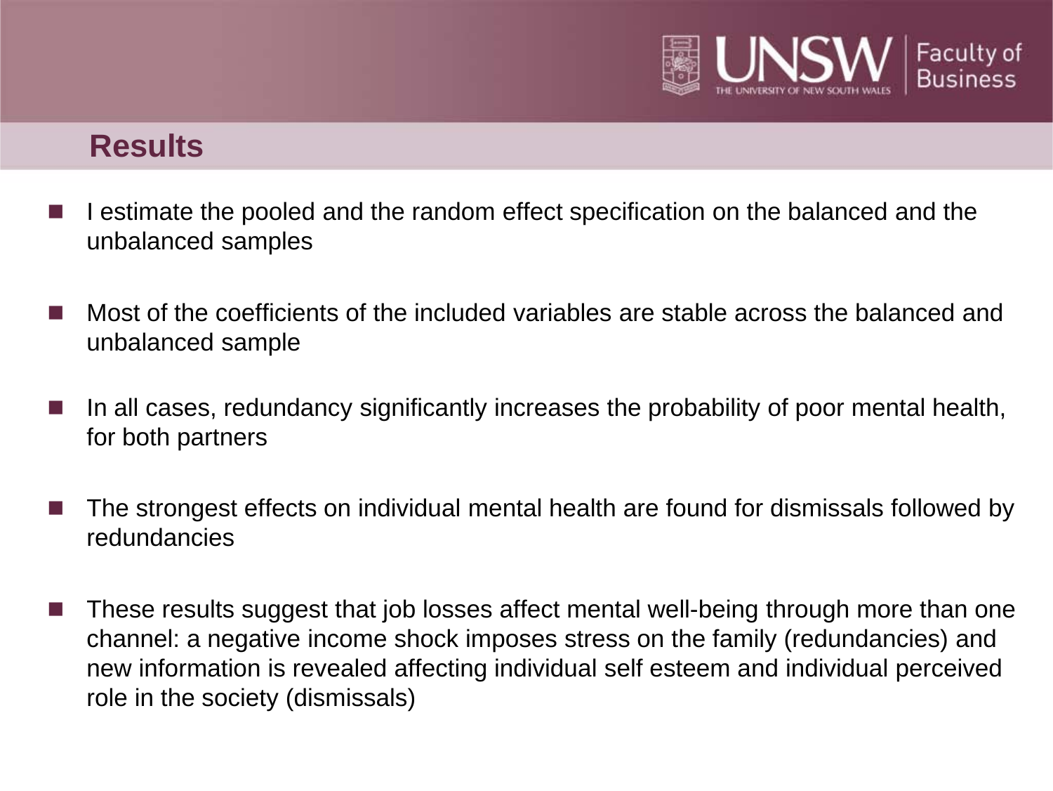## Results

- I estimate the pooled and the random effect specification on the balanced and the unbalanced samples
- Most of the coefficients of the included variables are stable across the balanced and unbalanced sample
- In all cases, redundancy significantly increases the probability of poor mental health, for both partners
- The strongest effects on individual mental health are found for dismissals followed by redundancies
- These results suggest that job losses affect mental well-being through more than one channel: a negative income shock imposes stress on the family (redundancies) and new information is revealed affecting individual self esteem and individual perceived role in the society (dismissals)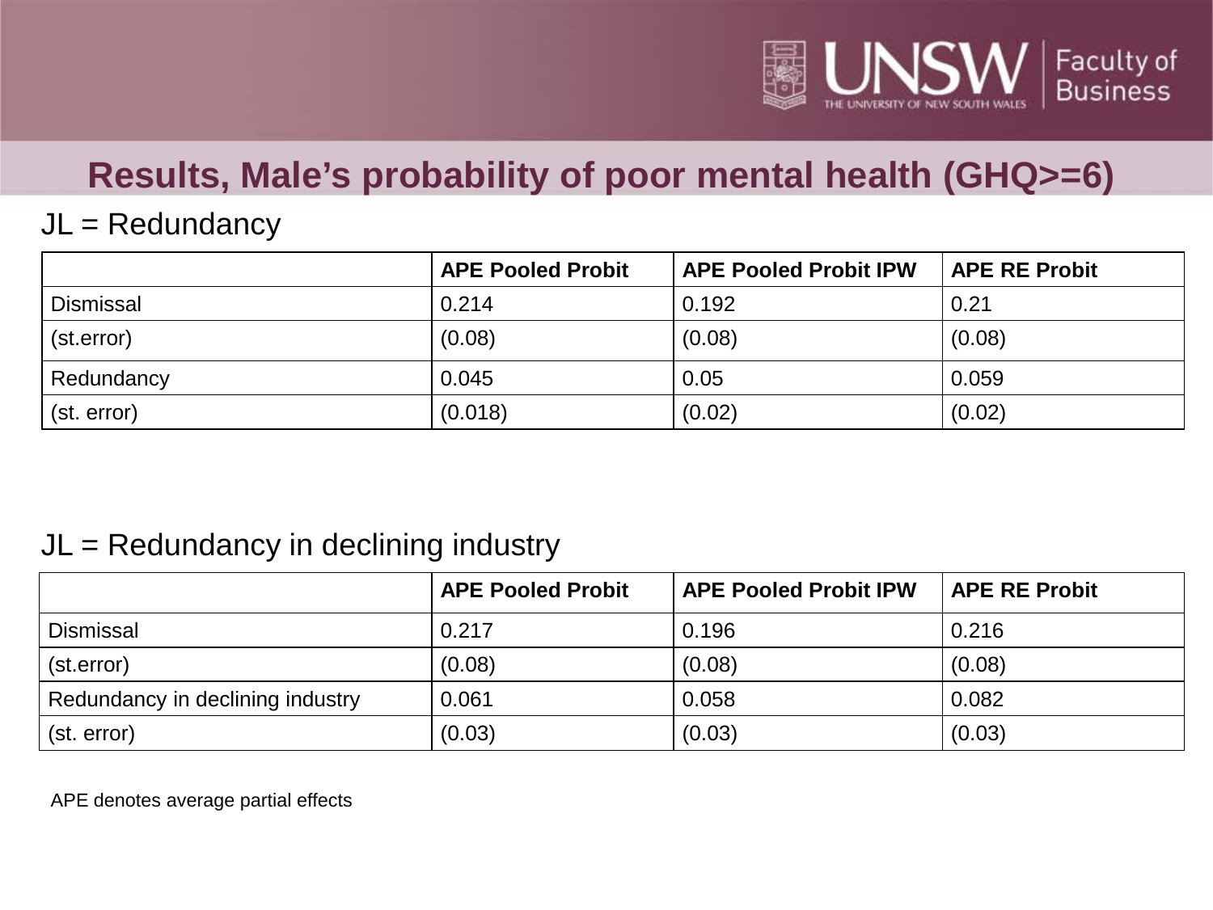# Results, Male's probability of poor mental health (GHQ>=6)

## JL = Redundancy

| | APE Pooled Probit | APE Pooled Probit IPW | APE RE Probit |
|---|---|---|---|
| Dismissal | 0.214 | 0.192 | 0.21 |
| (st.error) | (0.08) | (0.08) | (0.08) |
| Redundancy | 0.045 | 0.05 | 0.059 |
| (st. error) | (0.018) | (0.02) | (0.02) |

## JL = Redundancy in declining industry

| | APE Pooled Probit | APE Pooled Probit IPW | APE RE Probit |
|---|---|---|---|
| Dismissal | 0.217 | 0.196 | 0.216 |
| (st.error) | (0.08) | (0.08) | (0.08) |
| Redundancy in declining industry | 0.061 | 0.058 | 0.082 |
| (st. error) | (0.03) | (0.03) | (0.03) |

APE denotes average partial effects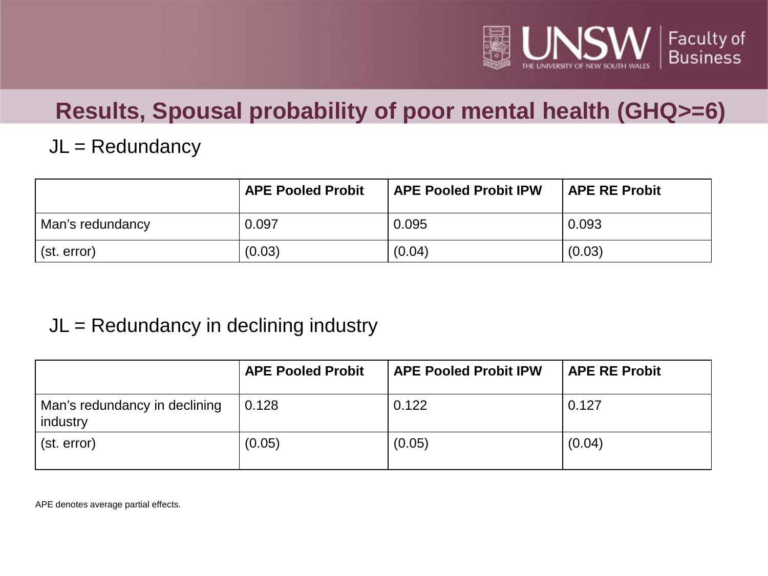# Results, Spousal probability of poor mental health (GHQ>=6)

JL = Redundancy

| | APE Pooled Probit | APE Pooled Probit IPW | APE RE Probit |
|---|---|---|---|
| Man's redundancy | 0.097 | 0.095 | 0.093 |
| (st. error) | (0.03) | (0.04) | (0.03) |

JL = Redundancy in declining industry

| | APE Pooled Probit | APE Pooled Probit IPW | APE RE Probit |
|---|---|---|---|
| Man's redundancy in declining industry | 0.128 | 0.122 | 0.127 |
| (st. error) | (0.05) | (0.05) | (0.04) |

APE denotes average partial effects.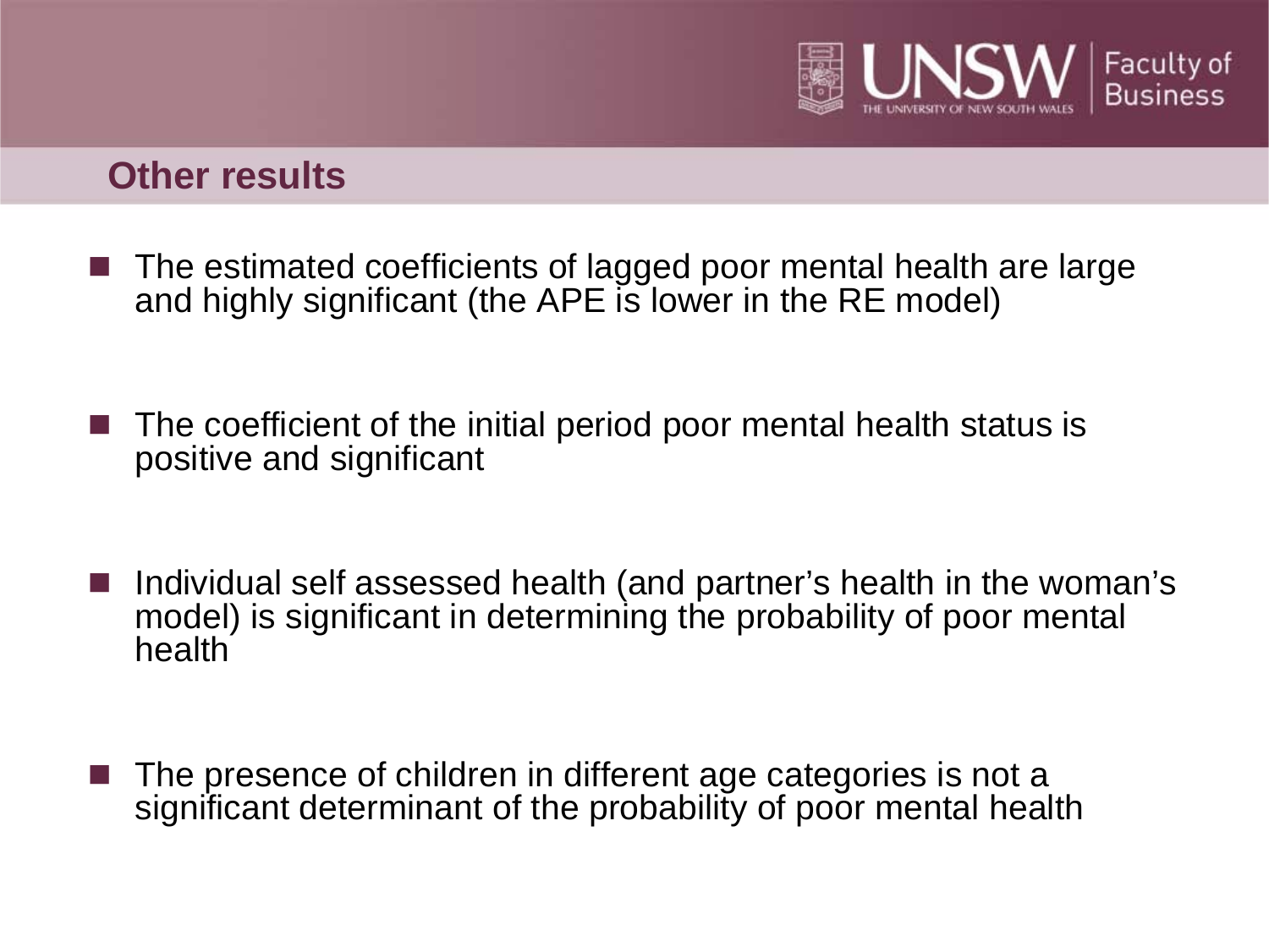## Other results

- The estimated coefficients of lagged poor mental health are large and highly significant (the APE is lower in the RE model)
- The coefficient of the initial period poor mental health status is positive and significant
- Individual self assessed health (and partner's health in the woman's model) is significant in determining the probability of poor mental health
- The presence of children in different age categories is not a significant determinant of the probability of poor mental health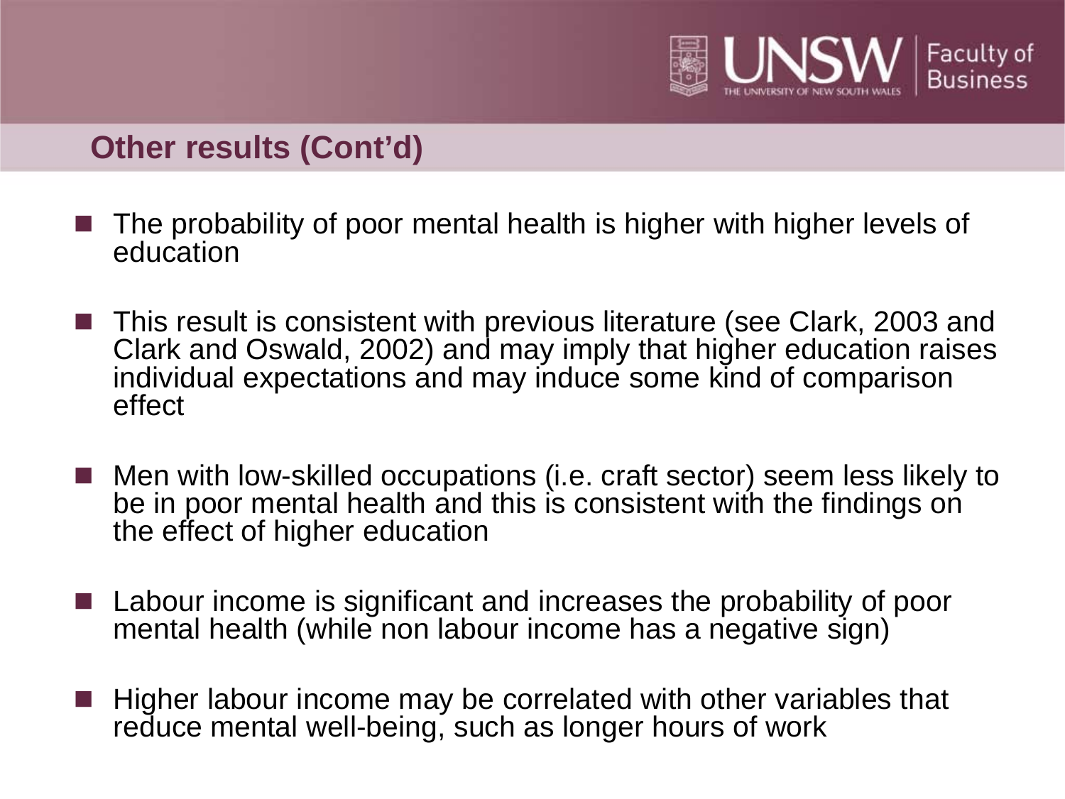## Other results (Cont'd)

- The probability of poor mental health is higher with higher levels of education
- This result is consistent with previous literature (see Clark, 2003 and Clark and Oswald, 2002) and may imply that higher education raises individual expectations and may induce some kind of comparison effect
- Men with low-skilled occupations (i.e. craft sector) seem less likely to be in poor mental health and this is consistent with the findings on the effect of higher education
- Labour income is significant and increases the probability of poor mental health (while non labour income has a negative sign)
- Higher labour income may be correlated with other variables that reduce mental well-being, such as longer hours of work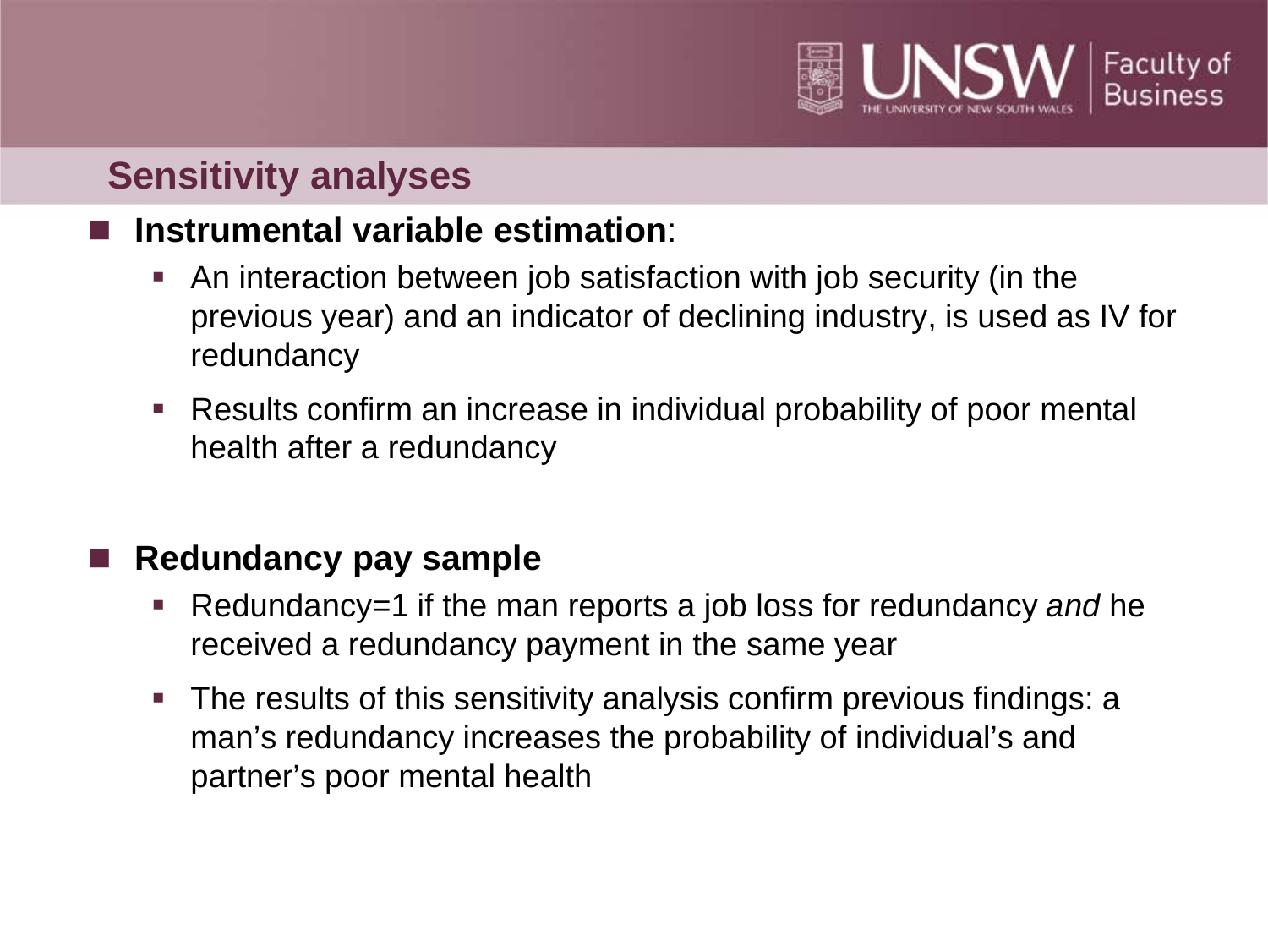## Sensitivity analyses

- **Instrumental variable estimation**:
  - An interaction between job satisfaction with job security (in the previous year) and an indicator of declining industry, is used as IV for redundancy
  - Results confirm an increase in individual probability of poor mental health after a redundancy

- **Redundancy pay sample**
  - Redundancy=1 if the man reports a job loss for redundancy *and* he received a redundancy payment in the same year
  - The results of this sensitivity analysis confirm previous findings: a man's redundancy increases the probability of individual's and partner's poor mental health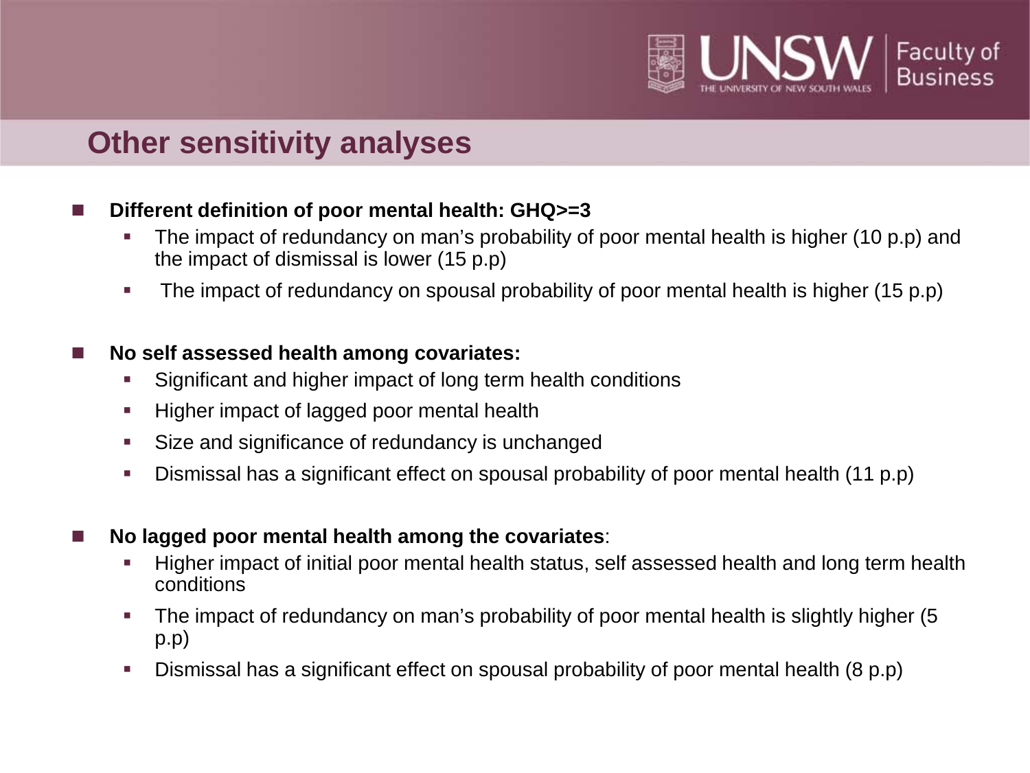# Other sensitivity analyses

- **Different definition of poor mental health: GHQ>=3**
  - The impact of redundancy on man's probability of poor mental health is higher (10 p.p) and the impact of dismissal is lower (15 p.p)
  - The impact of redundancy on spousal probability of poor mental health is higher (15 p.p)

- **No self assessed health among covariates:**
  - Significant and higher impact of long term health conditions
  - Higher impact of lagged poor mental health
  - Size and significance of redundancy is unchanged
  - Dismissal has a significant effect on spousal probability of poor mental health (11 p.p)

- **No lagged poor mental health among the covariates**:
  - Higher impact of initial poor mental health status, self assessed health and long term health conditions
  - The impact of redundancy on man's probability of poor mental health is slightly higher (5 p.p)
  - Dismissal has a significant effect on spousal probability of poor mental health (8 p.p)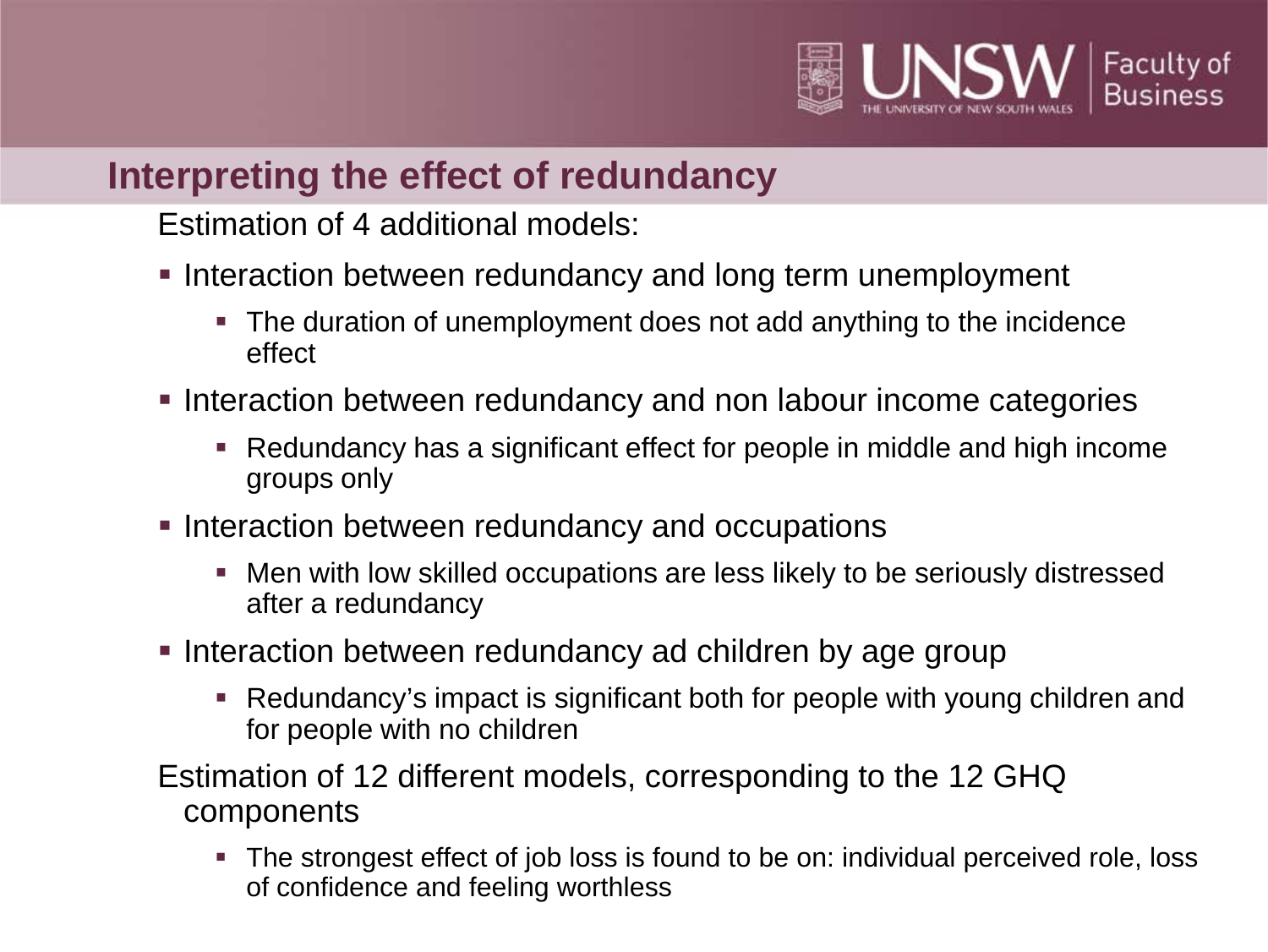## Interpreting the effect of redundancy

Estimation of 4 additional models:

- Interaction between redundancy and long term unemployment
  - The duration of unemployment does not add anything to the incidence effect
- Interaction between redundancy and non labour income categories
  - Redundancy has a significant effect for people in middle and high income groups only
- Interaction between redundancy and occupations
  - Men with low skilled occupations are less likely to be seriously distressed after a redundancy
- Interaction between redundancy ad children by age group
  - Redundancy's impact is significant both for people with young children and for people with no children

Estimation of 12 different models, corresponding to the 12 GHQ components

- The strongest effect of job loss is found to be on: individual perceived role, loss of confidence and feeling worthless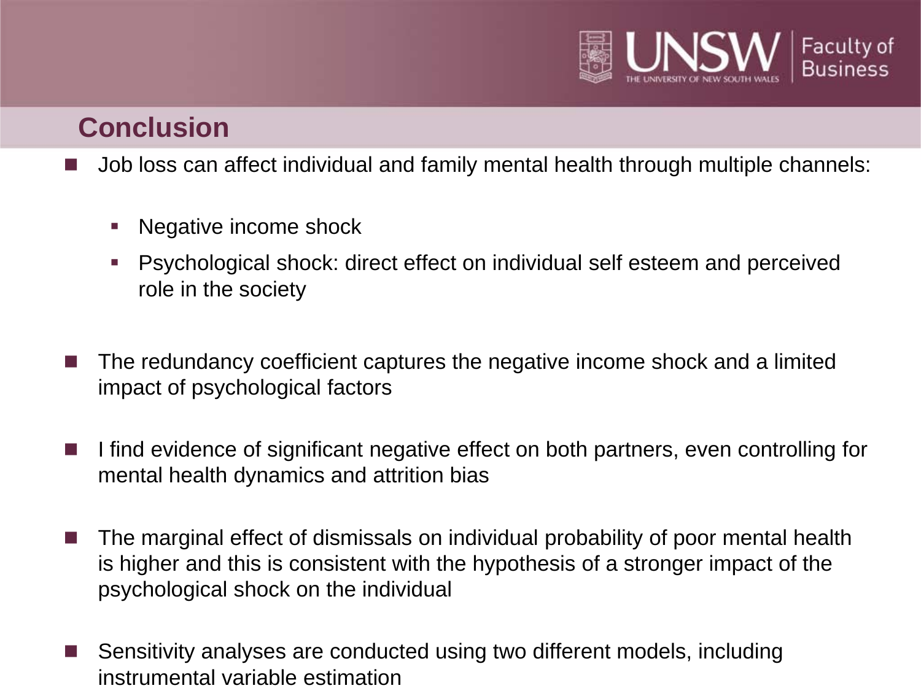## Conclusion

- Job loss can affect individual and family mental health through multiple channels:
  - Negative income shock
  - Psychological shock: direct effect on individual self esteem and perceived role in the society
- The redundancy coefficient captures the negative income shock and a limited impact of psychological factors
- I find evidence of significant negative effect on both partners, even controlling for mental health dynamics and attrition bias
- The marginal effect of dismissals on individual probability of poor mental health is higher and this is consistent with the hypothesis of a stronger impact of the psychological shock on the individual
- Sensitivity analyses are conducted using two different models, including instrumental variable estimation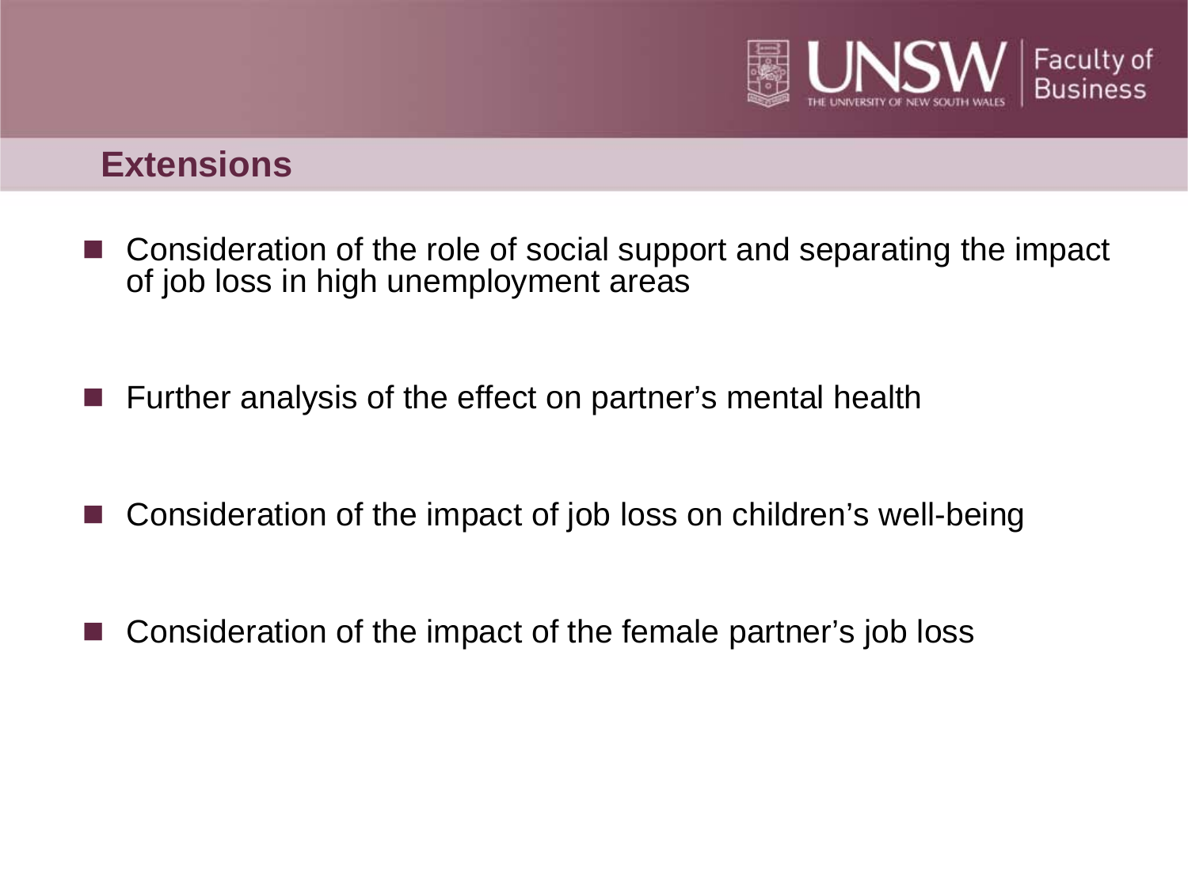## Extensions

- Consideration of the role of social support and separating the impact of job loss in high unemployment areas
- Further analysis of the effect on partner's mental health
- Consideration of the impact of job loss on children's well-being
- Consideration of the impact of the female partner's job loss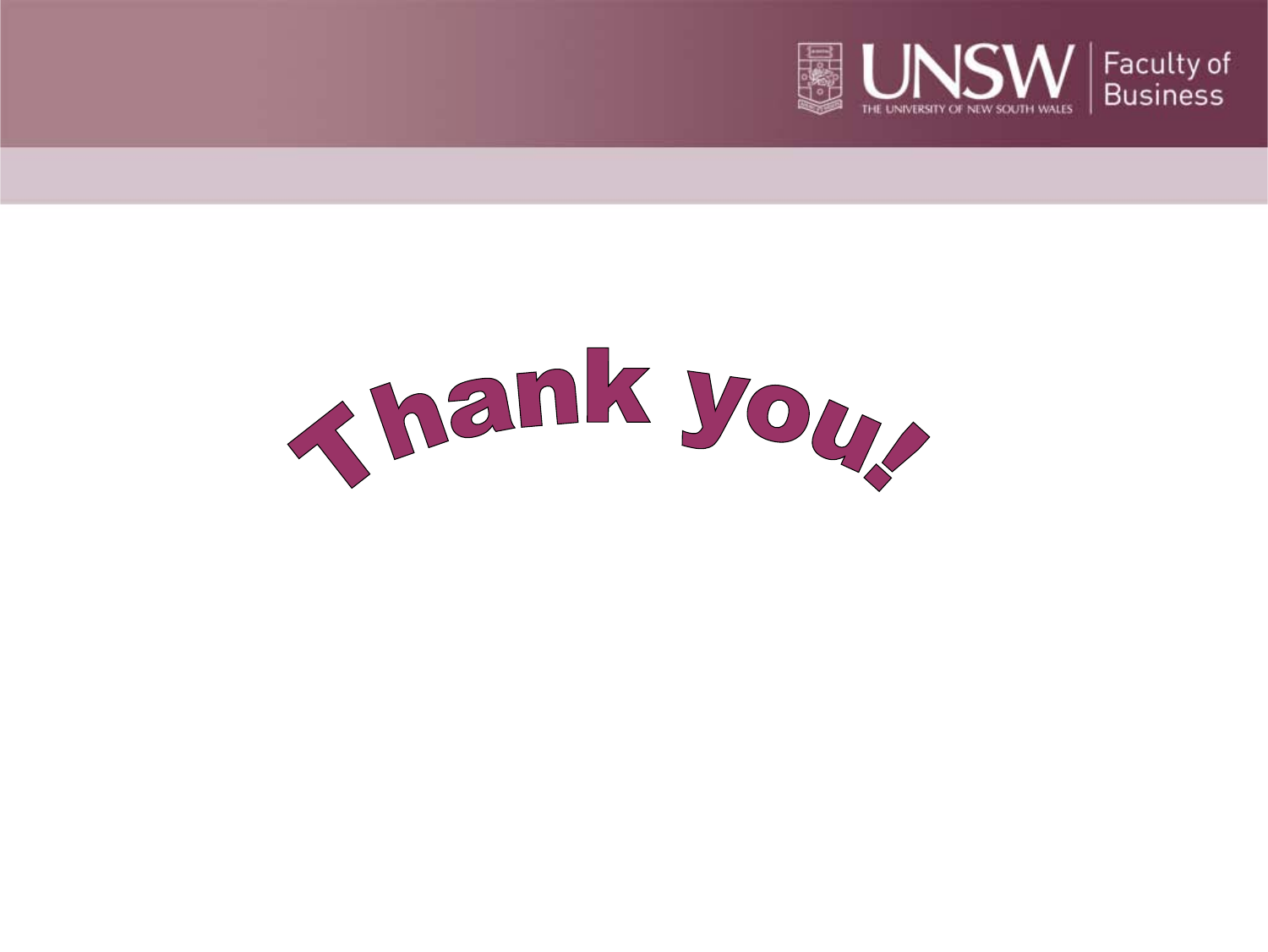# Thank you!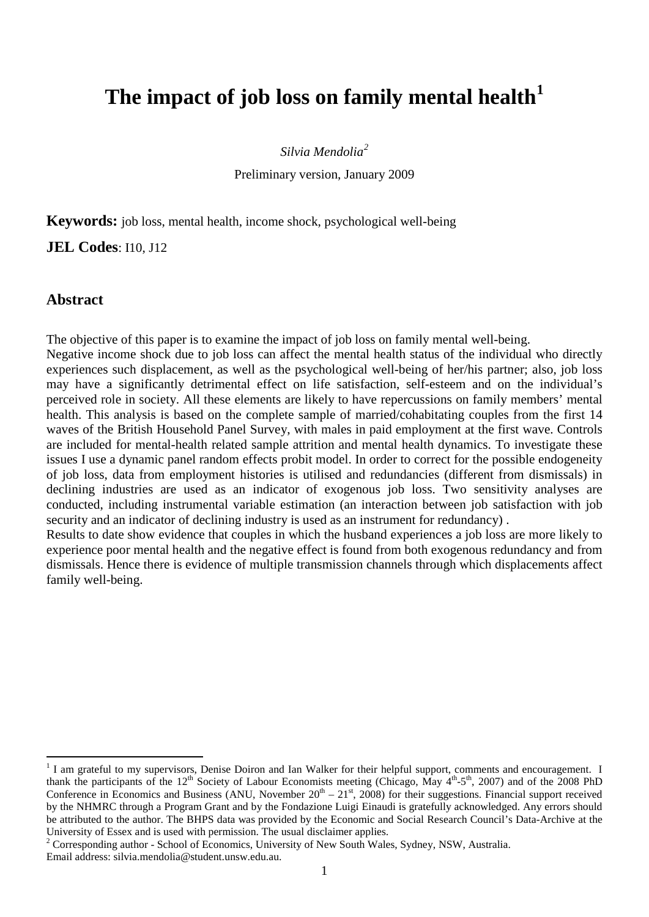# The impact of job loss on family mental health[1]

*Silvia Mendolia*[2]

Preliminary version, January 2009

**Keywords:** job loss, mental health, income shock, psychological well-being

**JEL Codes**: I10, J12

## Abstract

The objective of this paper is to examine the impact of job loss on family mental well-being.
Negative income shock due to job loss can affect the mental health status of the individual who directly experiences such displacement, as well as the psychological well-being of her/his partner; also, job loss may have a significantly detrimental effect on life satisfaction, self-esteem and on the individual's perceived role in society. All these elements are likely to have repercussions on family members' mental health. This analysis is based on the complete sample of married/cohabitating couples from the first 14 waves of the British Household Panel Survey, with males in paid employment at the first wave. Controls are included for mental-health related sample attrition and mental health dynamics. To investigate these issues I use a dynamic panel random effects probit model. In order to correct for the possible endogeneity of job loss, data from employment histories is utilised and redundancies (different from dismissals) in declining industries are used as an indicator of exogenous job loss. Two sensitivity analyses are conducted, including instrumental variable estimation (an interaction between job satisfaction with job security and an indicator of declining industry is used as an instrument for redundancy) .
Results to date show evidence that couples in which the husband experiences a job loss are more likely to experience poor mental health and the negative effect is found from both exogenous redundancy and from dismissals. Hence there is evidence of multiple transmission channels through which displacements affect family well-being.

---

[1] I am grateful to my supervisors, Denise Doiron and Ian Walker for their helpful support, comments and encouragement. I thank the participants of the 12th Society of Labour Economists meeting (Chicago, May 4th-5th, 2007) and of the 2008 PhD Conference in Economics and Business (ANU, November 20th – 21st, 2008) for their suggestions. Financial support received by the NHMRC through a Program Grant and by the Fondazione Luigi Einaudi is gratefully acknowledged. Any errors should be attributed to the author. The BHPS data was provided by the Economic and Social Research Council's Data-Archive at the University of Essex and is used with permission. The usual disclaimer applies.

[2] Corresponding author - School of Economics, University of New South Wales, Sydney, NSW, Australia.
Email address: silvia.mendolia@student.unsw.edu.au.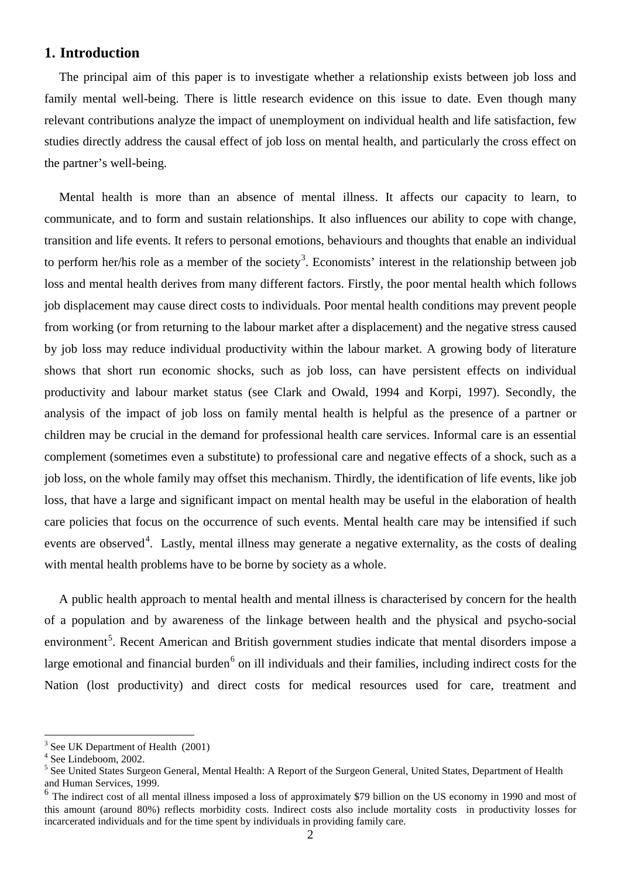## 1. Introduction

The principal aim of this paper is to investigate whether a relationship exists between job loss and family mental well-being. There is little research evidence on this issue to date. Even though many relevant contributions analyze the impact of unemployment on individual health and life satisfaction, few studies directly address the causal effect of job loss on mental health, and particularly the cross effect on the partner's well-being.

Mental health is more than an absence of mental illness. It affects our capacity to learn, to communicate, and to form and sustain relationships. It also influences our ability to cope with change, transition and life events. It refers to personal emotions, behaviours and thoughts that enable an individual to perform her/his role as a member of the society[3]. Economists' interest in the relationship between job loss and mental health derives from many different factors. Firstly, the poor mental health which follows job displacement may cause direct costs to individuals. Poor mental health conditions may prevent people from working (or from returning to the labour market after a displacement) and the negative stress caused by job loss may reduce individual productivity within the labour market. A growing body of literature shows that short run economic shocks, such as job loss, can have persistent effects on individual productivity and labour market status (see Clark and Owald, 1994 and Korpi, 1997). Secondly, the analysis of the impact of job loss on family mental health is helpful as the presence of a partner or children may be crucial in the demand for professional health care services. Informal care is an essential complement (sometimes even a substitute) to professional care and negative effects of a shock, such as a job loss, on the whole family may offset this mechanism. Thirdly, the identification of life events, like job loss, that have a large and significant impact on mental health may be useful in the elaboration of health care policies that focus on the occurrence of such events. Mental health care may be intensified if such events are observed[4]. Lastly, mental illness may generate a negative externality, as the costs of dealing with mental health problems have to be borne by society as a whole.

A public health approach to mental health and mental illness is characterised by concern for the health of a population and by awareness of the linkage between health and the physical and psycho-social environment[5]. Recent American and British government studies indicate that mental disorders impose a large emotional and financial burden[6] on ill individuals and their families, including indirect costs for the Nation (lost productivity) and direct costs for medical resources used for care, treatment and

---

[3] See UK Department of Health (2001)

[4] See Lindeboom, 2002.

[5] See United States Surgeon General, Mental Health: A Report of the Surgeon General, United States, Department of Health and Human Services, 1999.

[6] The indirect cost of all mental illness imposed a loss of approximately $79 billion on the US economy in 1990 and most of this amount (around 80%) reflects morbidity costs. Indirect costs also include mortality costs in productivity losses for incarcerated individuals and for the time spent by individuals in providing family care.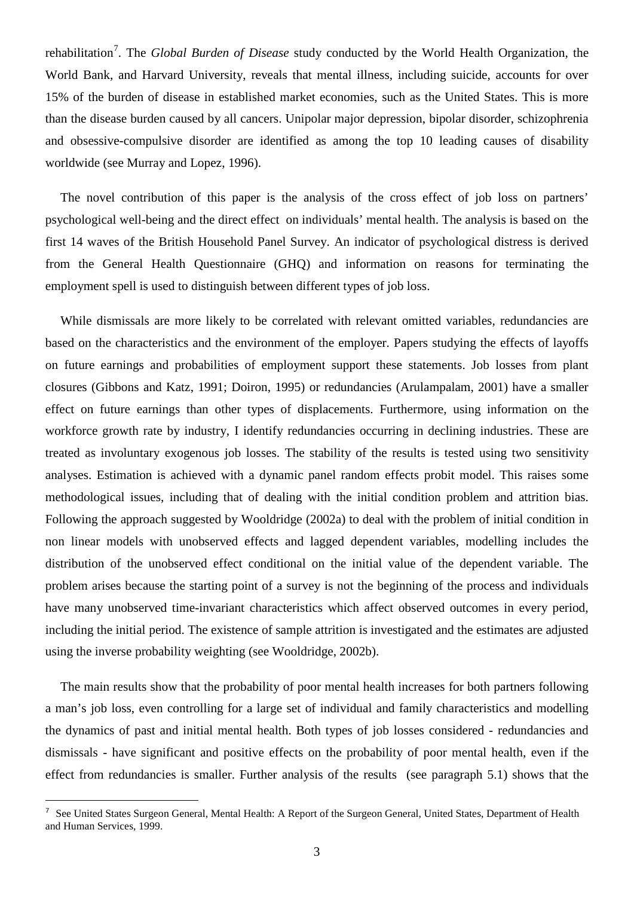rehabilitation[7]. The *Global Burden of Disease* study conducted by the World Health Organization, the World Bank, and Harvard University, reveals that mental illness, including suicide, accounts for over 15% of the burden of disease in established market economies, such as the United States. This is more than the disease burden caused by all cancers. Unipolar major depression, bipolar disorder, schizophrenia and obsessive-compulsive disorder are identified as among the top 10 leading causes of disability worldwide (see Murray and Lopez, 1996).

The novel contribution of this paper is the analysis of the cross effect of job loss on partners' psychological well-being and the direct effect on individuals' mental health. The analysis is based on the first 14 waves of the British Household Panel Survey. An indicator of psychological distress is derived from the General Health Questionnaire (GHQ) and information on reasons for terminating the employment spell is used to distinguish between different types of job loss.

While dismissals are more likely to be correlated with relevant omitted variables, redundancies are based on the characteristics and the environment of the employer. Papers studying the effects of layoffs on future earnings and probabilities of employment support these statements. Job losses from plant closures (Gibbons and Katz, 1991; Doiron, 1995) or redundancies (Arulampalam, 2001) have a smaller effect on future earnings than other types of displacements. Furthermore, using information on the workforce growth rate by industry, I identify redundancies occurring in declining industries. These are treated as involuntary exogenous job losses. The stability of the results is tested using two sensitivity analyses. Estimation is achieved with a dynamic panel random effects probit model. This raises some methodological issues, including that of dealing with the initial condition problem and attrition bias. Following the approach suggested by Wooldridge (2002a) to deal with the problem of initial condition in non linear models with unobserved effects and lagged dependent variables, modelling includes the distribution of the unobserved effect conditional on the initial value of the dependent variable. The problem arises because the starting point of a survey is not the beginning of the process and individuals have many unobserved time-invariant characteristics which affect observed outcomes in every period, including the initial period. The existence of sample attrition is investigated and the estimates are adjusted using the inverse probability weighting (see Wooldridge, 2002b).

The main results show that the probability of poor mental health increases for both partners following a man's job loss, even controlling for a large set of individual and family characteristics and modelling the dynamics of past and initial mental health. Both types of job losses considered - redundancies and dismissals - have significant and positive effects on the probability of poor mental health, even if the effect from redundancies is smaller. Further analysis of the results (see paragraph 5.1) shows that the

[7] See United States Surgeon General, Mental Health: A Report of the Surgeon General, United States, Department of Health and Human Services, 1999.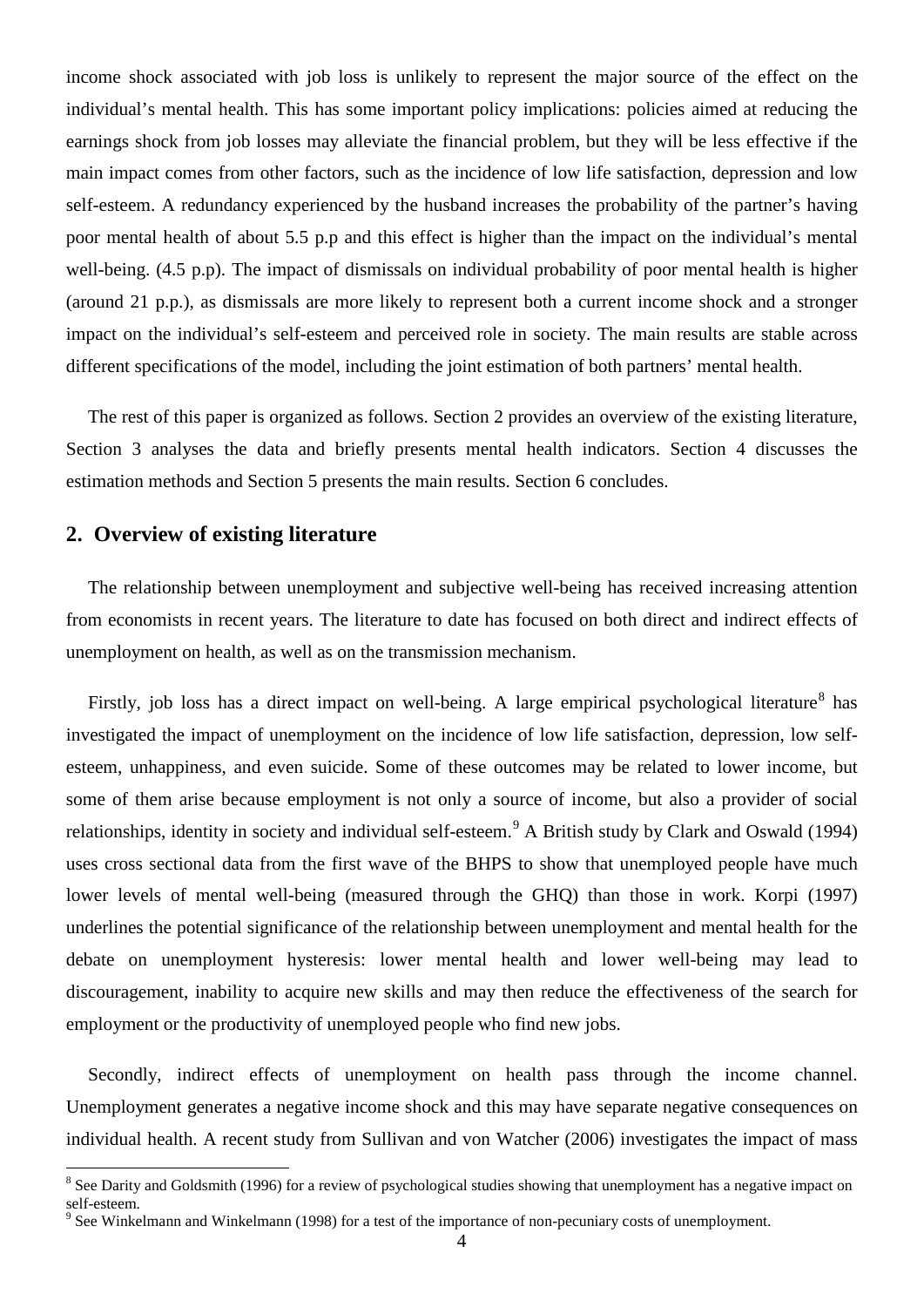income shock associated with job loss is unlikely to represent the major source of the effect on the individual's mental health. This has some important policy implications: policies aimed at reducing the earnings shock from job losses may alleviate the financial problem, but they will be less effective if the main impact comes from other factors, such as the incidence of low life satisfaction, depression and low self-esteem. A redundancy experienced by the husband increases the probability of the partner's having poor mental health of about 5.5 p.p and this effect is higher than the impact on the individual's mental well-being. (4.5 p.p). The impact of dismissals on individual probability of poor mental health is higher (around 21 p.p.), as dismissals are more likely to represent both a current income shock and a stronger impact on the individual's self-esteem and perceived role in society. The main results are stable across different specifications of the model, including the joint estimation of both partners' mental health.

The rest of this paper is organized as follows. Section 2 provides an overview of the existing literature, Section 3 analyses the data and briefly presents mental health indicators. Section 4 discusses the estimation methods and Section 5 presents the main results. Section 6 concludes.

## 2. Overview of existing literature

The relationship between unemployment and subjective well-being has received increasing attention from economists in recent years. The literature to date has focused on both direct and indirect effects of unemployment on health, as well as on the transmission mechanism.

Firstly, job loss has a direct impact on well-being. A large empirical psychological literature[8] has investigated the impact of unemployment on the incidence of low life satisfaction, depression, low self-esteem, unhappiness, and even suicide. Some of these outcomes may be related to lower income, but some of them arise because employment is not only a source of income, but also a provider of social relationships, identity in society and individual self-esteem.[9] A British study by Clark and Oswald (1994) uses cross sectional data from the first wave of the BHPS to show that unemployed people have much lower levels of mental well-being (measured through the GHQ) than those in work. Korpi (1997) underlines the potential significance of the relationship between unemployment and mental health for the debate on unemployment hysteresis: lower mental health and lower well-being may lead to discouragement, inability to acquire new skills and may then reduce the effectiveness of the search for employment or the productivity of unemployed people who find new jobs.

Secondly, indirect effects of unemployment on health pass through the income channel. Unemployment generates a negative income shock and this may have separate negative consequences on individual health. A recent study from Sullivan and von Watcher (2006) investigates the impact of mass

[8] See Darity and Goldsmith (1996) for a review of psychological studies showing that unemployment has a negative impact on self-esteem.

[9] See Winkelmann and Winkelmann (1998) for a test of the importance of non-pecuniary costs of unemployment.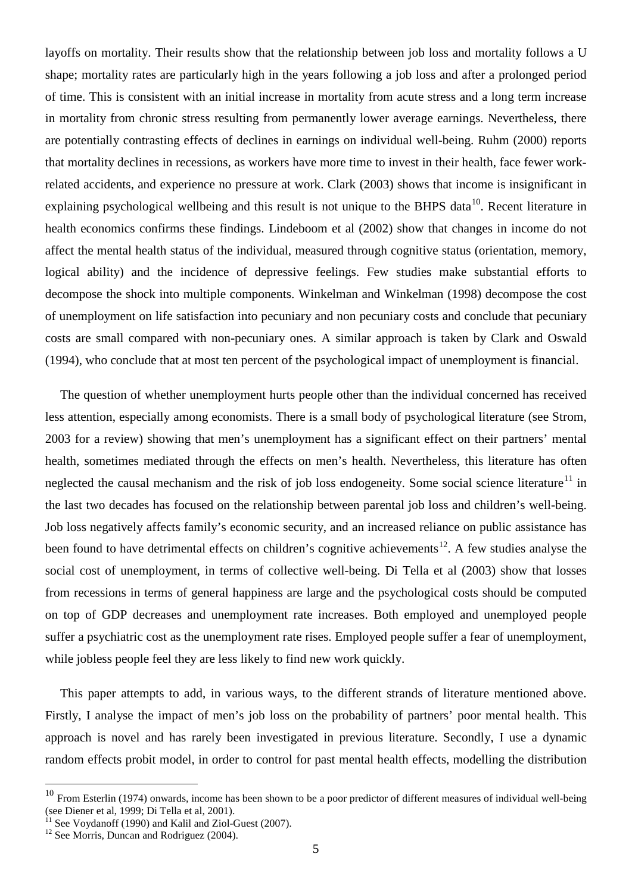layoffs on mortality. Their results show that the relationship between job loss and mortality follows a U shape; mortality rates are particularly high in the years following a job loss and after a prolonged period of time. This is consistent with an initial increase in mortality from acute stress and a long term increase in mortality from chronic stress resulting from permanently lower average earnings. Nevertheless, there are potentially contrasting effects of declines in earnings on individual well-being. Ruhm (2000) reports that mortality declines in recessions, as workers have more time to invest in their health, face fewer work-related accidents, and experience no pressure at work. Clark (2003) shows that income is insignificant in explaining psychological wellbeing and this result is not unique to the BHPS data[10]. Recent literature in health economics confirms these findings. Lindeboom et al (2002) show that changes in income do not affect the mental health status of the individual, measured through cognitive status (orientation, memory, logical ability) and the incidence of depressive feelings. Few studies make substantial efforts to decompose the shock into multiple components. Winkelman and Winkelman (1998) decompose the cost of unemployment on life satisfaction into pecuniary and non pecuniary costs and conclude that pecuniary costs are small compared with non-pecuniary ones. A similar approach is taken by Clark and Oswald (1994), who conclude that at most ten percent of the psychological impact of unemployment is financial.

The question of whether unemployment hurts people other than the individual concerned has received less attention, especially among economists. There is a small body of psychological literature (see Strom, 2003 for a review) showing that men's unemployment has a significant effect on their partners' mental health, sometimes mediated through the effects on men's health. Nevertheless, this literature has often neglected the causal mechanism and the risk of job loss endogeneity. Some social science literature[11] in the last two decades has focused on the relationship between parental job loss and children's well-being. Job loss negatively affects family's economic security, and an increased reliance on public assistance has been found to have detrimental effects on children's cognitive achievements[12]. A few studies analyse the social cost of unemployment, in terms of collective well-being. Di Tella et al (2003) show that losses from recessions in terms of general happiness are large and the psychological costs should be computed on top of GDP decreases and unemployment rate increases. Both employed and unemployed people suffer a psychiatric cost as the unemployment rate rises. Employed people suffer a fear of unemployment, while jobless people feel they are less likely to find new work quickly.

This paper attempts to add, in various ways, to the different strands of literature mentioned above. Firstly, I analyse the impact of men's job loss on the probability of partners' poor mental health. This approach is novel and has rarely been investigated in previous literature. Secondly, I use a dynamic random effects probit model, in order to control for past mental health effects, modelling the distribution

---

[10] From Esterlin (1974) onwards, income has been shown to be a poor predictor of different measures of individual well-being (see Diener et al, 1999; Di Tella et al, 2001).

[11] See Voydanoff (1990) and Kalil and Ziol-Guest (2007).

[12] See Morris, Duncan and Rodriguez (2004).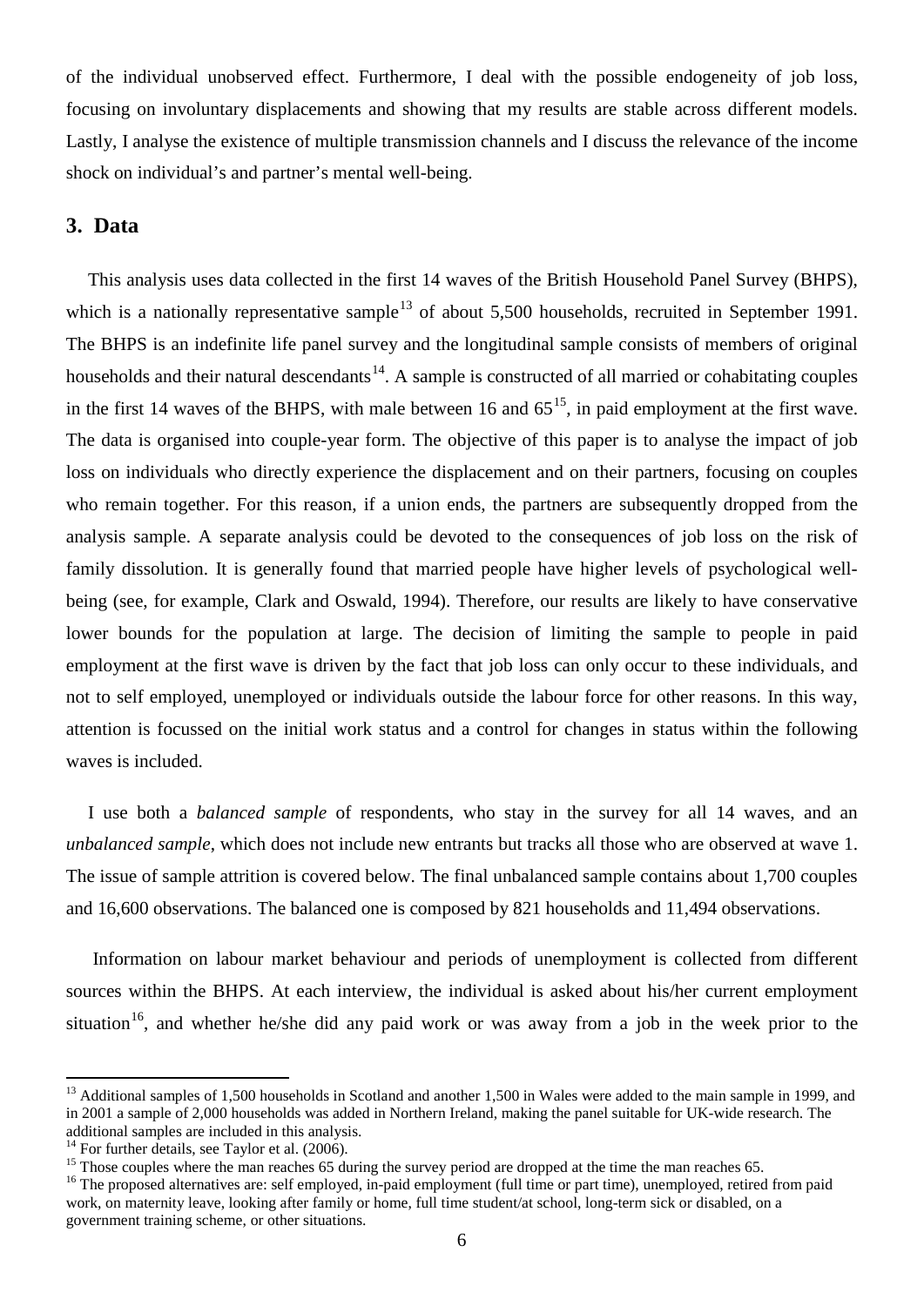of the individual unobserved effect. Furthermore, I deal with the possible endogeneity of job loss, focusing on involuntary displacements and showing that my results are stable across different models. Lastly, I analyse the existence of multiple transmission channels and I discuss the relevance of the income shock on individual's and partner's mental well-being.

## 3. Data

This analysis uses data collected in the first 14 waves of the British Household Panel Survey (BHPS), which is a nationally representative sample[13] of about 5,500 households, recruited in September 1991. The BHPS is an indefinite life panel survey and the longitudinal sample consists of members of original households and their natural descendants[14]. A sample is constructed of all married or cohabitating couples in the first 14 waves of the BHPS, with male between 16 and 65[15], in paid employment at the first wave. The data is organised into couple-year form. The objective of this paper is to analyse the impact of job loss on individuals who directly experience the displacement and on their partners, focusing on couples who remain together. For this reason, if a union ends, the partners are subsequently dropped from the analysis sample. A separate analysis could be devoted to the consequences of job loss on the risk of family dissolution. It is generally found that married people have higher levels of psychological well-being (see, for example, Clark and Oswald, 1994). Therefore, our results are likely to have conservative lower bounds for the population at large. The decision of limiting the sample to people in paid employment at the first wave is driven by the fact that job loss can only occur to these individuals, and not to self employed, unemployed or individuals outside the labour force for other reasons. In this way, attention is focussed on the initial work status and a control for changes in status within the following waves is included.

I use both a *balanced sample* of respondents, who stay in the survey for all 14 waves, and an *unbalanced sample*, which does not include new entrants but tracks all those who are observed at wave 1. The issue of sample attrition is covered below. The final unbalanced sample contains about 1,700 couples and 16,600 observations. The balanced one is composed by 821 households and 11,494 observations.

Information on labour market behaviour and periods of unemployment is collected from different sources within the BHPS. At each interview, the individual is asked about his/her current employment situation[16], and whether he/she did any paid work or was away from a job in the week prior to the

---

[13] Additional samples of 1,500 households in Scotland and another 1,500 in Wales were added to the main sample in 1999, and in 2001 a sample of 2,000 households was added in Northern Ireland, making the panel suitable for UK-wide research. The additional samples are included in this analysis.

[14] For further details, see Taylor et al. (2006).

[15] Those couples where the man reaches 65 during the survey period are dropped at the time the man reaches 65.

[16] The proposed alternatives are: self employed, in-paid employment (full time or part time), unemployed, retired from paid work, on maternity leave, looking after family or home, full time student/at school, long-term sick or disabled, on a government training scheme, or other situations.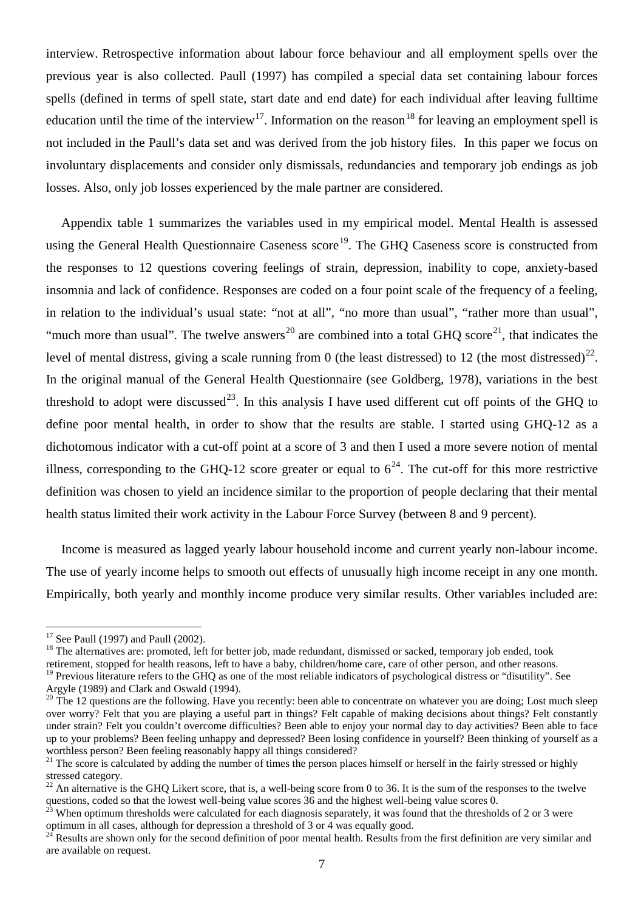interview. Retrospective information about labour force behaviour and all employment spells over the previous year is also collected. Paull (1997) has compiled a special data set containing labour forces spells (defined in terms of spell state, start date and end date) for each individual after leaving fulltime education until the time of the interview[17]. Information on the reason[18] for leaving an employment spell is not included in the Paull's data set and was derived from the job history files. In this paper we focus on involuntary displacements and consider only dismissals, redundancies and temporary job endings as job losses. Also, only job losses experienced by the male partner are considered.

Appendix table 1 summarizes the variables used in my empirical model. Mental Health is assessed using the General Health Questionnaire Caseness score[19]. The GHQ Caseness score is constructed from the responses to 12 questions covering feelings of strain, depression, inability to cope, anxiety-based insomnia and lack of confidence. Responses are coded on a four point scale of the frequency of a feeling, in relation to the individual's usual state: "not at all", "no more than usual", "rather more than usual", "much more than usual". The twelve answers[20] are combined into a total GHQ score[21], that indicates the level of mental distress, giving a scale running from 0 (the least distressed) to 12 (the most distressed)[22]. In the original manual of the General Health Questionnaire (see Goldberg, 1978), variations in the best threshold to adopt were discussed[23]. In this analysis I have used different cut off points of the GHQ to define poor mental health, in order to show that the results are stable. I started using GHQ-12 as a dichotomous indicator with a cut-off point at a score of 3 and then I used a more severe notion of mental illness, corresponding to the GHQ-12 score greater or equal to 6[24]. The cut-off for this more restrictive definition was chosen to yield an incidence similar to the proportion of people declaring that their mental health status limited their work activity in the Labour Force Survey (between 8 and 9 percent).

Income is measured as lagged yearly labour household income and current yearly non-labour income. The use of yearly income helps to smooth out effects of unusually high income receipt in any one month. Empirically, both yearly and monthly income produce very similar results. Other variables included are:

[17] See Paull (1997) and Paull (2002).

[18] The alternatives are: promoted, left for better job, made redundant, dismissed or sacked, temporary job ended, took retirement, stopped for health reasons, left to have a baby, children/home care, care of other person, and other reasons.

[19] Previous literature refers to the GHQ as one of the most reliable indicators of psychological distress or "disutility". See Argyle (1989) and Clark and Oswald (1994).

[20] The 12 questions are the following. Have you recently: been able to concentrate on whatever you are doing; Lost much sleep over worry? Felt that you are playing a useful part in things? Felt capable of making decisions about things? Felt constantly under strain? Felt you couldn't overcome difficulties? Been able to enjoy your normal day to day activities? Been able to face up to your problems? Been feeling unhappy and depressed? Been losing confidence in yourself? Been thinking of yourself as a worthless person? Been feeling reasonably happy all things considered?

[21] The score is calculated by adding the number of times the person places himself or herself in the fairly stressed or highly stressed category.

[22] An alternative is the GHQ Likert score, that is, a well-being score from 0 to 36. It is the sum of the responses to the twelve questions, coded so that the lowest well-being value scores 36 and the highest well-being value scores 0.

[23] When optimum thresholds were calculated for each diagnosis separately, it was found that the thresholds of 2 or 3 were optimum in all cases, although for depression a threshold of 3 or 4 was equally good.

[24] Results are shown only for the second definition of poor mental health. Results from the first definition are very similar and are available on request.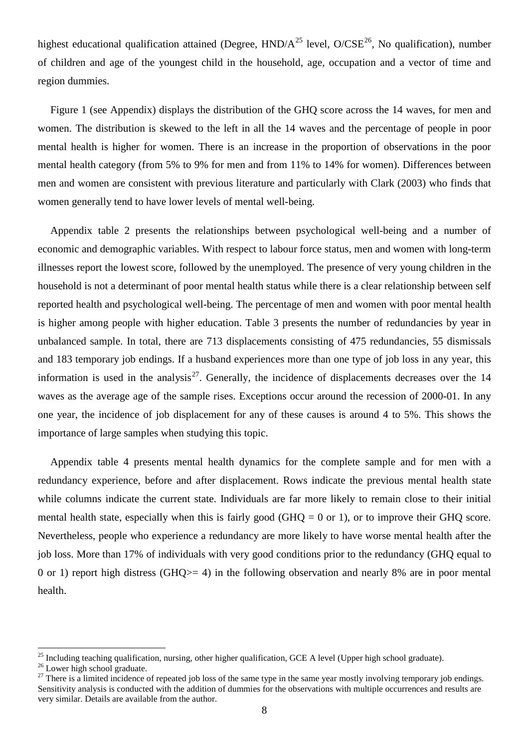highest educational qualification attained (Degree, HND/A[25] level, O/CSE[26], No qualification), number of children and age of the youngest child in the household, age, occupation and a vector of time and region dummies.

Figure 1 (see Appendix) displays the distribution of the GHQ score across the 14 waves, for men and women. The distribution is skewed to the left in all the 14 waves and the percentage of people in poor mental health is higher for women. There is an increase in the proportion of observations in the poor mental health category (from 5% to 9% for men and from 11% to 14% for women). Differences between men and women are consistent with previous literature and particularly with Clark (2003) who finds that women generally tend to have lower levels of mental well-being.

Appendix table 2 presents the relationships between psychological well-being and a number of economic and demographic variables. With respect to labour force status, men and women with long-term illnesses report the lowest score, followed by the unemployed. The presence of very young children in the household is not a determinant of poor mental health status while there is a clear relationship between self reported health and psychological well-being. The percentage of men and women with poor mental health is higher among people with higher education. Table 3 presents the number of redundancies by year in unbalanced sample. In total, there are 713 displacements consisting of 475 redundancies, 55 dismissals and 183 temporary job endings. If a husband experiences more than one type of job loss in any year, this information is used in the analysis[27]. Generally, the incidence of displacements decreases over the 14 waves as the average age of the sample rises. Exceptions occur around the recession of 2000-01. In any one year, the incidence of job displacement for any of these causes is around 4 to 5%. This shows the importance of large samples when studying this topic.

Appendix table 4 presents mental health dynamics for the complete sample and for men with a redundancy experience, before and after displacement. Rows indicate the previous mental health state while columns indicate the current state. Individuals are far more likely to remain close to their initial mental health state, especially when this is fairly good (GHQ = 0 or 1), or to improve their GHQ score. Nevertheless, people who experience a redundancy are more likely to have worse mental health after the job loss. More than 17% of individuals with very good conditions prior to the redundancy (GHQ equal to 0 or 1) report high distress (GHQ>= 4) in the following observation and nearly 8% are in poor mental health.

---

[25] Including teaching qualification, nursing, other higher qualification, GCE A level (Upper high school graduate).

[26] Lower high school graduate.

[27] There is a limited incidence of repeated job loss of the same type in the same year mostly involving temporary job endings. Sensitivity analysis is conducted with the addition of dummies for the observations with multiple occurrences and results are very similar. Details are available from the author.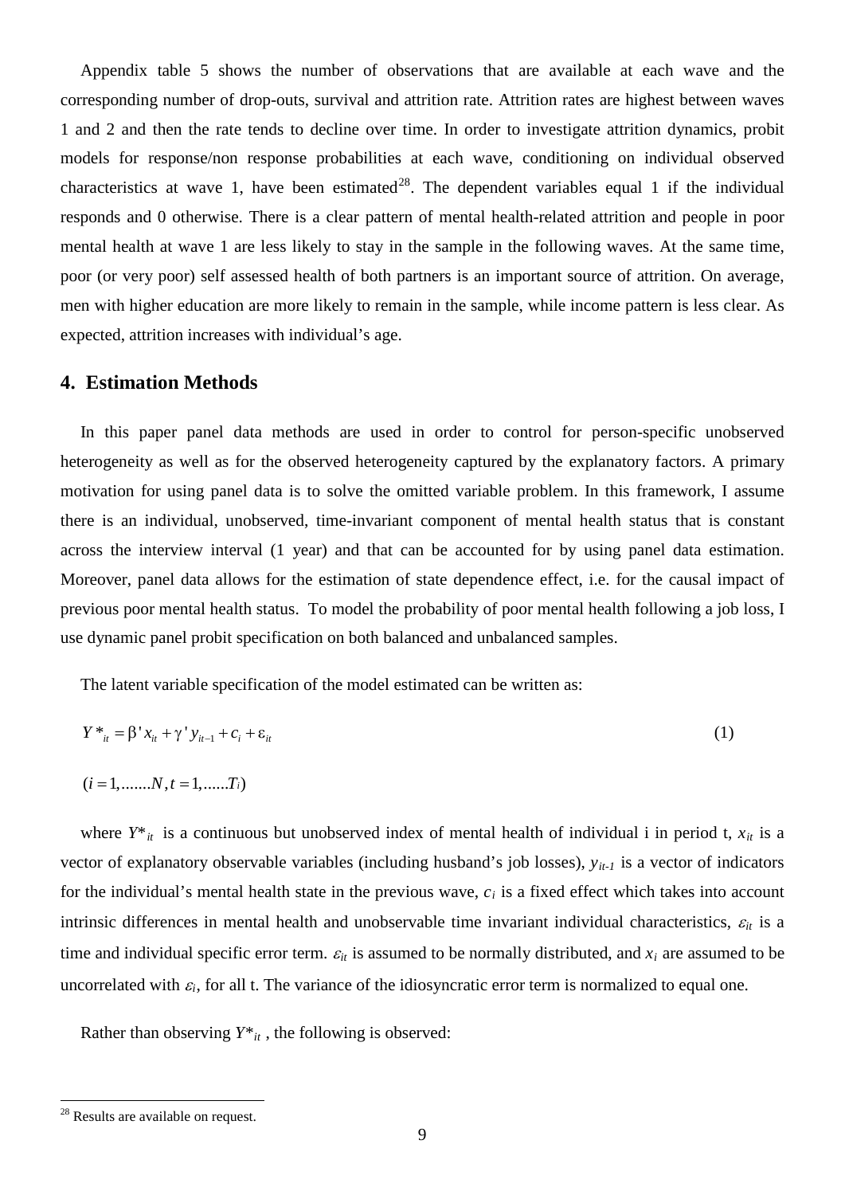Appendix table 5 shows the number of observations that are available at each wave and the corresponding number of drop-outs, survival and attrition rate. Attrition rates are highest between waves 1 and 2 and then the rate tends to decline over time. In order to investigate attrition dynamics, probit models for response/non response probabilities at each wave, conditioning on individual observed characteristics at wave 1, have been estimated[28]. The dependent variables equal 1 if the individual responds and 0 otherwise. There is a clear pattern of mental health-related attrition and people in poor mental health at wave 1 are less likely to stay in the sample in the following waves. At the same time, poor (or very poor) self assessed health of both partners is an important source of attrition. On average, men with higher education are more likely to remain in the sample, while income pattern is less clear. As expected, attrition increases with individual's age.

## 4. Estimation Methods

In this paper panel data methods are used in order to control for person-specific unobserved heterogeneity as well as for the observed heterogeneity captured by the explanatory factors. A primary motivation for using panel data is to solve the omitted variable problem. In this framework, I assume there is an individual, unobserved, time-invariant component of mental health status that is constant across the interview interval (1 year) and that can be accounted for by using panel data estimation. Moreover, panel data allows for the estimation of state dependence effect, i.e. for the causal impact of previous poor mental health status. To model the probability of poor mental health following a job loss, I use dynamic panel probit specification on both balanced and unbalanced samples.

The latent variable specification of the model estimated can be written as:

$$Y^*_{it} = \beta' x_{it} + \gamma' y_{it-1} + c_i + \varepsilon_{it} \tag{1}$$

$$(i = 1, .......N, t = 1, ......T_i)$$

where $Y^*_{it}$ is a continuous but unobserved index of mental health of individual i in period t, $x_{it}$ is a vector of explanatory observable variables (including husband's job losses), $y_{it-1}$ is a vector of indicators for the individual's mental health state in the previous wave, $c_i$ is a fixed effect which takes into account intrinsic differences in mental health and unobservable time invariant individual characteristics, $\varepsilon_{it}$ is a time and individual specific error term. $\varepsilon_{it}$ is assumed to be normally distributed, and $x_i$ are assumed to be uncorrelated with $\varepsilon_i$, for all t. The variance of the idiosyncratic error term is normalized to equal one.

Rather than observing $Y^*_{it}$, the following is observed:

[28] Results are available on request.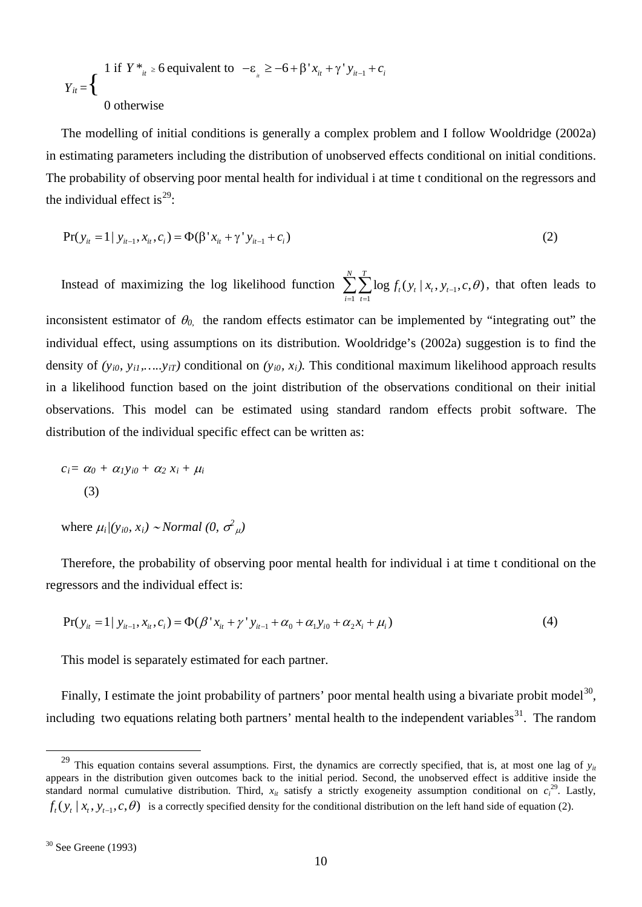$$Y_{it} = \begin{cases} 1 \text{ if } Y^*_{it} \geq 6 \text{ equivalent to } -\varepsilon_{it} \geq -6 + \beta' x_{it} + \gamma' y_{it-1} + c_i \\ 0 \text{ otherwise} \end{cases}$$

The modelling of initial conditions is generally a complex problem and I follow Wooldridge (2002a) in estimating parameters including the distribution of unobserved effects conditional on initial conditions. The probability of observing poor mental health for individual i at time t conditional on the regressors and the individual effect is[29]:

$$\Pr(y_{it} = 1 \mid y_{it-1}, x_{it}, c_i) = \Phi(\beta' x_{it} + \gamma' y_{it-1} + c_i) \tag{2}$$

Instead of maximizing the log likelihood function $\sum_{i=1}^{N} \sum_{t=1}^{T} \log f_t(y_t \mid x_t, y_{t-1}, c, \theta)$, that often leads to inconsistent estimator of $\theta_0$, the random effects estimator can be implemented by "integrating out" the individual effect, using assumptions on its distribution. Wooldridge's (2002a) suggestion is to find the density of $(y_{i0}, y_{i1}, \ldots, y_{iT})$ conditional on $(y_{i0}, x_i)$. This conditional maximum likelihood approach results in a likelihood function based on the joint distribution of the observations conditional on their initial observations. This model can be estimated using standard random effects probit software. The distribution of the individual specific effect can be written as:

$$c_i = \alpha_0 + \alpha_1 y_{i0} + \alpha_2 x_i + \mu_i \tag{3}$$

where $\mu_i | (y_{i0}, x_i) \sim Normal\ (0, \sigma^2_{\mu})$

Therefore, the probability of observing poor mental health for individual i at time t conditional on the regressors and the individual effect is:

$$\Pr(y_{it} = 1 \mid y_{it-1}, x_{it}, c_i) = \Phi(\beta' x_{it} + \gamma' y_{it-1} + \alpha_0 + \alpha_1 y_{i0} + \alpha_2 x_i + \mu_i) \tag{4}$$

This model is separately estimated for each partner.

Finally, I estimate the joint probability of partners' poor mental health using a bivariate probit model[30], including two equations relating both partners' mental health to the independent variables[31]. The random

---

[29] This equation contains several assumptions. First, the dynamics are correctly specified, that is, at most one lag of $y_{it}$ appears in the distribution given outcomes back to the initial period. Second, the unobserved effect is additive inside the standard normal cumulative distribution. Third, $x_{it}$ satisfy a strictly exogeneity assumption conditional on $c_i$[29]. Lastly, $f_t(y_t \mid x_t, y_{t-1}, c, \theta)$ is a correctly specified density for the conditional distribution on the left hand side of equation (2).

[30] See Greene (1993)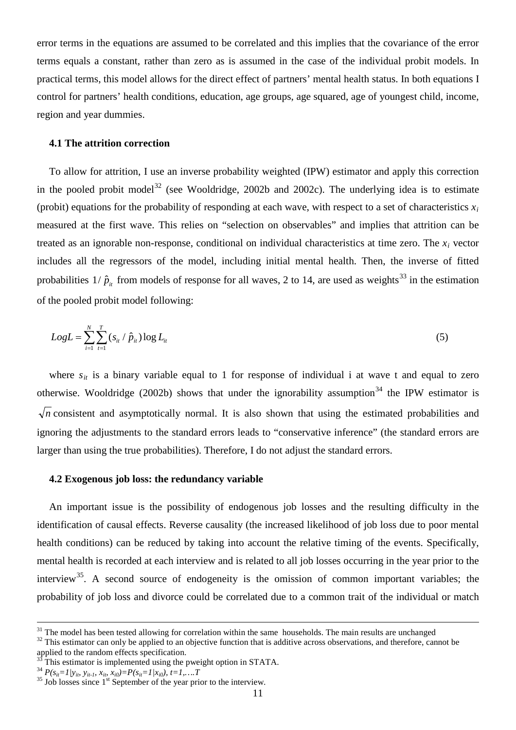error terms in the equations are assumed to be correlated and this implies that the covariance of the error terms equals a constant, rather than zero as is assumed in the case of the individual probit models. In practical terms, this model allows for the direct effect of partners' mental health status. In both equations I control for partners' health conditions, education, age groups, age squared, age of youngest child, income, region and year dummies.

### 4.1 The attrition correction

To allow for attrition, I use an inverse probability weighted (IPW) estimator and apply this correction in the pooled probit model[32] (see Wooldridge, 2002b and 2002c). The underlying idea is to estimate (probit) equations for the probability of responding at each wave, with respect to a set of characteristics $x_i$ measured at the first wave. This relies on "selection on observables" and implies that attrition can be treated as an ignorable non-response, conditional on individual characteristics at time zero. The $x_i$ vector includes all the regressors of the model, including initial mental health. Then, the inverse of fitted probabilities $1/\hat{p}_{it}$ from models of response for all waves, 2 to 14, are used as weights[33] in the estimation of the pooled probit model following:

$$LogL = \sum_{i=1}^{N}\sum_{t=1}^{T}(s_{it} / \hat{p}_{it}) \log L_{it} \qquad (5)$$

where $s_{it}$ is a binary variable equal to 1 for response of individual i at wave t and equal to zero otherwise. Wooldridge (2002b) shows that under the ignorability assumption[34] the IPW estimator is $\sqrt{n}$ consistent and asymptotically normal. It is also shown that using the estimated probabilities and ignoring the adjustments to the standard errors leads to "conservative inference" (the standard errors are larger than using the true probabilities). Therefore, I do not adjust the standard errors.

### 4.2 Exogenous job loss: the redundancy variable

An important issue is the possibility of endogenous job losses and the resulting difficulty in the identification of causal effects. Reverse causality (the increased likelihood of job loss due to poor mental health conditions) can be reduced by taking into account the relative timing of the events. Specifically, mental health is recorded at each interview and is related to all job losses occurring in the year prior to the interview[35]. A second source of endogeneity is the omission of common important variables; the probability of job loss and divorce could be correlated due to a common trait of the individual or match

---

[31] The model has been tested allowing for correlation within the same households. The main results are unchanged

[32] This estimator can only be applied to an objective function that is additive across observations, and therefore, cannot be applied to the random effects specification.

[33] This estimator is implemented using the pweight option in STATA.

[34] $P(s_{it}=1|y_{it}, y_{it-1}, x_{it}, x_{i0})=P(s_{it}=1|x_{i0}), t=1,\ldots T$

[35] Job losses since 1st September of the year prior to the interview.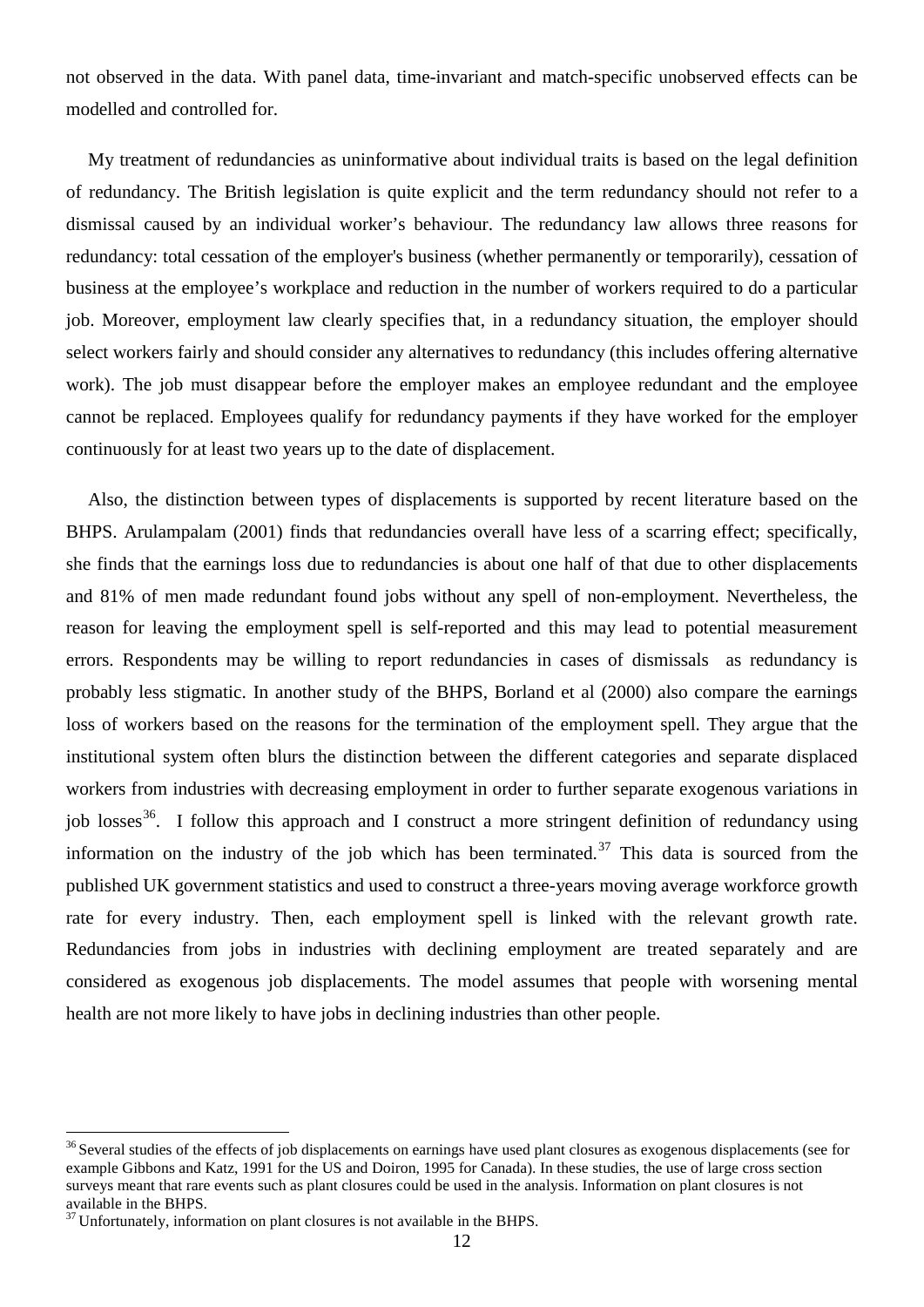not observed in the data. With panel data, time-invariant and match-specific unobserved effects can be modelled and controlled for.

My treatment of redundancies as uninformative about individual traits is based on the legal definition of redundancy. The British legislation is quite explicit and the term redundancy should not refer to a dismissal caused by an individual worker's behaviour. The redundancy law allows three reasons for redundancy: total cessation of the employer's business (whether permanently or temporarily), cessation of business at the employee's workplace and reduction in the number of workers required to do a particular job. Moreover, employment law clearly specifies that, in a redundancy situation, the employer should select workers fairly and should consider any alternatives to redundancy (this includes offering alternative work). The job must disappear before the employer makes an employee redundant and the employee cannot be replaced. Employees qualify for redundancy payments if they have worked for the employer continuously for at least two years up to the date of displacement.

Also, the distinction between types of displacements is supported by recent literature based on the BHPS. Arulampalam (2001) finds that redundancies overall have less of a scarring effect; specifically, she finds that the earnings loss due to redundancies is about one half of that due to other displacements and 81% of men made redundant found jobs without any spell of non-employment. Nevertheless, the reason for leaving the employment spell is self-reported and this may lead to potential measurement errors. Respondents may be willing to report redundancies in cases of dismissals as redundancy is probably less stigmatic. In another study of the BHPS, Borland et al (2000) also compare the earnings loss of workers based on the reasons for the termination of the employment spell. They argue that the institutional system often blurs the distinction between the different categories and separate displaced workers from industries with decreasing employment in order to further separate exogenous variations in job losses[36]. I follow this approach and I construct a more stringent definition of redundancy using information on the industry of the job which has been terminated.[37] This data is sourced from the published UK government statistics and used to construct a three-years moving average workforce growth rate for every industry. Then, each employment spell is linked with the relevant growth rate. Redundancies from jobs in industries with declining employment are treated separately and are considered as exogenous job displacements. The model assumes that people with worsening mental health are not more likely to have jobs in declining industries than other people.

---

[36] Several studies of the effects of job displacements on earnings have used plant closures as exogenous displacements (see for example Gibbons and Katz, 1991 for the US and Doiron, 1995 for Canada). In these studies, the use of large cross section surveys meant that rare events such as plant closures could be used in the analysis. Information on plant closures is not available in the BHPS.

[37] Unfortunately, information on plant closures is not available in the BHPS.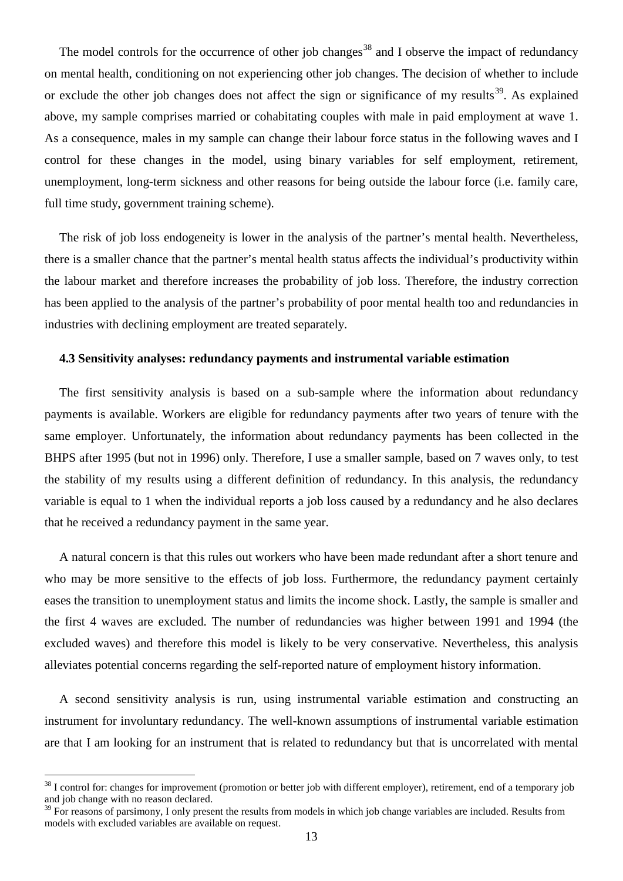The model controls for the occurrence of other job changes[38] and I observe the impact of redundancy on mental health, conditioning on not experiencing other job changes. The decision of whether to include or exclude the other job changes does not affect the sign or significance of my results[39]. As explained above, my sample comprises married or cohabitating couples with male in paid employment at wave 1. As a consequence, males in my sample can change their labour force status in the following waves and I control for these changes in the model, using binary variables for self employment, retirement, unemployment, long-term sickness and other reasons for being outside the labour force (i.e. family care, full time study, government training scheme).

The risk of job loss endogeneity is lower in the analysis of the partner's mental health. Nevertheless, there is a smaller chance that the partner's mental health status affects the individual's productivity within the labour market and therefore increases the probability of job loss. Therefore, the industry correction has been applied to the analysis of the partner's probability of poor mental health too and redundancies in industries with declining employment are treated separately.

#### 4.3 Sensitivity analyses: redundancy payments and instrumental variable estimation

The first sensitivity analysis is based on a sub-sample where the information about redundancy payments is available. Workers are eligible for redundancy payments after two years of tenure with the same employer. Unfortunately, the information about redundancy payments has been collected in the BHPS after 1995 (but not in 1996) only. Therefore, I use a smaller sample, based on 7 waves only, to test the stability of my results using a different definition of redundancy. In this analysis, the redundancy variable is equal to 1 when the individual reports a job loss caused by a redundancy and he also declares that he received a redundancy payment in the same year.

A natural concern is that this rules out workers who have been made redundant after a short tenure and who may be more sensitive to the effects of job loss. Furthermore, the redundancy payment certainly eases the transition to unemployment status and limits the income shock. Lastly, the sample is smaller and the first 4 waves are excluded. The number of redundancies was higher between 1991 and 1994 (the excluded waves) and therefore this model is likely to be very conservative. Nevertheless, this analysis alleviates potential concerns regarding the self-reported nature of employment history information.

A second sensitivity analysis is run, using instrumental variable estimation and constructing an instrument for involuntary redundancy. The well-known assumptions of instrumental variable estimation are that I am looking for an instrument that is related to redundancy but that is uncorrelated with mental

---

[38] I control for: changes for improvement (promotion or better job with different employer), retirement, end of a temporary job and job change with no reason declared.

[39] For reasons of parsimony, I only present the results from models in which job change variables are included. Results from models with excluded variables are available on request.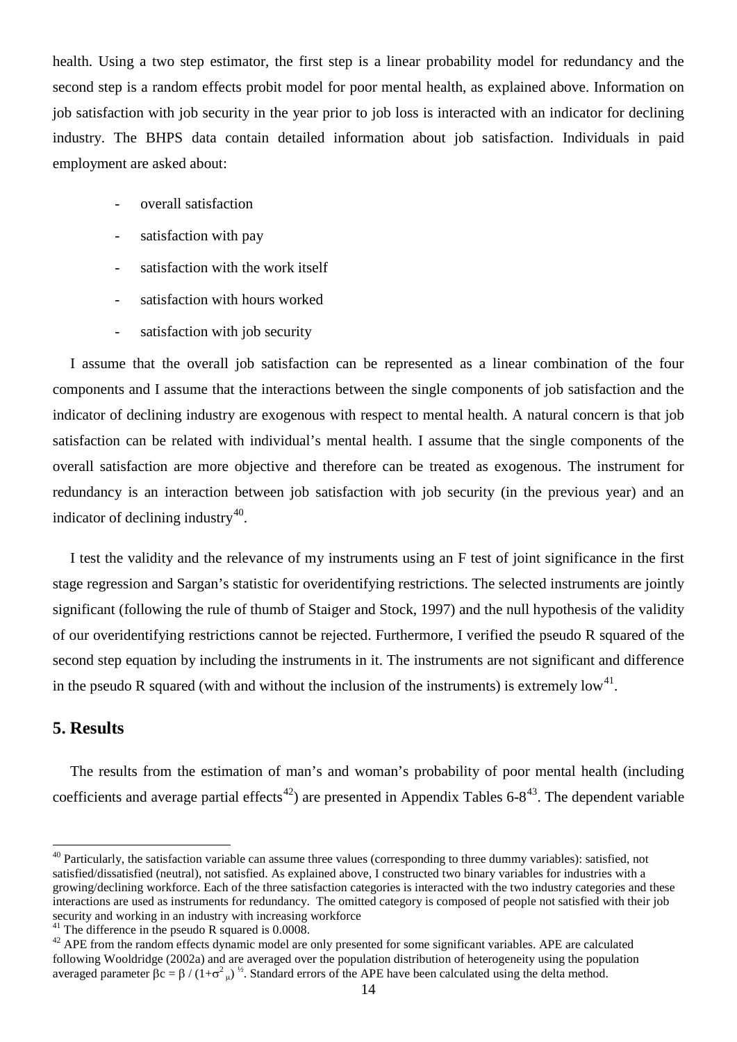health. Using a two step estimator, the first step is a linear probability model for redundancy and the second step is a random effects probit model for poor mental health, as explained above. Information on job satisfaction with job security in the year prior to job loss is interacted with an indicator for declining industry. The BHPS data contain detailed information about job satisfaction. Individuals in paid employment are asked about:

- overall satisfaction
- satisfaction with pay
- satisfaction with the work itself
- satisfaction with hours worked
- satisfaction with job security

I assume that the overall job satisfaction can be represented as a linear combination of the four components and I assume that the interactions between the single components of job satisfaction and the indicator of declining industry are exogenous with respect to mental health. A natural concern is that job satisfaction can be related with individual's mental health. I assume that the single components of the overall satisfaction are more objective and therefore can be treated as exogenous. The instrument for redundancy is an interaction between job satisfaction with job security (in the previous year) and an indicator of declining industry[40].

I test the validity and the relevance of my instruments using an F test of joint significance in the first stage regression and Sargan's statistic for overidentifying restrictions. The selected instruments are jointly significant (following the rule of thumb of Staiger and Stock, 1997) and the null hypothesis of the validity of our overidentifying restrictions cannot be rejected. Furthermore, I verified the pseudo R squared of the second step equation by including the instruments in it. The instruments are not significant and difference in the pseudo R squared (with and without the inclusion of the instruments) is extremely low[41].

## 5. Results

The results from the estimation of man's and woman's probability of poor mental health (including coefficients and average partial effects[42]) are presented in Appendix Tables 6-8[43]. The dependent variable

---

[40] Particularly, the satisfaction variable can assume three values (corresponding to three dummy variables): satisfied, not satisfied/dissatisfied (neutral), not satisfied. As explained above, I constructed two binary variables for industries with a growing/declining workforce. Each of the three satisfaction categories is interacted with the two industry categories and these interactions are used as instruments for redundancy. The omitted category is composed of people not satisfied with their job security and working in an industry with increasing workforce

[41] The difference in the pseudo R squared is 0.0008.

[42] APE from the random effects dynamic model are only presented for some significant variables. APE are calculated following Wooldridge (2002a) and are averaged over the population distribution of heterogeneity using the population averaged parameter $\beta c = \beta / (1+\sigma^2_{\mu})^{½}$. Standard errors of the APE have been calculated using the delta method.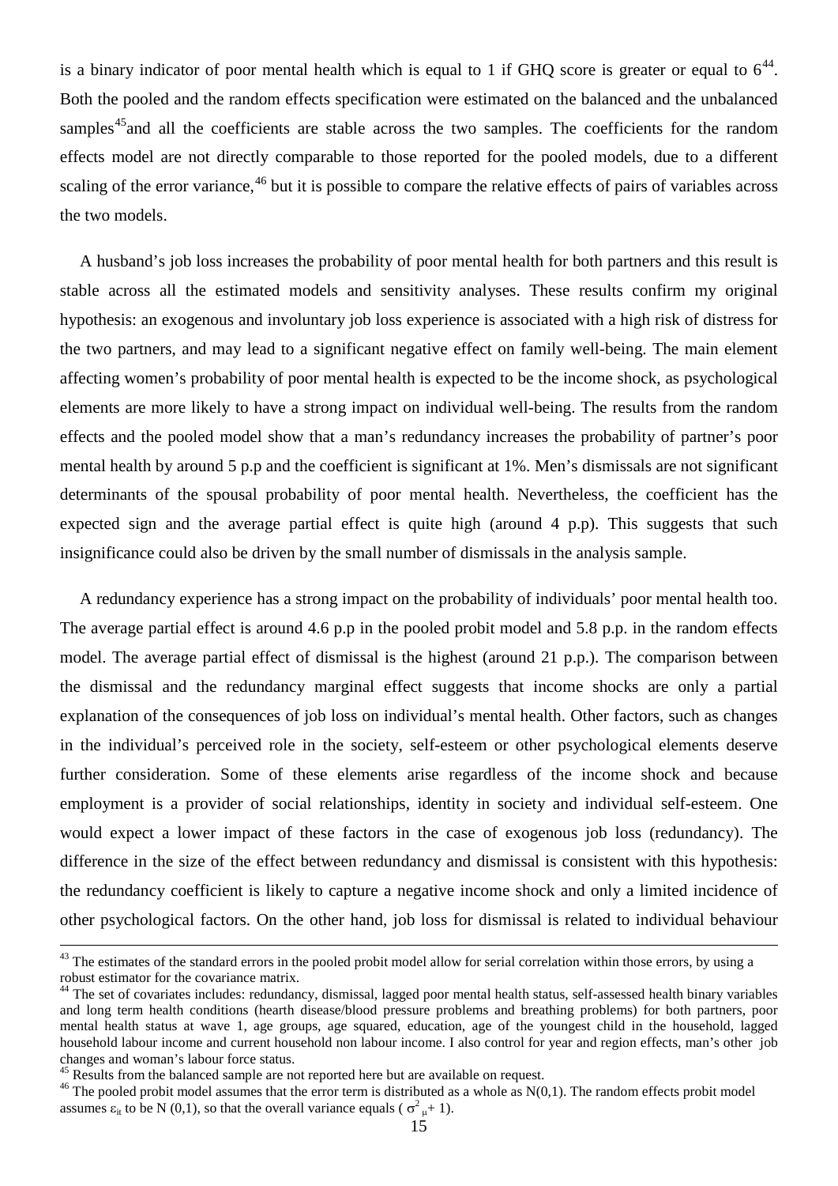is a binary indicator of poor mental health which is equal to 1 if GHQ score is greater or equal to 6[44]. Both the pooled and the random effects specification were estimated on the balanced and the unbalanced samples[45]and all the coefficients are stable across the two samples. The coefficients for the random effects model are not directly comparable to those reported for the pooled models, due to a different scaling of the error variance,[46] but it is possible to compare the relative effects of pairs of variables across the two models.

A husband's job loss increases the probability of poor mental health for both partners and this result is stable across all the estimated models and sensitivity analyses. These results confirm my original hypothesis: an exogenous and involuntary job loss experience is associated with a high risk of distress for the two partners, and may lead to a significant negative effect on family well-being. The main element affecting women's probability of poor mental health is expected to be the income shock, as psychological elements are more likely to have a strong impact on individual well-being. The results from the random effects and the pooled model show that a man's redundancy increases the probability of partner's poor mental health by around 5 p.p and the coefficient is significant at 1%. Men's dismissals are not significant determinants of the spousal probability of poor mental health. Nevertheless, the coefficient has the expected sign and the average partial effect is quite high (around 4 p.p). This suggests that such insignificance could also be driven by the small number of dismissals in the analysis sample.

A redundancy experience has a strong impact on the probability of individuals' poor mental health too. The average partial effect is around 4.6 p.p in the pooled probit model and 5.8 p.p. in the random effects model. The average partial effect of dismissal is the highest (around 21 p.p.). The comparison between the dismissal and the redundancy marginal effect suggests that income shocks are only a partial explanation of the consequences of job loss on individual's mental health. Other factors, such as changes in the individual's perceived role in the society, self-esteem or other psychological elements deserve further consideration. Some of these elements arise regardless of the income shock and because employment is a provider of social relationships, identity in society and individual self-esteem. One would expect a lower impact of these factors in the case of exogenous job loss (redundancy). The difference in the size of the effect between redundancy and dismissal is consistent with this hypothesis: the redundancy coefficient is likely to capture a negative income shock and only a limited incidence of other psychological factors. On the other hand, job loss for dismissal is related to individual behaviour

---

[43] The estimates of the standard errors in the pooled probit model allow for serial correlation within those errors, by using a robust estimator for the covariance matrix.

[44] The set of covariates includes: redundancy, dismissal, lagged poor mental health status, self-assessed health binary variables and long term health conditions (hearth disease/blood pressure problems and breathing problems) for both partners, poor mental health status at wave 1, age groups, age squared, education, age of the youngest child in the household, lagged household labour income and current household non labour income. I also control for year and region effects, man's other job changes and woman's labour force status.

[45] Results from the balanced sample are not reported here but are available on request.

[46] The pooled probit model assumes that the error term is distributed as a whole as N(0,1). The random effects probit model assumes $\varepsilon_{it}$ to be N (0,1), so that the overall variance equals ( $\sigma^2_{\mu}$+ 1).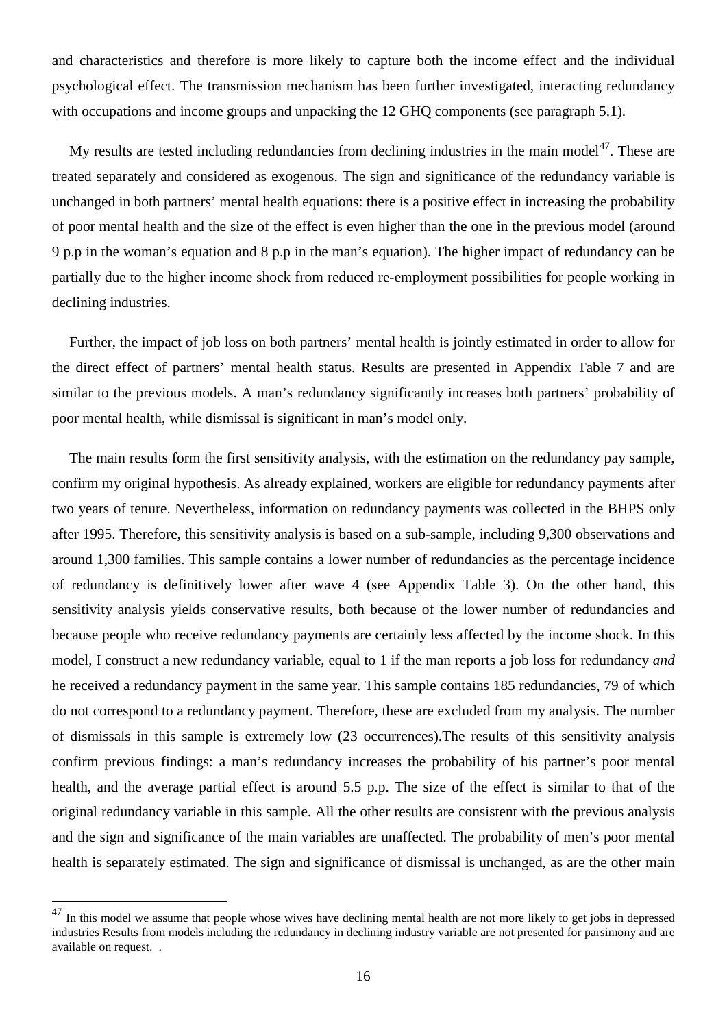and characteristics and therefore is more likely to capture both the income effect and the individual psychological effect. The transmission mechanism has been further investigated, interacting redundancy with occupations and income groups and unpacking the 12 GHQ components (see paragraph 5.1).

My results are tested including redundancies from declining industries in the main model[47]. These are treated separately and considered as exogenous. The sign and significance of the redundancy variable is unchanged in both partners' mental health equations: there is a positive effect in increasing the probability of poor mental health and the size of the effect is even higher than the one in the previous model (around 9 p.p in the woman's equation and 8 p.p in the man's equation). The higher impact of redundancy can be partially due to the higher income shock from reduced re-employment possibilities for people working in declining industries.

Further, the impact of job loss on both partners' mental health is jointly estimated in order to allow for the direct effect of partners' mental health status. Results are presented in Appendix Table 7 and are similar to the previous models. A man's redundancy significantly increases both partners' probability of poor mental health, while dismissal is significant in man's model only.

The main results form the first sensitivity analysis, with the estimation on the redundancy pay sample, confirm my original hypothesis. As already explained, workers are eligible for redundancy payments after two years of tenure. Nevertheless, information on redundancy payments was collected in the BHPS only after 1995. Therefore, this sensitivity analysis is based on a sub-sample, including 9,300 observations and around 1,300 families. This sample contains a lower number of redundancies as the percentage incidence of redundancy is definitively lower after wave 4 (see Appendix Table 3). On the other hand, this sensitivity analysis yields conservative results, both because of the lower number of redundancies and because people who receive redundancy payments are certainly less affected by the income shock. In this model, I construct a new redundancy variable, equal to 1 if the man reports a job loss for redundancy *and* he received a redundancy payment in the same year. This sample contains 185 redundancies, 79 of which do not correspond to a redundancy payment. Therefore, these are excluded from my analysis. The number of dismissals in this sample is extremely low (23 occurrences).The results of this sensitivity analysis confirm previous findings: a man's redundancy increases the probability of his partner's poor mental health, and the average partial effect is around 5.5 p.p. The size of the effect is similar to that of the original redundancy variable in this sample. All the other results are consistent with the previous analysis and the sign and significance of the main variables are unaffected. The probability of men's poor mental health is separately estimated. The sign and significance of dismissal is unchanged, as are the other main

---

[47] In this model we assume that people whose wives have declining mental health are not more likely to get jobs in depressed industries Results from models including the redundancy in declining industry variable are not presented for parsimony and are available on request. .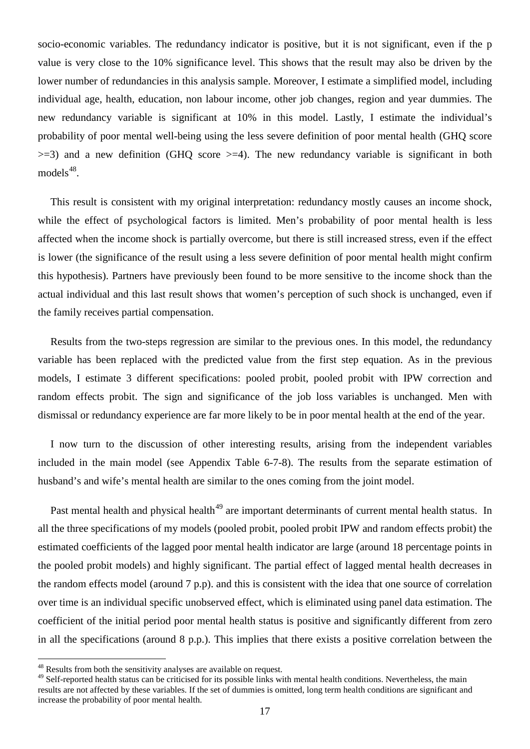socio-economic variables. The redundancy indicator is positive, but it is not significant, even if the p value is very close to the 10% significance level. This shows that the result may also be driven by the lower number of redundancies in this analysis sample. Moreover, I estimate a simplified model, including individual age, health, education, non labour income, other job changes, region and year dummies. The new redundancy variable is significant at 10% in this model. Lastly, I estimate the individual's probability of poor mental well-being using the less severe definition of poor mental health (GHQ score >=3) and a new definition (GHQ score >=4). The new redundancy variable is significant in both models[48].

This result is consistent with my original interpretation: redundancy mostly causes an income shock, while the effect of psychological factors is limited. Men's probability of poor mental health is less affected when the income shock is partially overcome, but there is still increased stress, even if the effect is lower (the significance of the result using a less severe definition of poor mental health might confirm this hypothesis). Partners have previously been found to be more sensitive to the income shock than the actual individual and this last result shows that women's perception of such shock is unchanged, even if the family receives partial compensation.

Results from the two-steps regression are similar to the previous ones. In this model, the redundancy variable has been replaced with the predicted value from the first step equation. As in the previous models, I estimate 3 different specifications: pooled probit, pooled probit with IPW correction and random effects probit. The sign and significance of the job loss variables is unchanged. Men with dismissal or redundancy experience are far more likely to be in poor mental health at the end of the year.

I now turn to the discussion of other interesting results, arising from the independent variables included in the main model (see Appendix Table 6-7-8). The results from the separate estimation of husband's and wife's mental health are similar to the ones coming from the joint model.

Past mental health and physical health[49] are important determinants of current mental health status. In all the three specifications of my models (pooled probit, pooled probit IPW and random effects probit) the estimated coefficients of the lagged poor mental health indicator are large (around 18 percentage points in the pooled probit models) and highly significant. The partial effect of lagged mental health decreases in the random effects model (around 7 p.p). and this is consistent with the idea that one source of correlation over time is an individual specific unobserved effect, which is eliminated using panel data estimation. The coefficient of the initial period poor mental health status is positive and significantly different from zero in all the specifications (around 8 p.p.). This implies that there exists a positive correlation between the

---

[48] Results from both the sensitivity analyses are available on request.

[49] Self-reported health status can be criticised for its possible links with mental health conditions. Nevertheless, the main results are not affected by these variables. If the set of dummies is omitted, long term health conditions are significant and increase the probability of poor mental health.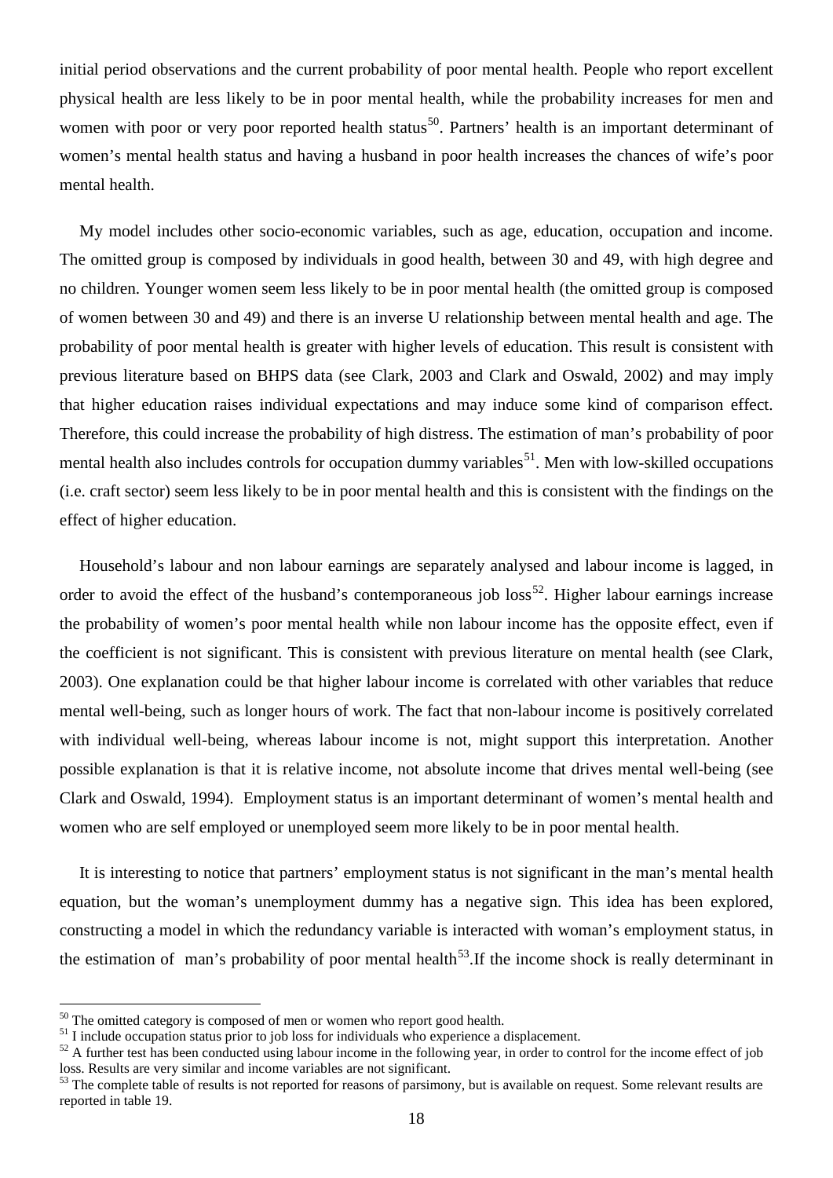initial period observations and the current probability of poor mental health. People who report excellent physical health are less likely to be in poor mental health, while the probability increases for men and women with poor or very poor reported health status[50]. Partners' health is an important determinant of women's mental health status and having a husband in poor health increases the chances of wife's poor mental health.

My model includes other socio-economic variables, such as age, education, occupation and income. The omitted group is composed by individuals in good health, between 30 and 49, with high degree and no children. Younger women seem less likely to be in poor mental health (the omitted group is composed of women between 30 and 49) and there is an inverse U relationship between mental health and age. The probability of poor mental health is greater with higher levels of education. This result is consistent with previous literature based on BHPS data (see Clark, 2003 and Clark and Oswald, 2002) and may imply that higher education raises individual expectations and may induce some kind of comparison effect. Therefore, this could increase the probability of high distress. The estimation of man's probability of poor mental health also includes controls for occupation dummy variables[51]. Men with low-skilled occupations (i.e. craft sector) seem less likely to be in poor mental health and this is consistent with the findings on the effect of higher education.

Household's labour and non labour earnings are separately analysed and labour income is lagged, in order to avoid the effect of the husband's contemporaneous job loss[52]. Higher labour earnings increase the probability of women's poor mental health while non labour income has the opposite effect, even if the coefficient is not significant. This is consistent with previous literature on mental health (see Clark, 2003). One explanation could be that higher labour income is correlated with other variables that reduce mental well-being, such as longer hours of work. The fact that non-labour income is positively correlated with individual well-being, whereas labour income is not, might support this interpretation. Another possible explanation is that it is relative income, not absolute income that drives mental well-being (see Clark and Oswald, 1994). Employment status is an important determinant of women's mental health and women who are self employed or unemployed seem more likely to be in poor mental health.

It is interesting to notice that partners' employment status is not significant in the man's mental health equation, but the woman's unemployment dummy has a negative sign. This idea has been explored, constructing a model in which the redundancy variable is interacted with woman's employment status, in the estimation of man's probability of poor mental health[53].If the income shock is really determinant in

---

[50] The omitted category is composed of men or women who report good health.

[51] I include occupation status prior to job loss for individuals who experience a displacement.

[52] A further test has been conducted using labour income in the following year, in order to control for the income effect of job loss. Results are very similar and income variables are not significant.

[53] The complete table of results is not reported for reasons of parsimony, but is available on request. Some relevant results are reported in table 19.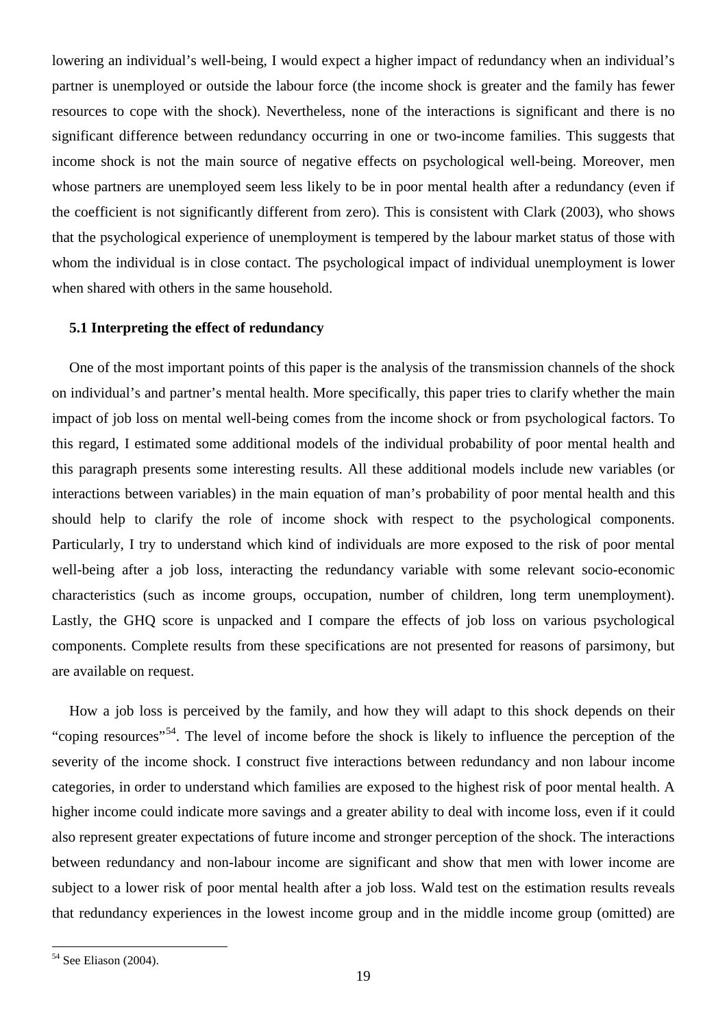lowering an individual's well-being, I would expect a higher impact of redundancy when an individual's partner is unemployed or outside the labour force (the income shock is greater and the family has fewer resources to cope with the shock). Nevertheless, none of the interactions is significant and there is no significant difference between redundancy occurring in one or two-income families. This suggests that income shock is not the main source of negative effects on psychological well-being. Moreover, men whose partners are unemployed seem less likely to be in poor mental health after a redundancy (even if the coefficient is not significantly different from zero). This is consistent with Clark (2003), who shows that the psychological experience of unemployment is tempered by the labour market status of those with whom the individual is in close contact. The psychological impact of individual unemployment is lower when shared with others in the same household.

### 5.1 Interpreting the effect of redundancy

One of the most important points of this paper is the analysis of the transmission channels of the shock on individual's and partner's mental health. More specifically, this paper tries to clarify whether the main impact of job loss on mental well-being comes from the income shock or from psychological factors. To this regard, I estimated some additional models of the individual probability of poor mental health and this paragraph presents some interesting results. All these additional models include new variables (or interactions between variables) in the main equation of man's probability of poor mental health and this should help to clarify the role of income shock with respect to the psychological components. Particularly, I try to understand which kind of individuals are more exposed to the risk of poor mental well-being after a job loss, interacting the redundancy variable with some relevant socio-economic characteristics (such as income groups, occupation, number of children, long term unemployment). Lastly, the GHQ score is unpacked and I compare the effects of job loss on various psychological components. Complete results from these specifications are not presented for reasons of parsimony, but are available on request.

How a job loss is perceived by the family, and how they will adapt to this shock depends on their "coping resources"[54]. The level of income before the shock is likely to influence the perception of the severity of the income shock. I construct five interactions between redundancy and non labour income categories, in order to understand which families are exposed to the highest risk of poor mental health. A higher income could indicate more savings and a greater ability to deal with income loss, even if it could also represent greater expectations of future income and stronger perception of the shock. The interactions between redundancy and non-labour income are significant and show that men with lower income are subject to a lower risk of poor mental health after a job loss. Wald test on the estimation results reveals that redundancy experiences in the lowest income group and in the middle income group (omitted) are

[54] See Eliason (2004).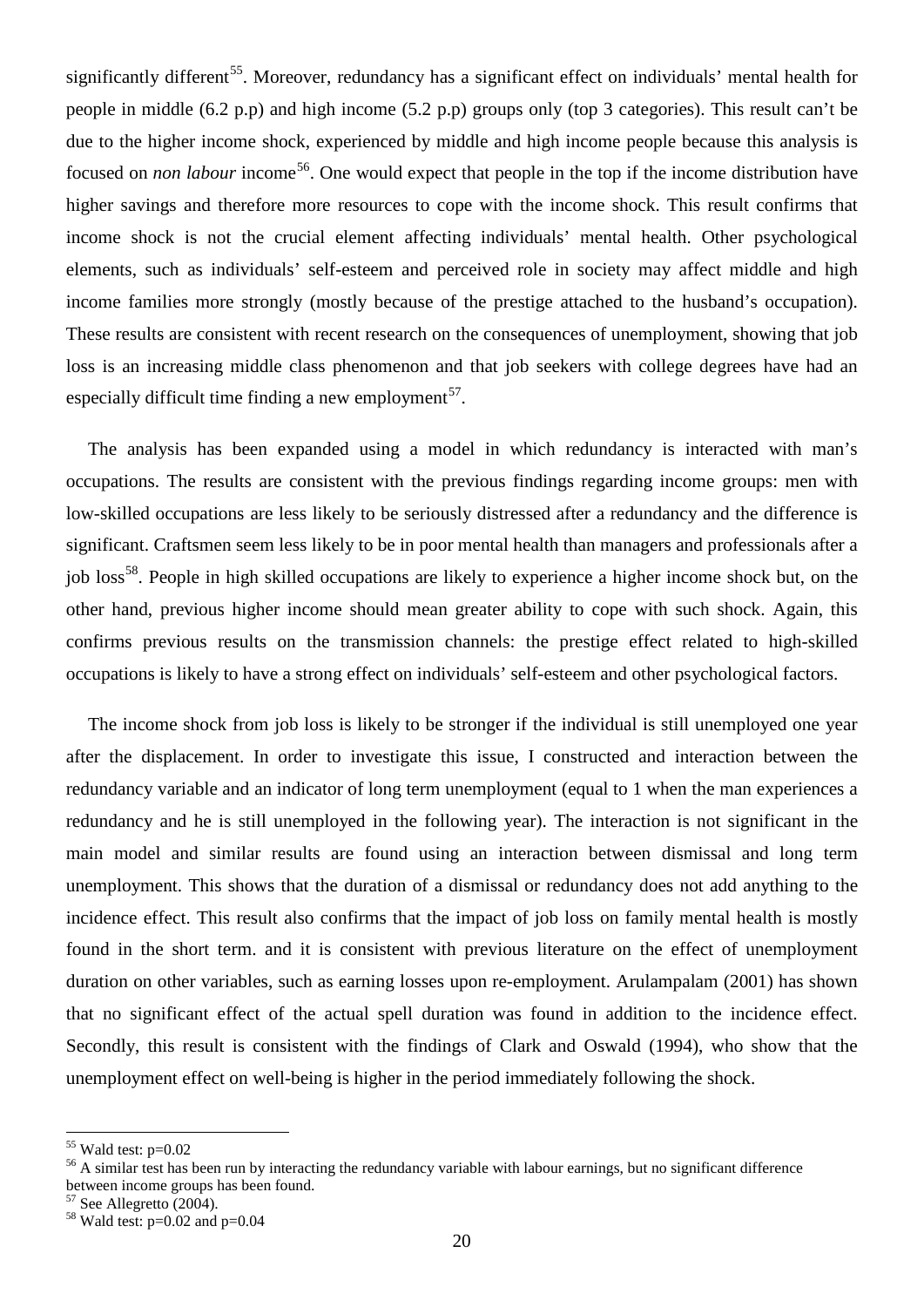significantly different[55]. Moreover, redundancy has a significant effect on individuals' mental health for people in middle (6.2 p.p) and high income (5.2 p.p) groups only (top 3 categories). This result can't be due to the higher income shock, experienced by middle and high income people because this analysis is focused on *non labour* income[56]. One would expect that people in the top if the income distribution have higher savings and therefore more resources to cope with the income shock. This result confirms that income shock is not the crucial element affecting individuals' mental health. Other psychological elements, such as individuals' self-esteem and perceived role in society may affect middle and high income families more strongly (mostly because of the prestige attached to the husband's occupation). These results are consistent with recent research on the consequences of unemployment, showing that job loss is an increasing middle class phenomenon and that job seekers with college degrees have had an especially difficult time finding a new employment[57].

The analysis has been expanded using a model in which redundancy is interacted with man's occupations. The results are consistent with the previous findings regarding income groups: men with low-skilled occupations are less likely to be seriously distressed after a redundancy and the difference is significant. Craftsmen seem less likely to be in poor mental health than managers and professionals after a job loss[58]. People in high skilled occupations are likely to experience a higher income shock but, on the other hand, previous higher income should mean greater ability to cope with such shock. Again, this confirms previous results on the transmission channels: the prestige effect related to high-skilled occupations is likely to have a strong effect on individuals' self-esteem and other psychological factors.

The income shock from job loss is likely to be stronger if the individual is still unemployed one year after the displacement. In order to investigate this issue, I constructed and interaction between the redundancy variable and an indicator of long term unemployment (equal to 1 when the man experiences a redundancy and he is still unemployed in the following year). The interaction is not significant in the main model and similar results are found using an interaction between dismissal and long term unemployment. This shows that the duration of a dismissal or redundancy does not add anything to the incidence effect. This result also confirms that the impact of job loss on family mental health is mostly found in the short term. and it is consistent with previous literature on the effect of unemployment duration on other variables, such as earning losses upon re-employment. Arulampalam (2001) has shown that no significant effect of the actual spell duration was found in addition to the incidence effect. Secondly, this result is consistent with the findings of Clark and Oswald (1994), who show that the unemployment effect on well-being is higher in the period immediately following the shock.

---

[55] Wald test: p=0.02

[56] A similar test has been run by interacting the redundancy variable with labour earnings, but no significant difference between income groups has been found.

[57] See Allegretto (2004).

[58] Wald test: p=0.02 and p=0.04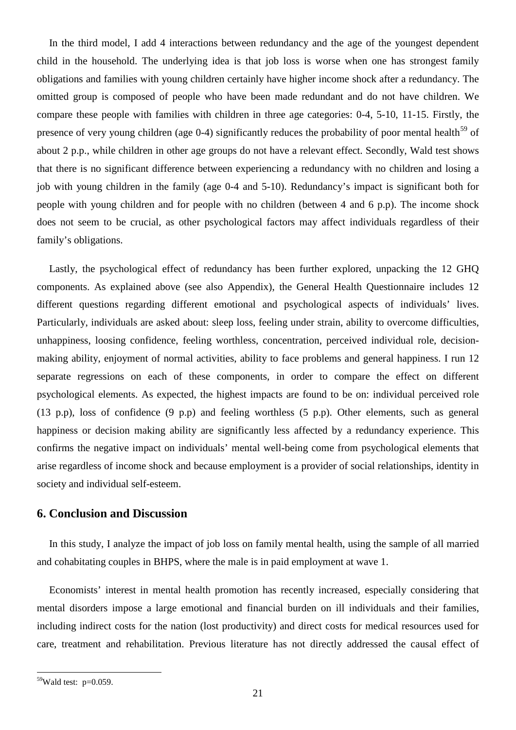In the third model, I add 4 interactions between redundancy and the age of the youngest dependent child in the household. The underlying idea is that job loss is worse when one has strongest family obligations and families with young children certainly have higher income shock after a redundancy. The omitted group is composed of people who have been made redundant and do not have children. We compare these people with families with children in three age categories: 0-4, 5-10, 11-15. Firstly, the presence of very young children (age 0-4) significantly reduces the probability of poor mental health[59] of about 2 p.p., while children in other age groups do not have a relevant effect. Secondly, Wald test shows that there is no significant difference between experiencing a redundancy with no children and losing a job with young children in the family (age 0-4 and 5-10). Redundancy's impact is significant both for people with young children and for people with no children (between 4 and 6 p.p). The income shock does not seem to be crucial, as other psychological factors may affect individuals regardless of their family's obligations.

Lastly, the psychological effect of redundancy has been further explored, unpacking the 12 GHQ components. As explained above (see also Appendix), the General Health Questionnaire includes 12 different questions regarding different emotional and psychological aspects of individuals' lives. Particularly, individuals are asked about: sleep loss, feeling under strain, ability to overcome difficulties, unhappiness, loosing confidence, feeling worthless, concentration, perceived individual role, decision-making ability, enjoyment of normal activities, ability to face problems and general happiness. I run 12 separate regressions on each of these components, in order to compare the effect on different psychological elements. As expected, the highest impacts are found to be on: individual perceived role (13 p.p), loss of confidence (9 p.p) and feeling worthless (5 p.p). Other elements, such as general happiness or decision making ability are significantly less affected by a redundancy experience. This confirms the negative impact on individuals' mental well-being come from psychological elements that arise regardless of income shock and because employment is a provider of social relationships, identity in society and individual self-esteem.

## 6. Conclusion and Discussion

In this study, I analyze the impact of job loss on family mental health, using the sample of all married and cohabitating couples in BHPS, where the male is in paid employment at wave 1.

Economists' interest in mental health promotion has recently increased, especially considering that mental disorders impose a large emotional and financial burden on ill individuals and their families, including indirect costs for the nation (lost productivity) and direct costs for medical resources used for care, treatment and rehabilitation. Previous literature has not directly addressed the causal effect of

[59] Wald test: $p=0.059$.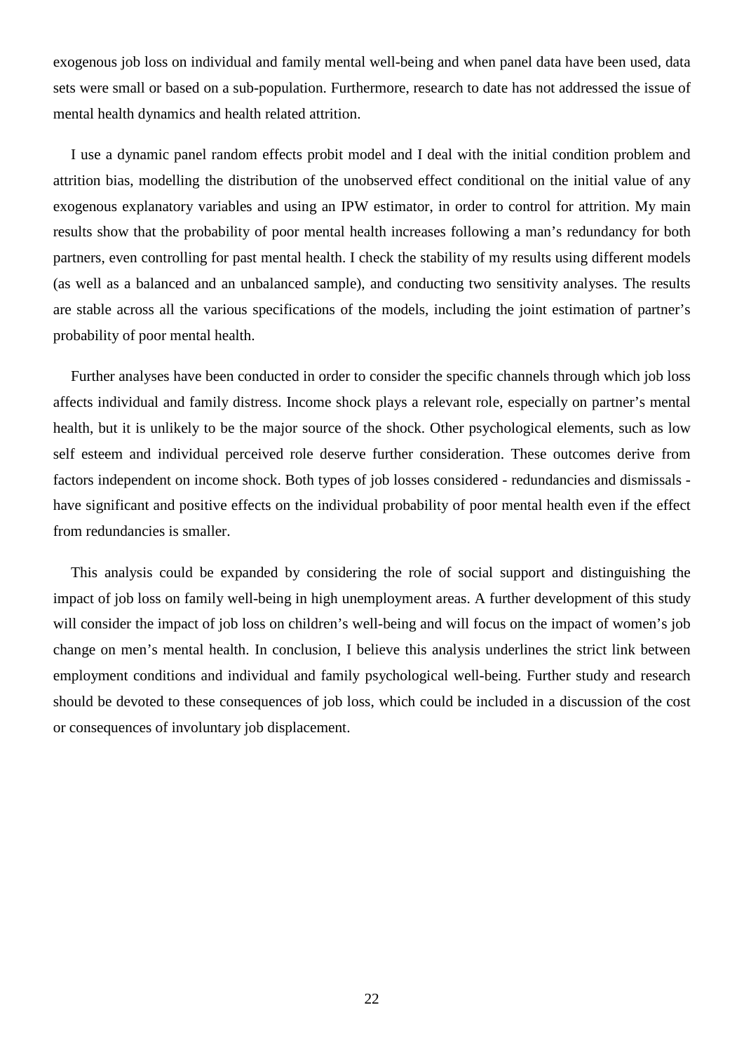exogenous job loss on individual and family mental well-being and when panel data have been used, data sets were small or based on a sub-population. Furthermore, research to date has not addressed the issue of mental health dynamics and health related attrition.

I use a dynamic panel random effects probit model and I deal with the initial condition problem and attrition bias, modelling the distribution of the unobserved effect conditional on the initial value of any exogenous explanatory variables and using an IPW estimator, in order to control for attrition. My main results show that the probability of poor mental health increases following a man's redundancy for both partners, even controlling for past mental health. I check the stability of my results using different models (as well as a balanced and an unbalanced sample), and conducting two sensitivity analyses. The results are stable across all the various specifications of the models, including the joint estimation of partner's probability of poor mental health.

Further analyses have been conducted in order to consider the specific channels through which job loss affects individual and family distress. Income shock plays a relevant role, especially on partner's mental health, but it is unlikely to be the major source of the shock. Other psychological elements, such as low self esteem and individual perceived role deserve further consideration. These outcomes derive from factors independent on income shock. Both types of job losses considered - redundancies and dismissals - have significant and positive effects on the individual probability of poor mental health even if the effect from redundancies is smaller.

This analysis could be expanded by considering the role of social support and distinguishing the impact of job loss on family well-being in high unemployment areas. A further development of this study will consider the impact of job loss on children's well-being and will focus on the impact of women's job change on men's mental health. In conclusion, I believe this analysis underlines the strict link between employment conditions and individual and family psychological well-being. Further study and research should be devoted to these consequences of job loss, which could be included in a discussion of the cost or consequences of involuntary job displacement.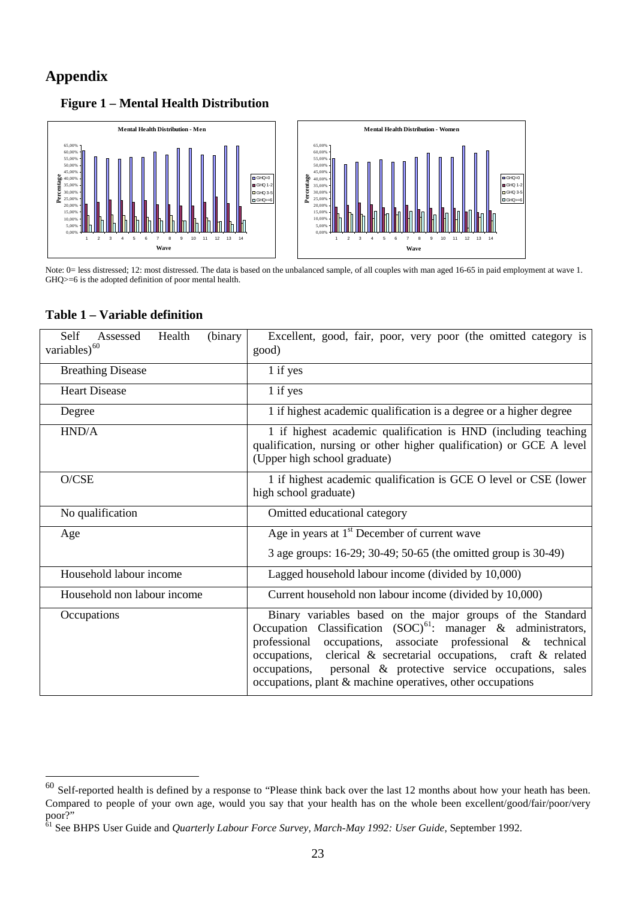# Appendix

## Figure 1 – Mental Health Distribution

Note: 0= less distressed; 12: most distressed. The data is based on the unbalanced sample, of all couples with man aged 16-65 in paid employment at wave 1. GHQ>=6 is the adopted definition of poor mental health.

## Table 1 – Variable definition

| | |
|---|---|
| Self Assessed Health (binary variables)[60] | Excellent, good, fair, poor, very poor (the omitted category is good) |
| Breathing Disease | 1 if yes |
| Heart Disease | 1 if yes |
| Degree | 1 if highest academic qualification is a degree or a higher degree |
| HND/A | 1 if highest academic qualification is HND (including teaching qualification, nursing or other higher qualification) or GCE A level (Upper high school graduate) |
| O/CSE | 1 if highest academic qualification is GCE O level or CSE (lower high school graduate) |
| No qualification | Omitted educational category |
| Age | Age in years at 1st December of current wave<br>3 age groups: 16-29; 30-49; 50-65 (the omitted group is 30-49) |
| Household labour income | Lagged household labour income (divided by 10,000) |
| Household non labour income | Current household non labour income (divided by 10,000) |
| Occupations | Binary variables based on the major groups of the Standard Occupation Classification (SOC)[61]: manager & administrators, professional occupations, associate professional & technical occupations, clerical & secretarial occupations, craft & related occupations, personal & protective service occupations, sales occupations, plant & machine operatives, other occupations |

[60] Self-reported health is defined by a response to "Please think back over the last 12 months about how your heath has been. Compared to people of your own age, would you say that your health has on the whole been excellent/good/fair/poor/very poor?"

[61] See BHPS User Guide and *Quarterly Labour Force Survey, March-May 1992: User Guide*, September 1992.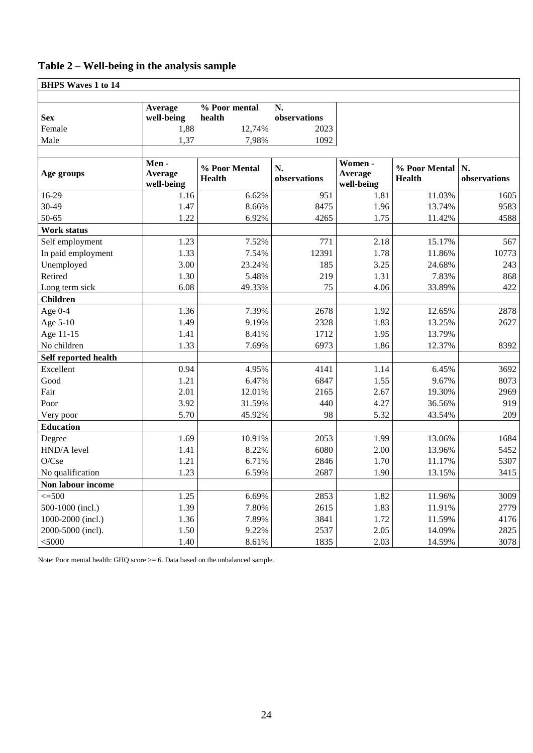## Table 2 – Well-being in the analysis sample

| BHPS Waves 1 to 14 | | | | | | |
|---|---|---|---|---|---|---|
| **Sex** | **Average well-being** | **% Poor mental health** | **N. observations** | | | |
| Female | 1,88 | 12,74% | 2023 | | | |
| Male | 1,37 | 7,98% | 1092 | | | |
| **Age groups** | **Men - Average well-being** | **% Poor Mental Health** | **N. observations** | **Women - Average well-being** | **% Poor Mental Health** | **N. observations** |
| 16-29 | 1.16 | 6.62% | 951 | 1.81 | 11.03% | 1605 |
| 30-49 | 1.47 | 8.66% | 8475 | 1.96 | 13.74% | 9583 |
| 50-65 | 1.22 | 6.92% | 4265 | 1.75 | 11.42% | 4588 |
| **Work status** | | | | | | |
| Self employment | 1.23 | 7.52% | 771 | 2.18 | 15.17% | 567 |
| In paid employment | 1.33 | 7.54% | 12391 | 1.78 | 11.86% | 10773 |
| Unemployed | 3.00 | 23.24% | 185 | 3.25 | 24.68% | 243 |
| Retired | 1.30 | 5.48% | 219 | 1.31 | 7.83% | 868 |
| Long term sick | 6.08 | 49.33% | 75 | 4.06 | 33.89% | 422 |
| **Children** | | | | | | |
| Age 0-4 | 1.36 | 7.39% | 2678 | 1.92 | 12.65% | 2878 |
| Age 5-10 | 1.49 | 9.19% | 2328 | 1.83 | 13.25% | 2627 |
| Age 11-15 | 1.41 | 8.41% | 1712 | 1.95 | 13.79% | |
| No children | 1.33 | 7.69% | 6973 | 1.86 | 12.37% | 8392 |
| **Self reported health** | | | | | | |
| Excellent | 0.94 | 4.95% | 4141 | 1.14 | 6.45% | 3692 |
| Good | 1.21 | 6.47% | 6847 | 1.55 | 9.67% | 8073 |
| Fair | 2.01 | 12.01% | 2165 | 2.67 | 19.30% | 2969 |
| Poor | 3.92 | 31.59% | 440 | 4.27 | 36.56% | 919 |
| Very poor | 5.70 | 45.92% | 98 | 5.32 | 43.54% | 209 |
| **Education** | | | | | | |
| Degree | 1.69 | 10.91% | 2053 | 1.99 | 13.06% | 1684 |
| HND/A level | 1.41 | 8.22% | 6080 | 2.00 | 13.96% | 5452 |
| O/Cse | 1.21 | 6.71% | 2846 | 1.70 | 11.17% | 5307 |
| No qualification | 1.23 | 6.59% | 2687 | 1.90 | 13.15% | 3415 |
| **Non labour income** | | | | | | |
| <=500 | 1.25 | 6.69% | 2853 | 1.82 | 11.96% | 3009 |
| 500-1000 (incl.) | 1.39 | 7.80% | 2615 | 1.83 | 11.91% | 2779 |
| 1000-2000 (incl.) | 1.36 | 7.89% | 3841 | 1.72 | 11.59% | 4176 |
| 2000-5000 (incl). | 1.50 | 9.22% | 2537 | 2.05 | 14.09% | 2825 |
| <5000 | 1.40 | 8.61% | 1835 | 2.03 | 14.59% | 3078 |

Note: Poor mental health: GHQ score >= 6. Data based on the unbalanced sample.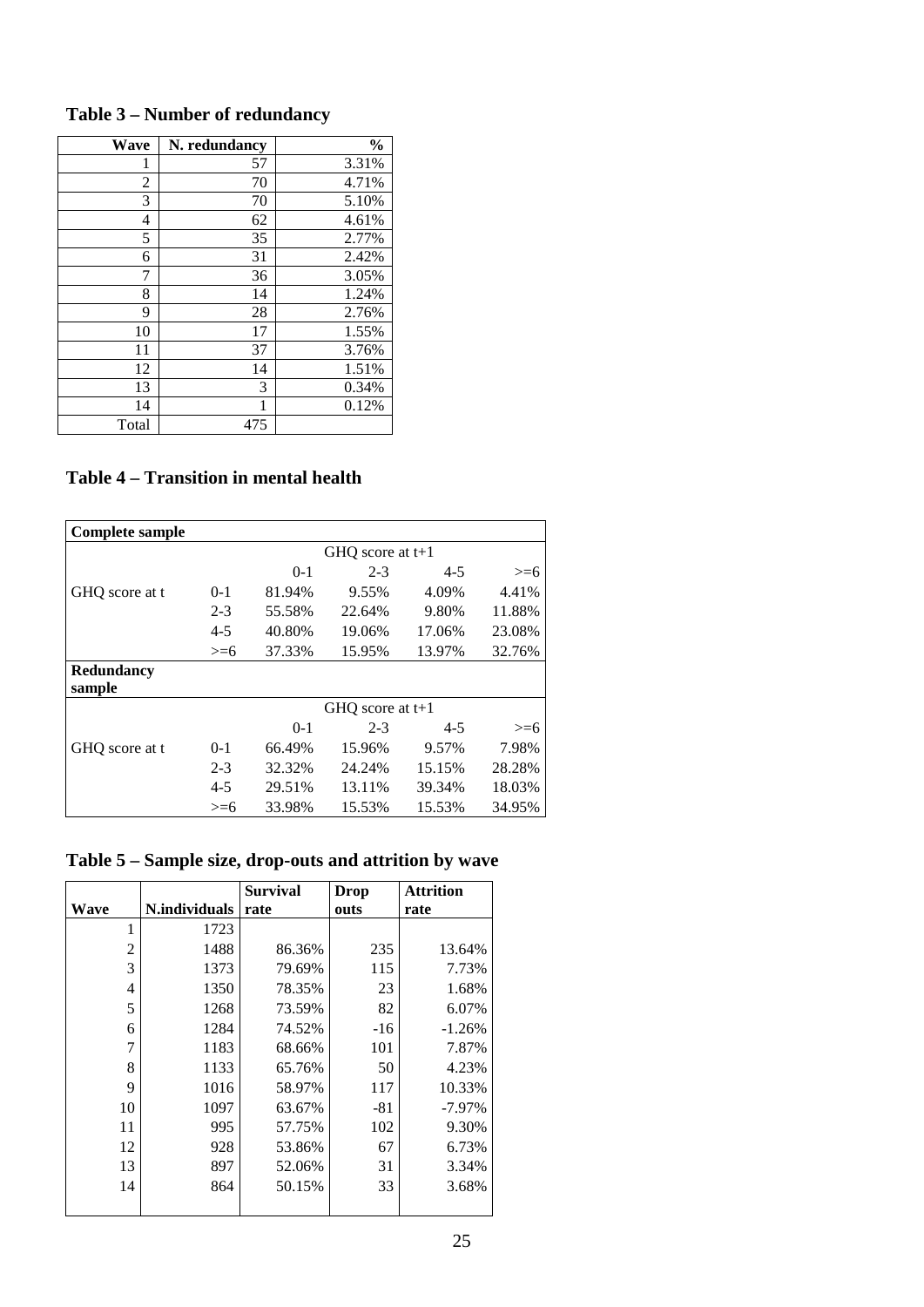## Table 3 – Number of redundancy

| Wave | N. redundancy | % |
|---|---|---|
| 1 | 57 | 3.31% |
| 2 | 70 | 4.71% |
| 3 | 70 | 5.10% |
| 4 | 62 | 4.61% |
| 5 | 35 | 2.77% |
| 6 | 31 | 2.42% |
| 7 | 36 | 3.05% |
| 8 | 14 | 1.24% |
| 9 | 28 | 2.76% |
| 10 | 17 | 1.55% |
| 11 | 37 | 3.76% |
| 12 | 14 | 1.51% |
| 13 | 3 | 0.34% |
| 14 | 1 | 0.12% |
| Total | 475 | |

## Table 4 – Transition in mental health

| **Complete sample** | | | | | |
|---|---|---|---|---|---|
| | | GHQ score at t+1 | | | |
| | | 0-1 | 2-3 | 4-5 | >=6 |
| GHQ score at t | 0-1 | 81.94% | 9.55% | 4.09% | 4.41% |
| | 2-3 | 55.58% | 22.64% | 9.80% | 11.88% |
| | 4-5 | 40.80% | 19.06% | 17.06% | 23.08% |
| | >=6 | 37.33% | 15.95% | 13.97% | 32.76% |
| **Redundancy sample** | | | | | |
| | | GHQ score at t+1 | | | |
| | | 0-1 | 2-3 | 4-5 | >=6 |
| GHQ score at t | 0-1 | 66.49% | 15.96% | 9.57% | 7.98% |
| | 2-3 | 32.32% | 24.24% | 15.15% | 28.28% |
| | 4-5 | 29.51% | 13.11% | 39.34% | 18.03% |
| | >=6 | 33.98% | 15.53% | 15.53% | 34.95% |

## Table 5 – Sample size, drop-outs and attrition by wave

| Wave | N.individuals | Survival rate | Drop outs | Attrition rate |
|---|---|---|---|---|
| 1 | 1723 | | | |
| 2 | 1488 | 86.36% | 235 | 13.64% |
| 3 | 1373 | 79.69% | 115 | 7.73% |
| 4 | 1350 | 78.35% | 23 | 1.68% |
| 5 | 1268 | 73.59% | 82 | 6.07% |
| 6 | 1284 | 74.52% | -16 | -1.26% |
| 7 | 1183 | 68.66% | 101 | 7.87% |
| 8 | 1133 | 65.76% | 50 | 4.23% |
| 9 | 1016 | 58.97% | 117 | 10.33% |
| 10 | 1097 | 63.67% | -81 | -7.97% |
| 11 | 995 | 57.75% | 102 | 9.30% |
| 12 | 928 | 53.86% | 67 | 6.73% |
| 13 | 897 | 52.06% | 31 | 3.34% |
| 14 | 864 | 50.15% | 33 | 3.68% |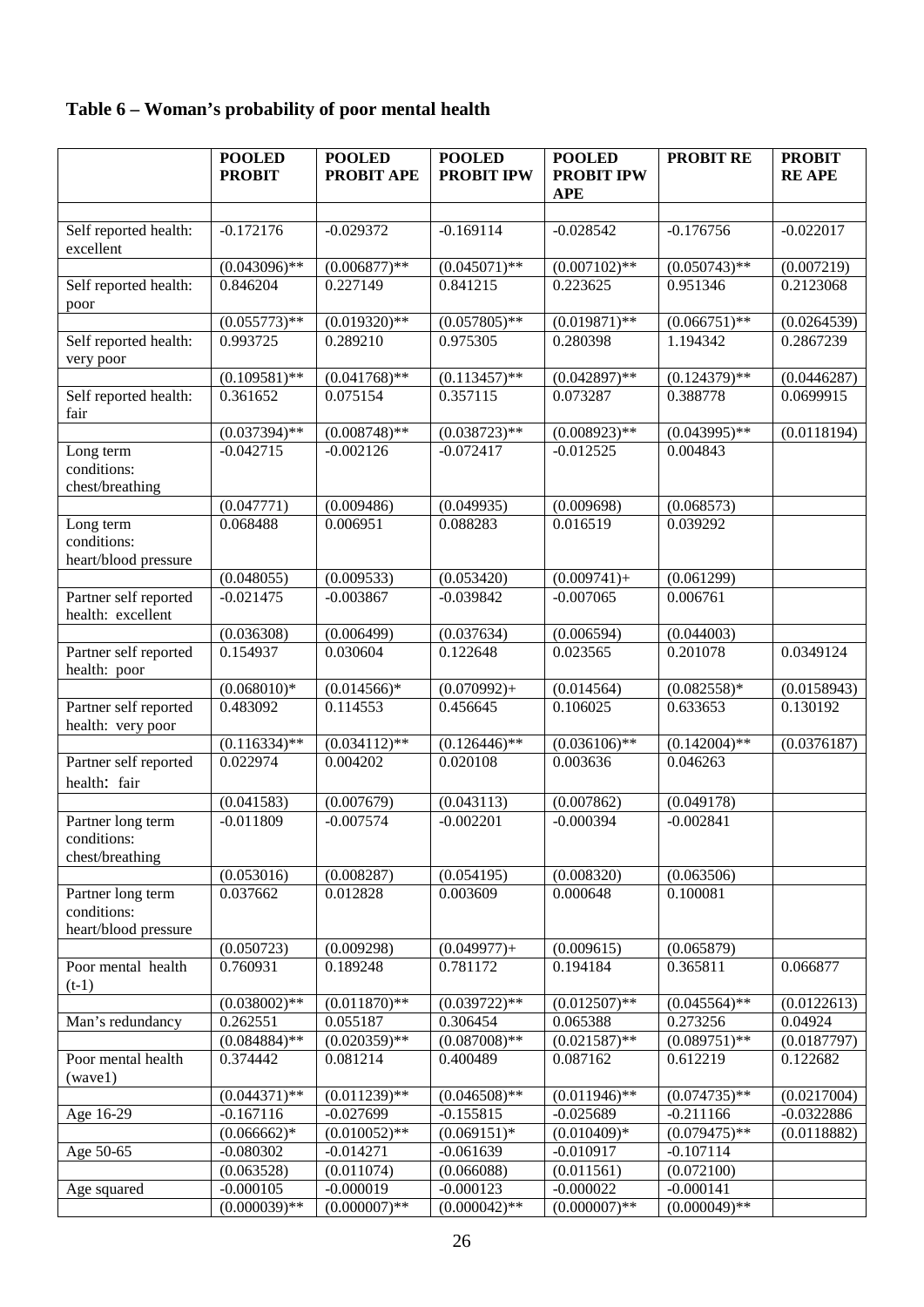## Table 6 – Woman's probability of poor mental health

| | POOLED PROBIT | POOLED PROBIT APE | POOLED PROBIT IPW | POOLED PROBIT IPW APE | PROBIT RE | PROBIT RE APE |
|---|---|---|---|---|---|---|
| | | | | | | |
| Self reported health: excellent | -0.172176 | -0.029372 | -0.169114 | -0.028542 | -0.176756 | -0.022017 |
| | (0.043096)** | (0.006877)** | (0.045071)** | (0.007102)** | (0.050743)** | (0.007219) |
| Self reported health: poor | 0.846204 | 0.227149 | 0.841215 | 0.223625 | 0.951346 | 0.2123068 |
| | (0.055773)** | (0.019320)** | (0.057805)** | (0.019871)** | (0.066751)** | (0.0264539) |
| Self reported health: very poor | 0.993725 | 0.289210 | 0.975305 | 0.280398 | 1.194342 | 0.2867239 |
| | (0.109581)** | (0.041768)** | (0.113457)** | (0.042897)** | (0.124379)** | (0.0446287) |
| Self reported health: fair | 0.361652 | 0.075154 | 0.357115 | 0.073287 | 0.388778 | 0.0699915 |
| | (0.037394)** | (0.008748)** | (0.038723)** | (0.008923)** | (0.043995)** | (0.0118194) |
| Long term conditions: chest/breathing | -0.042715 | -0.002126 | -0.072417 | -0.012525 | 0.004843 | |
| | (0.047771) | (0.009486) | (0.049935) | (0.009698) | (0.068573) | |
| Long term conditions: heart/blood pressure | 0.068488 | 0.006951 | 0.088283 | 0.016519 | 0.039292 | |
| | (0.048055) | (0.009533) | (0.053420) | (0.009741)+ | (0.061299) | |
| Partner self reported health: excellent | -0.021475 | -0.003867 | -0.039842 | -0.007065 | 0.006761 | |
| | (0.036308) | (0.006499) | (0.037634) | (0.006594) | (0.044003) | |
| Partner self reported health: poor | 0.154937 | 0.030604 | 0.122648 | 0.023565 | 0.201078 | 0.0349124 |
| | (0.068010)* | (0.014566)* | (0.070992)+ | (0.014564) | (0.082558)* | (0.0158943) |
| Partner self reported health: very poor | 0.483092 | 0.114553 | 0.456645 | 0.106025 | 0.633653 | 0.130192 |
| | (0.116334)** | (0.034112)** | (0.126446)** | (0.036106)** | (0.142004)** | (0.0376187) |
| Partner self reported health：fair | 0.022974 | 0.004202 | 0.020108 | 0.003636 | 0.046263 | |
| | (0.041583) | (0.007679) | (0.043113) | (0.007862) | (0.049178) | |
| Partner long term conditions: chest/breathing | -0.011809 | -0.007574 | -0.002201 | -0.000394 | -0.002841 | |
| | (0.053016) | (0.008287) | (0.054195) | (0.008320) | (0.063506) | |
| Partner long term conditions: heart/blood pressure | 0.037662 | 0.012828 | 0.003609 | 0.000648 | 0.100081 | |
| | (0.050723) | (0.009298) | (0.049977)+ | (0.009615) | (0.065879) | |
| Poor mental health (t-1) | 0.760931 | 0.189248 | 0.781172 | 0.194184 | 0.365811 | 0.066877 |
| | (0.038002)** | (0.011870)** | (0.039722)** | (0.012507)** | (0.045564)** | (0.0122613) |
| Man's redundancy | 0.262551 | 0.055187 | 0.306454 | 0.065388 | 0.273256 | 0.04924 |
| | (0.084884)** | (0.020359)** | (0.087008)** | (0.021587)** | (0.089751)** | (0.0187797) |
| Poor mental health (wave1) | 0.374442 | 0.081214 | 0.400489 | 0.087162 | 0.612219 | 0.122682 |
| | (0.044371)** | (0.011239)** | (0.046508)** | (0.011946)** | (0.074735)** | (0.0217004) |
| Age 16-29 | -0.167116 | -0.027699 | -0.155815 | -0.025689 | -0.211166 | -0.0322886 |
| | (0.066662)* | (0.010052)** | (0.069151)* | (0.010409)* | (0.079475)** | (0.0118882) |
| Age 50-65 | -0.080302 | -0.014271 | -0.061639 | -0.010917 | -0.107114 | |
| | (0.063528) | (0.011074) | (0.066088) | (0.011561) | (0.072100) | |
| Age squared | -0.000105 | -0.000019 | -0.000123 | -0.000022 | -0.000141 | |
| | (0.000039)** | (0.000007)** | (0.000042)** | (0.000007)** | (0.000049)** | |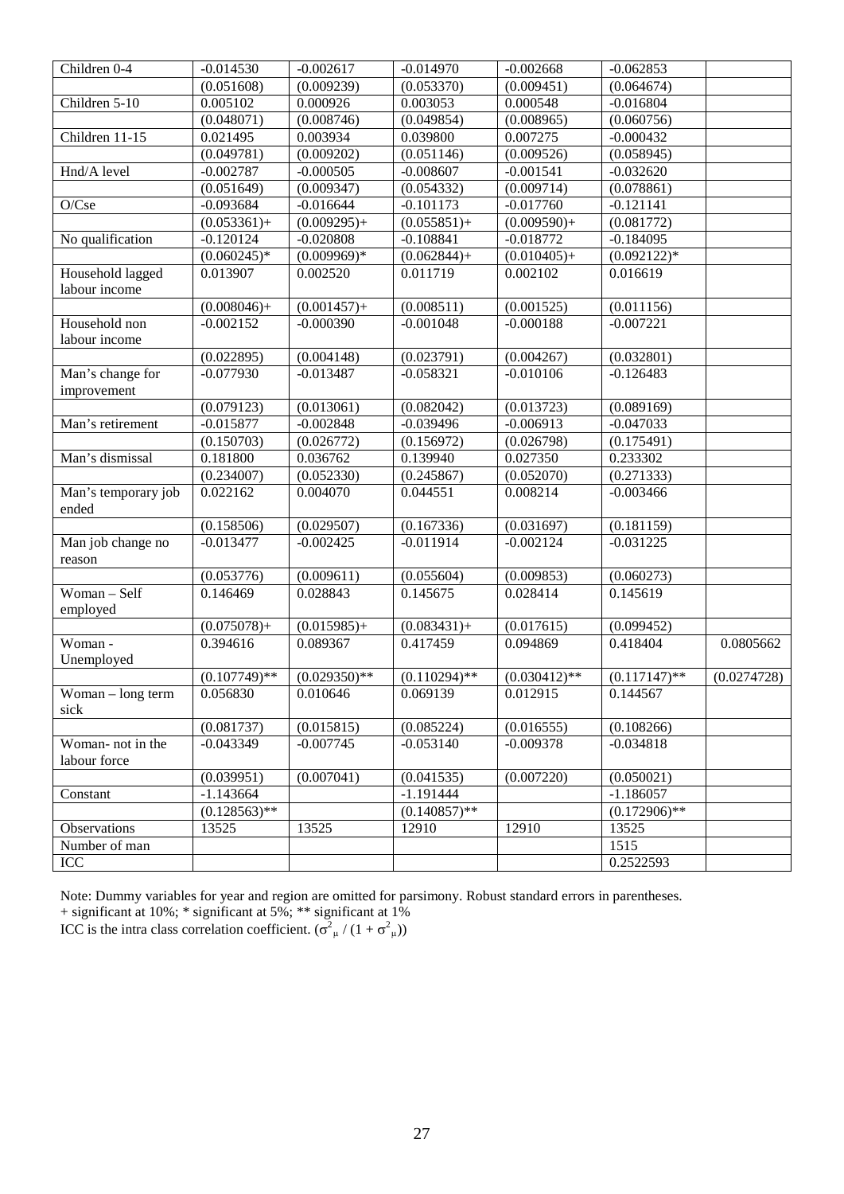| Children 0-4 | -0.014530 | -0.002617 | -0.014970 | -0.002668 | -0.062853 | |
|---|---|---|---|---|---|---|
| | (0.051608) | (0.009239) | (0.053370) | (0.009451) | (0.064674) | |
| Children 5-10 | 0.005102 | 0.000926 | 0.003053 | 0.000548 | -0.016804 | |
| | (0.048071) | (0.008746) | (0.049854) | (0.008965) | (0.060756) | |
| Children 11-15 | 0.021495 | 0.003934 | 0.039800 | 0.007275 | -0.000432 | |
| | (0.049781) | (0.009202) | (0.051146) | (0.009526) | (0.058945) | |
| Hnd/A level | -0.002787 | -0.000505 | -0.008607 | -0.001541 | -0.032620 | |
| | (0.051649) | (0.009347) | (0.054332) | (0.009714) | (0.078861) | |
| O/Cse | -0.093684 | -0.016644 | -0.101173 | -0.017760 | -0.121141 | |
| | (0.053361)+ | (0.009295)+ | (0.055851)+ | (0.009590)+ | (0.081772) | |
| No qualification | -0.120124 | -0.020808 | -0.108841 | -0.018772 | -0.184095 | |
| | (0.060245)* | (0.009969)* | (0.062844)+ | (0.010405)+ | (0.092122)* | |
| Household lagged labour income | 0.013907 | 0.002520 | 0.011719 | 0.002102 | 0.016619 | |
| | (0.008046)+ | (0.001457)+ | (0.008511) | (0.001525) | (0.011156) | |
| Household non labour income | -0.002152 | -0.000390 | -0.001048 | -0.000188 | -0.007221 | |
| | (0.022895) | (0.004148) | (0.023791) | (0.004267) | (0.032801) | |
| Man's change for improvement | -0.077930 | -0.013487 | -0.058321 | -0.010106 | -0.126483 | |
| | (0.079123) | (0.013061) | (0.082042) | (0.013723) | (0.089169) | |
| Man's retirement | -0.015877 | -0.002848 | -0.039496 | -0.006913 | -0.047033 | |
| | (0.150703) | (0.026772) | (0.156972) | (0.026798) | (0.175491) | |
| Man's dismissal | 0.181800 | 0.036762 | 0.139940 | 0.027350 | 0.233302 | |
| | (0.234007) | (0.052330) | (0.245867) | (0.052070) | (0.271333) | |
| Man's temporary job ended | 0.022162 | 0.004070 | 0.044551 | 0.008214 | -0.003466 | |
| | (0.158506) | (0.029507) | (0.167336) | (0.031697) | (0.181159) | |
| Man job change no reason | -0.013477 | -0.002425 | -0.011914 | -0.002124 | -0.031225 | |
| | (0.053776) | (0.009611) | (0.055604) | (0.009853) | (0.060273) | |
| Woman – Self employed | 0.146469 | 0.028843 | 0.145675 | 0.028414 | 0.145619 | |
| | (0.075078)+ | (0.015985)+ | (0.083431)+ | (0.017615) | (0.099452) | |
| Woman - Unemployed | 0.394616 | 0.089367 | 0.417459 | 0.094869 | 0.418404 | 0.0805662 |
| | (0.107749)** | (0.029350)** | (0.110294)** | (0.030412)** | (0.117147)** | (0.0274728) |
| Woman – long term sick | 0.056830 | 0.010646 | 0.069139 | 0.012915 | 0.144567 | |
| | (0.081737) | (0.015815) | (0.085224) | (0.016555) | (0.108266) | |
| Woman- not in the labour force | -0.043349 | -0.007745 | -0.053140 | -0.009378 | -0.034818 | |
| | (0.039951) | (0.007041) | (0.041535) | (0.007220) | (0.050021) | |
| Constant | -1.143664 | | -1.191444 | | -1.186057 | |
| | (0.128563)** | | (0.140857)** | | (0.172906)** | |
| Observations | 13525 | 13525 | 12910 | 12910 | 13525 | |
| Number of man | | | | | 1515 | |
| ICC | | | | | 0.2522593 | |

Note: Dummy variables for year and region are omitted for parsimony. Robust standard errors in parentheses.
+ significant at 10%; * significant at 5%; ** significant at 1%
ICC is the intra class correlation coefficient. ($\sigma^2_\mu / (1 + \sigma^2_\mu)$)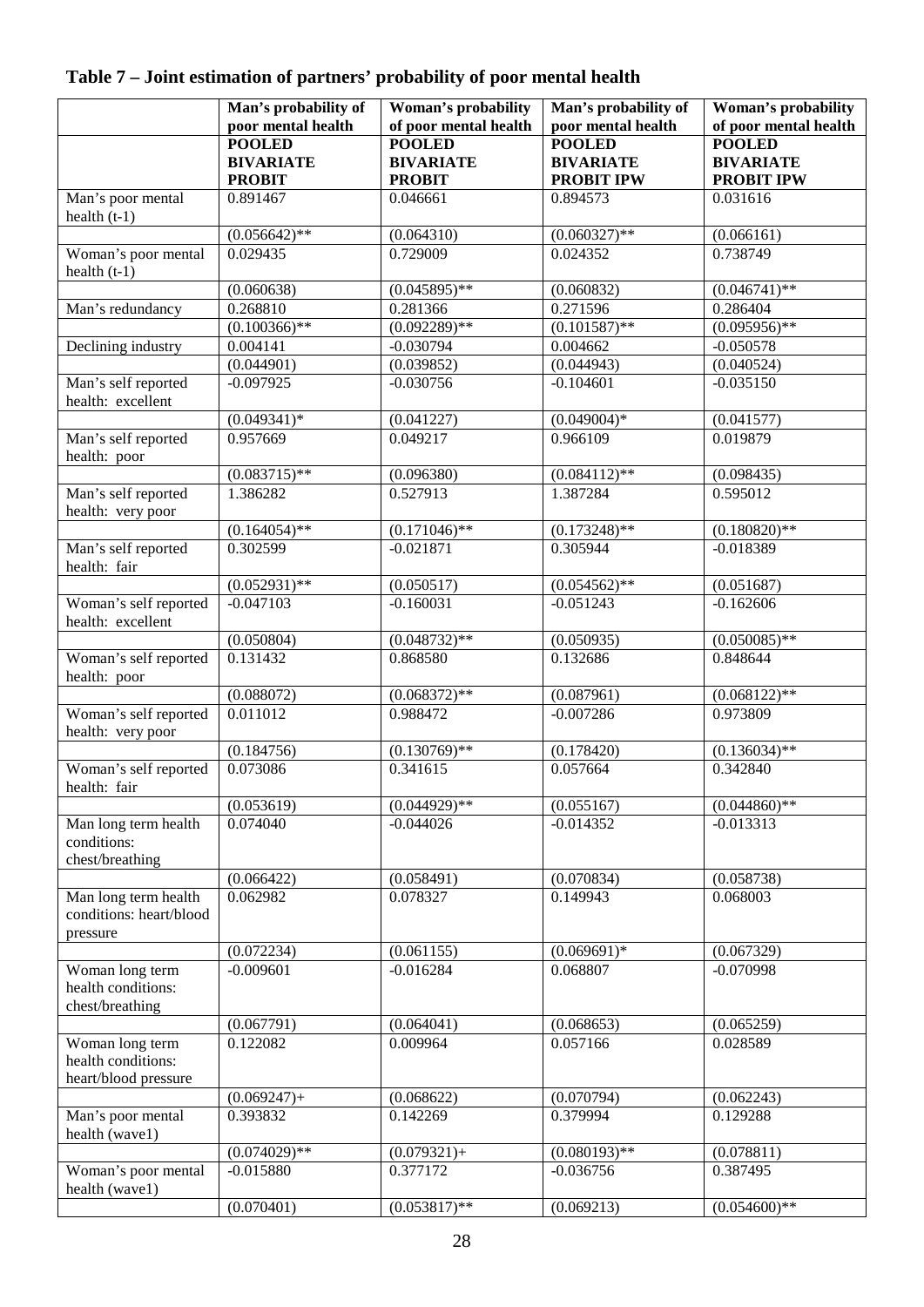**Table 7 – Joint estimation of partners' probability of poor mental health**

| | Man's probability of poor mental health | Woman's probability of poor mental health | Man's probability of poor mental health | Woman's probability of poor mental health |
|---|---|---|---|---|
| | **POOLED BIVARIATE PROBIT** | **POOLED BIVARIATE PROBIT** | **POOLED BIVARIATE PROBIT IPW** | **POOLED BIVARIATE PROBIT IPW** |
| Man's poor mental health (t-1) | 0.891467 | 0.046661 | 0.894573 | 0.031616 |
| | (0.056642)** | (0.064310) | (0.060327)** | (0.066161) |
| Woman's poor mental health (t-1) | 0.029435 | 0.729009 | 0.024352 | 0.738749 |
| | (0.060638) | (0.045895)** | (0.060832) | (0.046741)** |
| Man's redundancy | 0.268810 | 0.281366 | 0.271596 | 0.286404 |
| | (0.100366)** | (0.092289)** | (0.101587)** | (0.095956)** |
| Declining industry | 0.004141 | -0.030794 | 0.004662 | -0.050578 |
| | (0.044901) | (0.039852) | (0.044943) | (0.040524) |
| Man's self reported health: excellent | -0.097925 | -0.030756 | -0.104601 | -0.035150 |
| | (0.049341)* | (0.041227) | (0.049004)* | (0.041577) |
| Man's self reported health: poor | 0.957669 | 0.049217 | 0.966109 | 0.019879 |
| | (0.083715)** | (0.096380) | (0.084112)** | (0.098435) |
| Man's self reported health: very poor | 1.386282 | 0.527913 | 1.387284 | 0.595012 |
| | (0.164054)** | (0.171046)** | (0.173248)** | (0.180820)** |
| Man's self reported health: fair | 0.302599 | -0.021871 | 0.305944 | -0.018389 |
| | (0.052931)** | (0.050517) | (0.054562)** | (0.051687) |
| Woman's self reported health: excellent | -0.047103 | -0.160031 | -0.051243 | -0.162606 |
| | (0.050804) | (0.048732)** | (0.050935) | (0.050085)** |
| Woman's self reported health: poor | 0.131432 | 0.868580 | 0.132686 | 0.848644 |
| | (0.088072) | (0.068372)** | (0.087961) | (0.068122)** |
| Woman's self reported health: very poor | 0.011012 | 0.988472 | -0.007286 | 0.973809 |
| | (0.184756) | (0.130769)** | (0.178420) | (0.136034)** |
| Woman's self reported health: fair | 0.073086 | 0.341615 | 0.057664 | 0.342840 |
| | (0.053619) | (0.044929)** | (0.055167) | (0.044860)** |
| Man long term health conditions: chest/breathing | 0.074040 | -0.044026 | -0.014352 | -0.013313 |
| | (0.066422) | (0.058491) | (0.070834) | (0.058738) |
| Man long term health conditions: heart/blood pressure | 0.062982 | 0.078327 | 0.149943 | 0.068003 |
| | (0.072234) | (0.061155) | (0.069691)* | (0.067329) |
| Woman long term health conditions: chest/breathing | -0.009601 | -0.016284 | 0.068807 | -0.070998 |
| | (0.067791) | (0.064041) | (0.068653) | (0.065259) |
| Woman long term health conditions: heart/blood pressure | 0.122082 | 0.009964 | 0.057166 | 0.028589 |
| | (0.069247)+ | (0.068622) | (0.070794) | (0.062243) |
| Man's poor mental health (wave1) | 0.393832 | 0.142269 | 0.379994 | 0.129288 |
| | (0.074029)** | (0.079321)+ | (0.080193)** | (0.078811) |
| Woman's poor mental health (wave1) | -0.015880 | 0.377172 | -0.036756 | 0.387495 |
| | (0.070401) | (0.053817)** | (0.069213) | (0.054600)** |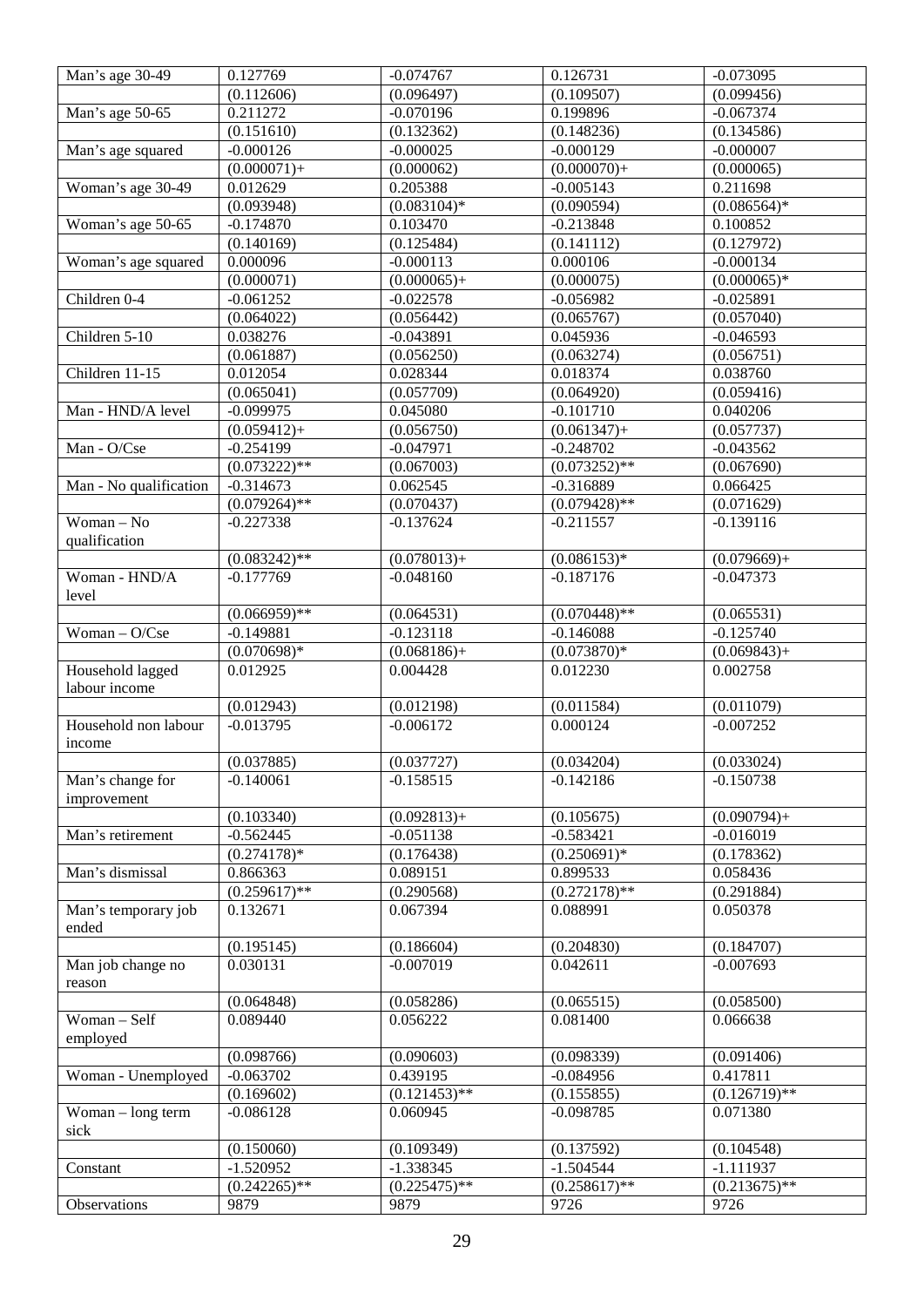| | | | | |
|---|---|---|---|---|
| Man's age 30-49 | 0.127769 | -0.074767 | 0.126731 | -0.073095 |
| | (0.112606) | (0.096497) | (0.109507) | (0.099456) |
| Man's age 50-65 | 0.211272 | -0.070196 | 0.199896 | -0.067374 |
| | (0.151610) | (0.132362) | (0.148236) | (0.134586) |
| Man's age squared | -0.000126 | -0.000025 | -0.000129 | -0.000007 |
| | (0.000071)+ | (0.000062) | (0.000070)+ | (0.000065) |
| Woman's age 30-49 | 0.012629 | 0.205388 | -0.005143 | 0.211698 |
| | (0.093948) | (0.083104)* | (0.090594) | (0.086564)* |
| Woman's age 50-65 | -0.174870 | 0.103470 | -0.213848 | 0.100852 |
| | (0.140169) | (0.125484) | (0.141112) | (0.127972) |
| Woman's age squared | 0.000096 | -0.000113 | 0.000106 | -0.000134 |
| | (0.000071) | (0.000065)+ | (0.000075) | (0.000065)* |
| Children 0-4 | -0.061252 | -0.022578 | -0.056982 | -0.025891 |
| | (0.064022) | (0.056442) | (0.065767) | (0.057040) |
| Children 5-10 | 0.038276 | -0.043891 | 0.045936 | -0.046593 |
| | (0.061887) | (0.056250) | (0.063274) | (0.056751) |
| Children 11-15 | 0.012054 | 0.028344 | 0.018374 | 0.038760 |
| | (0.065041) | (0.057709) | (0.064920) | (0.059416) |
| Man - HND/A level | -0.099975 | 0.045080 | -0.101710 | 0.040206 |
| | (0.059412)+ | (0.056750) | (0.061347)+ | (0.057737) |
| Man - O/Cse | -0.254199 | -0.047971 | -0.248702 | -0.043562 |
| | (0.073222)** | (0.067003) | (0.073252)** | (0.067690) |
| Man - No qualification | -0.314673 | 0.062545 | -0.316889 | 0.066425 |
| | (0.079264)** | (0.070437) | (0.079428)** | (0.071629) |
| Woman – No qualification | -0.227338 | -0.137624 | -0.211557 | -0.139116 |
| | (0.083242)** | (0.078013)+ | (0.086153)* | (0.079669)+ |
| Woman - HND/A level | -0.177769 | -0.048160 | -0.187176 | -0.047373 |
| | (0.066959)** | (0.064531) | (0.070448)** | (0.065531) |
| Woman – O/Cse | -0.149881 | -0.123118 | -0.146088 | -0.125740 |
| | (0.070698)* | (0.068186)+ | (0.073870)* | (0.069843)+ |
| Household lagged labour income | 0.012925 | 0.004428 | 0.012230 | 0.002758 |
| | (0.012943) | (0.012198) | (0.011584) | (0.011079) |
| Household non labour income | -0.013795 | -0.006172 | 0.000124 | -0.007252 |
| | (0.037885) | (0.037727) | (0.034204) | (0.033024) |
| Man's change for improvement | -0.140061 | -0.158515 | -0.142186 | -0.150738 |
| | (0.103340) | (0.092813)+ | (0.105675) | (0.090794)+ |
| Man's retirement | -0.562445 | -0.051138 | -0.583421 | -0.016019 |
| | (0.274178)* | (0.176438) | (0.250691)* | (0.178362) |
| Man's dismissal | 0.866363 | 0.089151 | 0.899533 | 0.058436 |
| | (0.259617)** | (0.290568) | (0.272178)** | (0.291884) |
| Man's temporary job ended | 0.132671 | 0.067394 | 0.088991 | 0.050378 |
| | (0.195145) | (0.186604) | (0.204830) | (0.184707) |
| Man job change no reason | 0.030131 | -0.007019 | 0.042611 | -0.007693 |
| | (0.064848) | (0.058286) | (0.065515) | (0.058500) |
| Woman – Self employed | 0.089440 | 0.056222 | 0.081400 | 0.066638 |
| | (0.098766) | (0.090603) | (0.098339) | (0.091406) |
| Woman - Unemployed | -0.063702 | 0.439195 | -0.084956 | 0.417811 |
| | (0.169602) | (0.121453)** | (0.155855) | (0.126719)** |
| Woman – long term sick | -0.086128 | 0.060945 | -0.098785 | 0.071380 |
| | (0.150060) | (0.109349) | (0.137592) | (0.104548) |
| Constant | -1.520952 | -1.338345 | -1.504544 | -1.111937 |
| | (0.242265)** | (0.225475)** | (0.258617)** | (0.213675)** |
| Observations | 9879 | 9879 | 9726 | 9726 |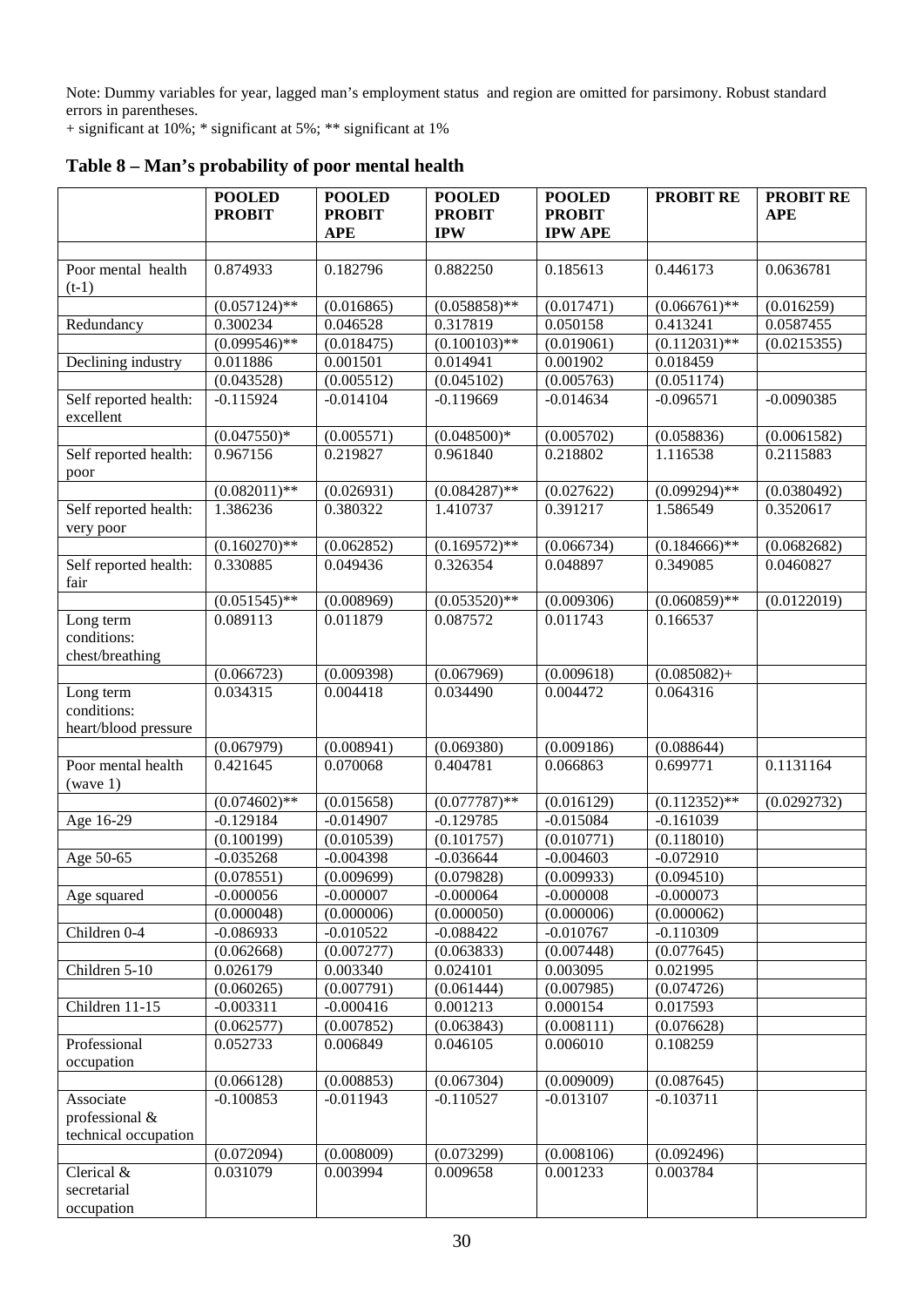Note: Dummy variables for year, lagged man's employment status and region are omitted for parsimony. Robust standard errors in parentheses.
+ significant at 10%; * significant at 5%; ** significant at 1%

**Table 8 – Man's probability of poor mental health**

| | POOLED PROBIT | POOLED PROBIT APE | POOLED PROBIT IPW | POOLED PROBIT IPW APE | PROBIT RE | PROBIT RE APE |
|---|---|---|---|---|---|---|
| | | | | | | |
| Poor mental health (t-1) | 0.874933 | 0.182796 | 0.882250 | 0.185613 | 0.446173 | 0.0636781 |
| | (0.057124)** | (0.016865) | (0.058858)** | (0.017471) | (0.066761)** | (0.016259) |
| Redundancy | 0.300234 | 0.046528 | 0.317819 | 0.050158 | 0.413241 | 0.0587455 |
| | (0.099546)** | (0.018475) | (0.100103)** | (0.019061) | (0.112031)** | (0.0215355) |
| Declining industry | 0.011886 | 0.001501 | 0.014941 | 0.001902 | 0.018459 | |
| | (0.043528) | (0.005512) | (0.045102) | (0.005763) | (0.051174) | |
| Self reported health: excellent | -0.115924 | -0.014104 | -0.119669 | -0.014634 | -0.096571 | -0.0090385 |
| | (0.047550)* | (0.005571) | (0.048500)* | (0.005702) | (0.058836) | (0.0061582) |
| Self reported health: poor | 0.967156 | 0.219827 | 0.961840 | 0.218802 | 1.116538 | 0.2115883 |
| | (0.082011)** | (0.026931) | (0.084287)** | (0.027622) | (0.099294)** | (0.0380492) |
| Self reported health: very poor | 1.386236 | 0.380322 | 1.410737 | 0.391217 | 1.586549 | 0.3520617 |
| | (0.160270)** | (0.062852) | (0.169572)** | (0.066734) | (0.184666)** | (0.0682682) |
| Self reported health: fair | 0.330885 | 0.049436 | 0.326354 | 0.048897 | 0.349085 | 0.0460827 |
| | (0.051545)** | (0.008969) | (0.053520)** | (0.009306) | (0.060859)** | (0.0122019) |
| Long term conditions: chest/breathing | 0.089113 | 0.011879 | 0.087572 | 0.011743 | 0.166537 | |
| | (0.066723) | (0.009398) | (0.067969) | (0.009618) | (0.085082)+ | |
| Long term conditions: heart/blood pressure | 0.034315 | 0.004418 | 0.034490 | 0.004472 | 0.064316 | |
| | (0.067979) | (0.008941) | (0.069380) | (0.009186) | (0.088644) | |
| Poor mental health (wave 1) | 0.421645 | 0.070068 | 0.404781 | 0.066863 | 0.699771 | 0.1131164 |
| | (0.074602)** | (0.015658) | (0.077787)** | (0.016129) | (0.112352)** | (0.0292732) |
| Age 16-29 | -0.129184 | -0.014907 | -0.129785 | -0.015084 | -0.161039 | |
| | (0.100199) | (0.010539) | (0.101757) | (0.010771) | (0.118010) | |
| Age 50-65 | -0.035268 | -0.004398 | -0.036644 | -0.004603 | -0.072910 | |
| | (0.078551) | (0.009699) | (0.079828) | (0.009933) | (0.094510) | |
| Age squared | -0.000056 | -0.000007 | -0.000064 | -0.000008 | -0.000073 | |
| | (0.000048) | (0.000006) | (0.000050) | (0.000006) | (0.000062) | |
| Children 0-4 | -0.086933 | -0.010522 | -0.088422 | -0.010767 | -0.110309 | |
| | (0.062668) | (0.007277) | (0.063833) | (0.007448) | (0.077645) | |
| Children 5-10 | 0.026179 | 0.003340 | 0.024101 | 0.003095 | 0.021995 | |
| | (0.060265) | (0.007791) | (0.061444) | (0.007985) | (0.074726) | |
| Children 11-15 | -0.003311 | -0.000416 | 0.001213 | 0.000154 | 0.017593 | |
| | (0.062577) | (0.007852) | (0.063843) | (0.008111) | (0.076628) | |
| Professional occupation | 0.052733 | 0.006849 | 0.046105 | 0.006010 | 0.108259 | |
| | (0.066128) | (0.008853) | (0.067304) | (0.009009) | (0.087645) | |
| Associate professional & technical occupation | -0.100853 | -0.011943 | -0.110527 | -0.013107 | -0.103711 | |
| | (0.072094) | (0.008009) | (0.073299) | (0.008106) | (0.092496) | |
| Clerical & secretarial occupation | 0.031079 | 0.003994 | 0.009658 | 0.001233 | 0.003784 | |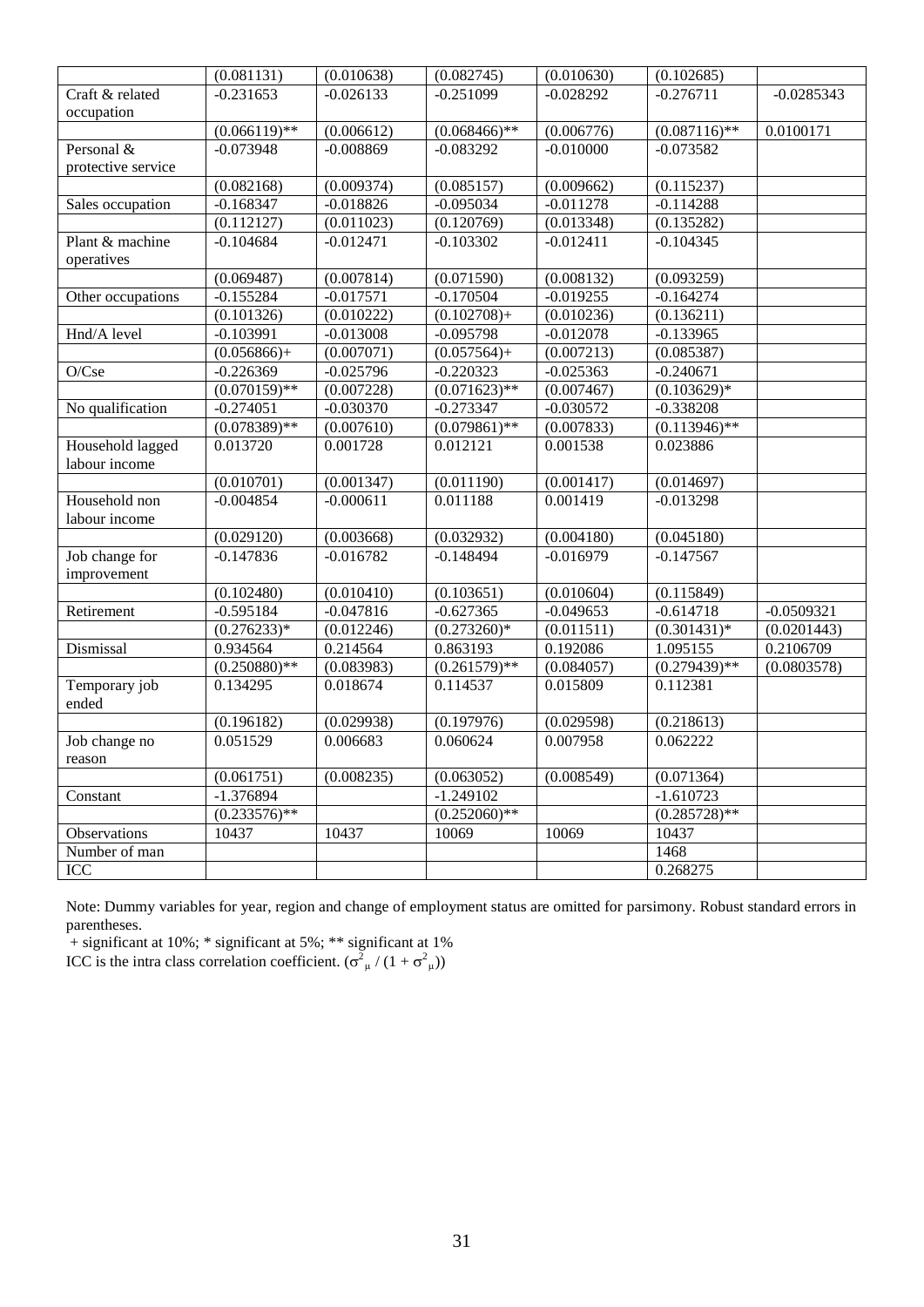| | (0.081131) | (0.010638) | (0.082745) | (0.010630) | (0.102685) | |
|---|---|---|---|---|---|---|
| Craft & related occupation | -0.231653 | -0.026133 | -0.251099 | -0.028292 | -0.276711 | -0.0285343 |
| | (0.066119)** | (0.006612) | (0.068466)** | (0.006776) | (0.087116)** | 0.0100171 |
| Personal & protective service | -0.073948 | -0.008869 | -0.083292 | -0.010000 | -0.073582 | |
| | (0.082168) | (0.009374) | (0.085157) | (0.009662) | (0.115237) | |
| Sales occupation | -0.168347 | -0.018826 | -0.095034 | -0.011278 | -0.114288 | |
| | (0.112127) | (0.011023) | (0.120769) | (0.013348) | (0.135282) | |
| Plant & machine operatives | -0.104684 | -0.012471 | -0.103302 | -0.012411 | -0.104345 | |
| | (0.069487) | (0.007814) | (0.071590) | (0.008132) | (0.093259) | |
| Other occupations | -0.155284 | -0.017571 | -0.170504 | -0.019255 | -0.164274 | |
| | (0.101326) | (0.010222) | (0.102708)+ | (0.010236) | (0.136211) | |
| Hnd/A level | -0.103991 | -0.013008 | -0.095798 | -0.012078 | -0.133965 | |
| | (0.056866)+ | (0.007071) | (0.057564)+ | (0.007213) | (0.085387) | |
| O/Cse | -0.226369 | -0.025796 | -0.220323 | -0.025363 | -0.240671 | |
| | (0.070159)** | (0.007228) | (0.071623)** | (0.007467) | (0.103629)* | |
| No qualification | -0.274051 | -0.030370 | -0.273347 | -0.030572 | -0.338208 | |
| | (0.078389)** | (0.007610) | (0.079861)** | (0.007833) | (0.113946)** | |
| Household lagged labour income | 0.013720 | 0.001728 | 0.012121 | 0.001538 | 0.023886 | |
| | (0.010701) | (0.001347) | (0.011190) | (0.001417) | (0.014697) | |
| Household non labour income | -0.004854 | -0.000611 | 0.011188 | 0.001419 | -0.013298 | |
| | (0.029120) | (0.003668) | (0.032932) | (0.004180) | (0.045180) | |
| Job change for improvement | -0.147836 | -0.016782 | -0.148494 | -0.016979 | -0.147567 | |
| | (0.102480) | (0.010410) | (0.103651) | (0.010604) | (0.115849) | |
| Retirement | -0.595184 | -0.047816 | -0.627365 | -0.049653 | -0.614718 | -0.0509321 |
| | (0.276233)* | (0.012246) | (0.273260)* | (0.011511) | (0.301431)* | (0.0201443) |
| Dismissal | 0.934564 | 0.214564 | 0.863193 | 0.192086 | 1.095155 | 0.2106709 |
| | (0.250880)** | (0.083983) | (0.261579)** | (0.084057) | (0.279439)** | (0.0803578) |
| Temporary job ended | 0.134295 | 0.018674 | 0.114537 | 0.015809 | 0.112381 | |
| | (0.196182) | (0.029938) | (0.197976) | (0.029598) | (0.218613) | |
| Job change no reason | 0.051529 | 0.006683 | 0.060624 | 0.007958 | 0.062222 | |
| | (0.061751) | (0.008235) | (0.063052) | (0.008549) | (0.071364) | |
| Constant | -1.376894 | | -1.249102 | | -1.610723 | |
| | (0.233576)** | | (0.252060)** | | (0.285728)** | |
| Observations | 10437 | 10437 | 10069 | 10069 | 10437 | |
| Number of man | | | | | 1468 | |
| ICC | | | | | 0.268275 | |

Note: Dummy variables for year, region and change of employment status are omitted for parsimony. Robust standard errors in parentheses.

+ significant at 10%; * significant at 5%; ** significant at 1%

ICC is the intra class correlation coefficient. ($\sigma^2_\mu / (1 + \sigma^2_\mu)$)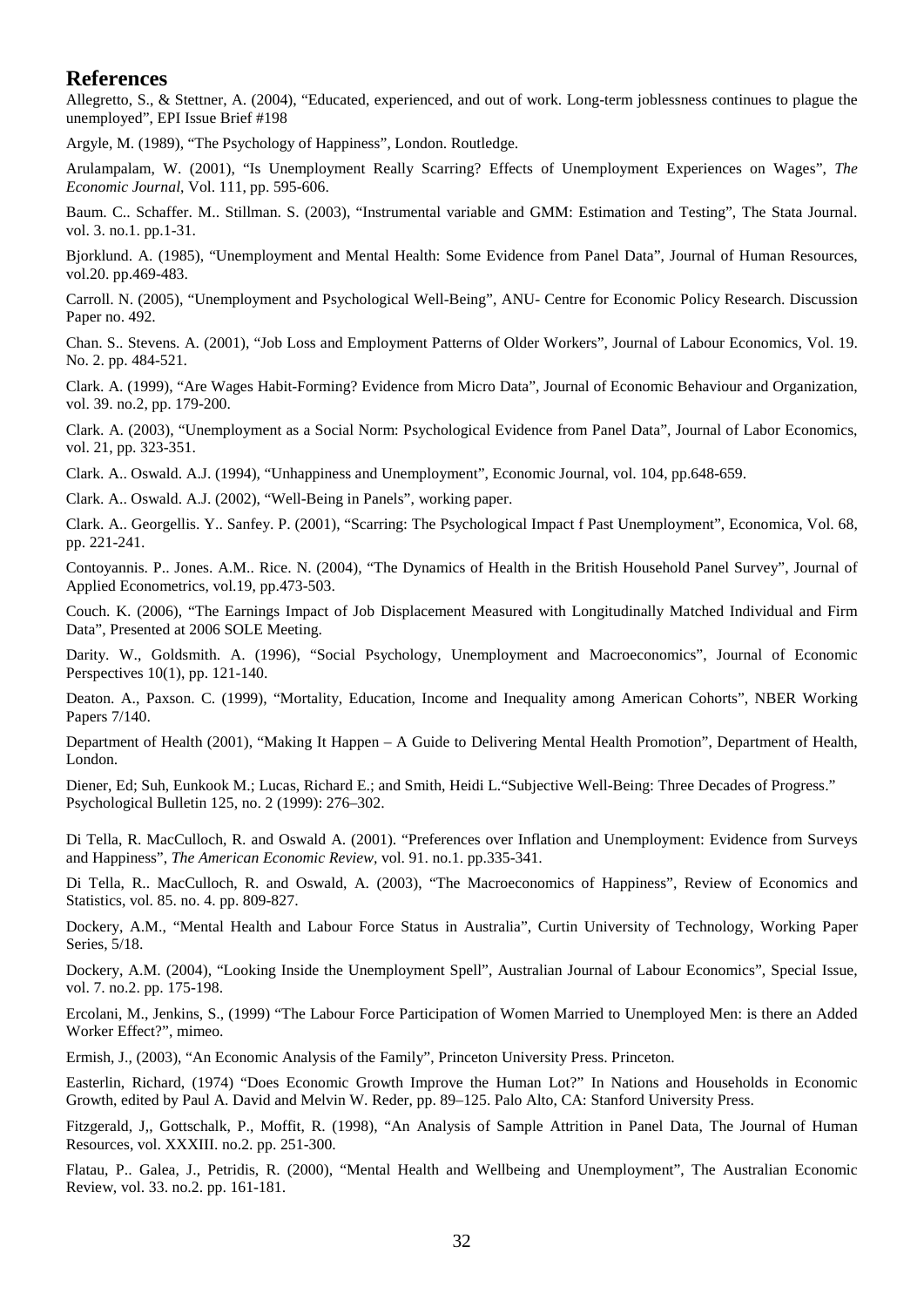## References

Allegretto, S., & Stettner, A. (2004), "Educated, experienced, and out of work. Long-term joblessness continues to plague the unemployed", EPI Issue Brief #198

Argyle, M. (1989), "The Psychology of Happiness", London. Routledge.

Arulampalam, W. (2001), "Is Unemployment Really Scarring? Effects of Unemployment Experiences on Wages", *The Economic Journal*, Vol. 111, pp. 595-606.

Baum. C.. Schaffer. M.. Stillman. S. (2003), "Instrumental variable and GMM: Estimation and Testing", The Stata Journal. vol. 3. no.1. pp.1-31.

Bjorklund. A. (1985), "Unemployment and Mental Health: Some Evidence from Panel Data", Journal of Human Resources, vol.20. pp.469-483.

Carroll. N. (2005), "Unemployment and Psychological Well-Being", ANU- Centre for Economic Policy Research. Discussion Paper no. 492.

Chan. S.. Stevens. A. (2001), "Job Loss and Employment Patterns of Older Workers", Journal of Labour Economics, Vol. 19. No. 2. pp. 484-521.

Clark. A. (1999), "Are Wages Habit-Forming? Evidence from Micro Data", Journal of Economic Behaviour and Organization, vol. 39. no.2, pp. 179-200.

Clark. A. (2003), "Unemployment as a Social Norm: Psychological Evidence from Panel Data", Journal of Labor Economics, vol. 21, pp. 323-351.

Clark. A.. Oswald. A.J. (1994), "Unhappiness and Unemployment", Economic Journal, vol. 104, pp.648-659.

Clark. A.. Oswald. A.J. (2002), "Well-Being in Panels", working paper.

Clark. A.. Georgellis. Y.. Sanfey. P. (2001), "Scarring: The Psychological Impact f Past Unemployment", Economica, Vol. 68, pp. 221-241.

Contoyannis. P.. Jones. A.M.. Rice. N. (2004), "The Dynamics of Health in the British Household Panel Survey", Journal of Applied Econometrics, vol.19, pp.473-503.

Couch. K. (2006), "The Earnings Impact of Job Displacement Measured with Longitudinally Matched Individual and Firm Data", Presented at 2006 SOLE Meeting.

Darity. W., Goldsmith. A. (1996), "Social Psychology, Unemployment and Macroeconomics", Journal of Economic Perspectives 10(1), pp. 121-140.

Deaton. A., Paxson. C. (1999), "Mortality, Education, Income and Inequality among American Cohorts", NBER Working Papers 7/140.

Department of Health (2001), "Making It Happen – A Guide to Delivering Mental Health Promotion", Department of Health, London.

Diener, Ed; Suh, Eunkook M.; Lucas, Richard E.; and Smith, Heidi L."Subjective Well-Being: Three Decades of Progress." Psychological Bulletin 125, no. 2 (1999): 276–302.

Di Tella, R. MacCulloch, R. and Oswald A. (2001). "Preferences over Inflation and Unemployment: Evidence from Surveys and Happiness", *The American Economic Review*, vol. 91. no.1. pp.335-341.

Di Tella, R.. MacCulloch, R. and Oswald, A. (2003), "The Macroeconomics of Happiness", Review of Economics and Statistics, vol. 85. no. 4. pp. 809-827.

Dockery, A.M., "Mental Health and Labour Force Status in Australia", Curtin University of Technology, Working Paper Series, 5/18.

Dockery, A.M. (2004), "Looking Inside the Unemployment Spell", Australian Journal of Labour Economics", Special Issue, vol. 7. no.2. pp. 175-198.

Ercolani, M., Jenkins, S., (1999) "The Labour Force Participation of Women Married to Unemployed Men: is there an Added Worker Effect?", mimeo.

Ermish, J., (2003), "An Economic Analysis of the Family", Princeton University Press. Princeton.

Easterlin, Richard, (1974) "Does Economic Growth Improve the Human Lot?" In Nations and Households in Economic Growth, edited by Paul A. David and Melvin W. Reder, pp. 89–125. Palo Alto, CA: Stanford University Press.

Fitzgerald, J,, Gottschalk, P., Moffit, R. (1998), "An Analysis of Sample Attrition in Panel Data, The Journal of Human Resources, vol. XXXIII. no.2. pp. 251-300.

Flatau, P.. Galea, J., Petridis, R. (2000), "Mental Health and Wellbeing and Unemployment", The Australian Economic Review, vol. 33. no.2. pp. 161-181.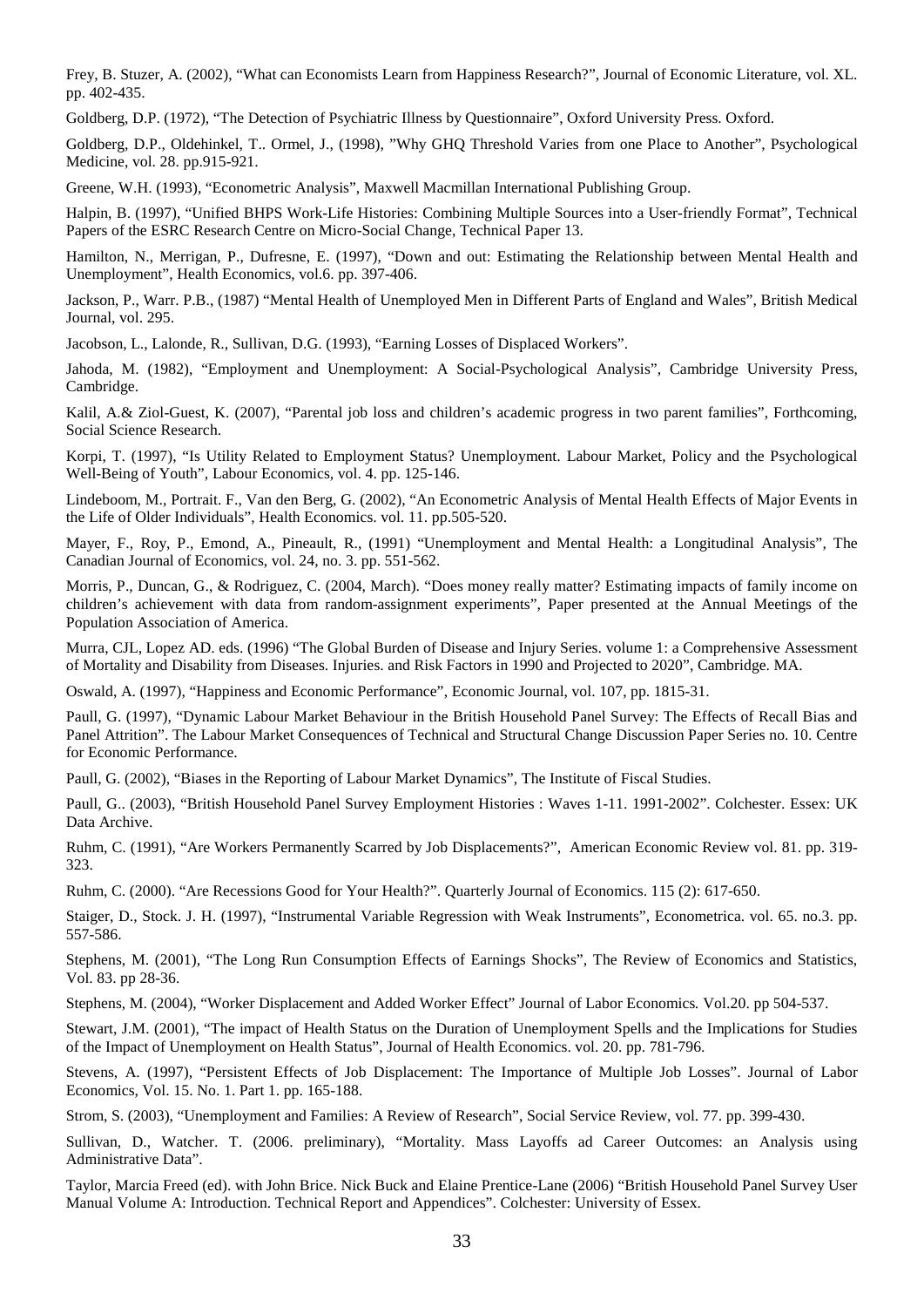Frey, B. Stuzer, A. (2002), "What can Economists Learn from Happiness Research?", Journal of Economic Literature, vol. XL. pp. 402-435.

Goldberg, D.P. (1972), "The Detection of Psychiatric Illness by Questionnaire", Oxford University Press. Oxford.

Goldberg, D.P., Oldehinkel, T.. Ormel, J., (1998), "Why GHQ Threshold Varies from one Place to Another", Psychological Medicine, vol. 28. pp.915-921.

Greene, W.H. (1993), "Econometric Analysis", Maxwell Macmillan International Publishing Group.

Halpin, B. (1997), "Unified BHPS Work-Life Histories: Combining Multiple Sources into a User-friendly Format", Technical Papers of the ESRC Research Centre on Micro-Social Change, Technical Paper 13.

Hamilton, N., Merrigan, P., Dufresne, E. (1997), "Down and out: Estimating the Relationship between Mental Health and Unemployment", Health Economics, vol.6. pp. 397-406.

Jackson, P., Warr. P.B., (1987) "Mental Health of Unemployed Men in Different Parts of England and Wales", British Medical Journal, vol. 295.

Jacobson, L., Lalonde, R., Sullivan, D.G. (1993), "Earning Losses of Displaced Workers".

Jahoda, M. (1982), "Employment and Unemployment: A Social-Psychological Analysis", Cambridge University Press, Cambridge.

Kalil, A.& Ziol-Guest, K. (2007), "Parental job loss and children's academic progress in two parent families", Forthcoming, Social Science Research.

Korpi, T. (1997), "Is Utility Related to Employment Status? Unemployment. Labour Market, Policy and the Psychological Well-Being of Youth", Labour Economics, vol. 4. pp. 125-146.

Lindeboom, M., Portrait. F., Van den Berg, G. (2002), "An Econometric Analysis of Mental Health Effects of Major Events in the Life of Older Individuals", Health Economics. vol. 11. pp.505-520.

Mayer, F., Roy, P., Emond, A., Pineault, R., (1991) "Unemployment and Mental Health: a Longitudinal Analysis", The Canadian Journal of Economics, vol. 24, no. 3. pp. 551-562.

Morris, P., Duncan, G., & Rodriguez, C. (2004, March). "Does money really matter? Estimating impacts of family income on children's achievement with data from random-assignment experiments", Paper presented at the Annual Meetings of the Population Association of America.

Murra, CJL, Lopez AD. eds. (1996) "The Global Burden of Disease and Injury Series. volume 1: a Comprehensive Assessment of Mortality and Disability from Diseases. Injuries. and Risk Factors in 1990 and Projected to 2020", Cambridge. MA.

Oswald, A. (1997), "Happiness and Economic Performance", Economic Journal, vol. 107, pp. 1815-31.

Paull, G. (1997), "Dynamic Labour Market Behaviour in the British Household Panel Survey: The Effects of Recall Bias and Panel Attrition". The Labour Market Consequences of Technical and Structural Change Discussion Paper Series no. 10. Centre for Economic Performance.

Paull, G. (2002), "Biases in the Reporting of Labour Market Dynamics", The Institute of Fiscal Studies.

Paull, G.. (2003), "British Household Panel Survey Employment Histories : Waves 1-11. 1991-2002". Colchester. Essex: UK Data Archive.

Ruhm, C. (1991), "Are Workers Permanently Scarred by Job Displacements?", American Economic Review vol. 81. pp. 319-323.

Ruhm, C. (2000). "Are Recessions Good for Your Health?". Quarterly Journal of Economics. 115 (2): 617-650.

Staiger, D., Stock. J. H. (1997), "Instrumental Variable Regression with Weak Instruments", Econometrica. vol. 65. no.3. pp. 557-586.

Stephens, M. (2001), "The Long Run Consumption Effects of Earnings Shocks", The Review of Economics and Statistics, Vol. 83. pp 28-36.

Stephens, M. (2004), "Worker Displacement and Added Worker Effect" Journal of Labor Economics. Vol.20. pp 504-537.

Stewart, J.M. (2001), "The impact of Health Status on the Duration of Unemployment Spells and the Implications for Studies of the Impact of Unemployment on Health Status", Journal of Health Economics. vol. 20. pp. 781-796.

Stevens, A. (1997), "Persistent Effects of Job Displacement: The Importance of Multiple Job Losses". Journal of Labor Economics, Vol. 15. No. 1. Part 1. pp. 165-188.

Strom, S. (2003), "Unemployment and Families: A Review of Research", Social Service Review, vol. 77. pp. 399-430.

Sullivan, D., Watcher. T. (2006. preliminary), "Mortality. Mass Layoffs ad Career Outcomes: an Analysis using Administrative Data".

Taylor, Marcia Freed (ed). with John Brice. Nick Buck and Elaine Prentice-Lane (2006) "British Household Panel Survey User Manual Volume A: Introduction. Technical Report and Appendices". Colchester: University of Essex.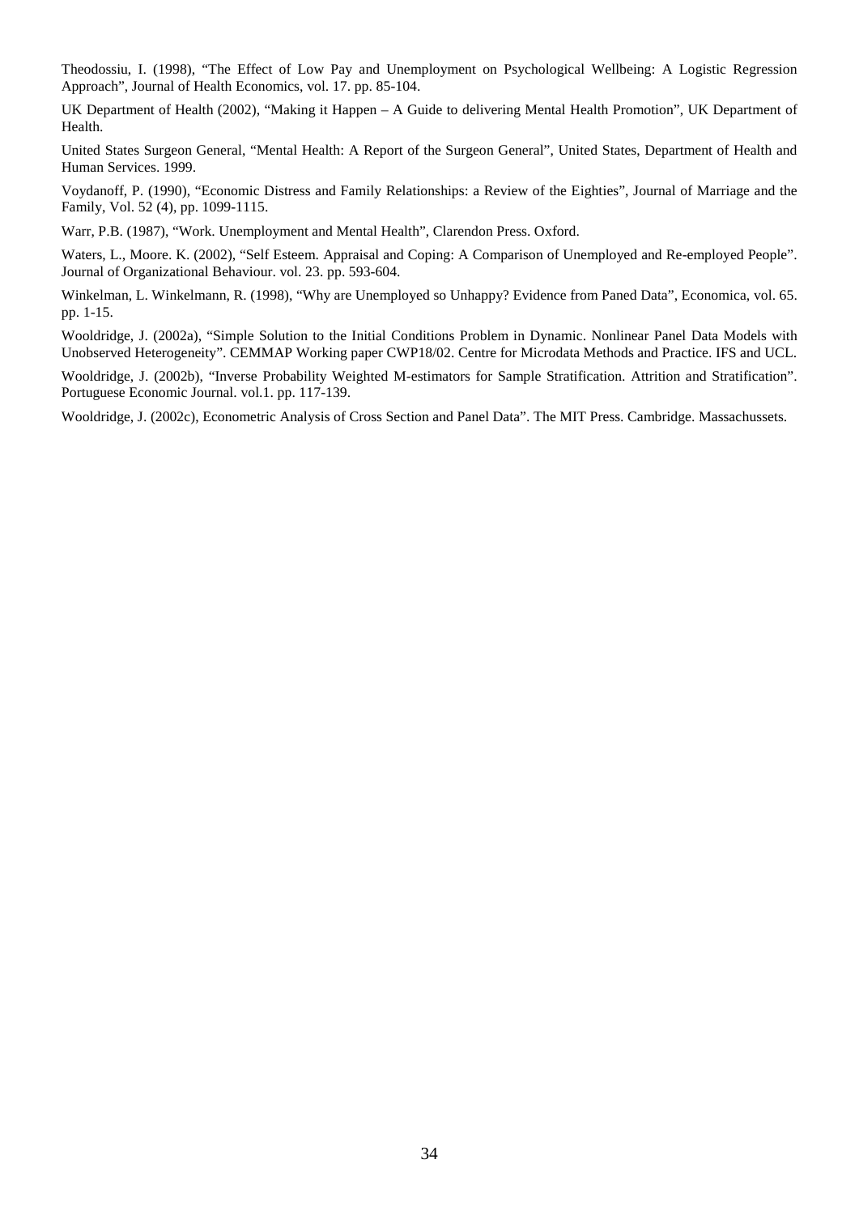Theodossiu, I. (1998), "The Effect of Low Pay and Unemployment on Psychological Wellbeing: A Logistic Regression Approach", Journal of Health Economics, vol. 17. pp. 85-104.

UK Department of Health (2002), "Making it Happen – A Guide to delivering Mental Health Promotion", UK Department of Health.

United States Surgeon General, "Mental Health: A Report of the Surgeon General", United States, Department of Health and Human Services. 1999.

Voydanoff, P. (1990), "Economic Distress and Family Relationships: a Review of the Eighties", Journal of Marriage and the Family, Vol. 52 (4), pp. 1099-1115.

Warr, P.B. (1987), "Work. Unemployment and Mental Health", Clarendon Press. Oxford.

Waters, L., Moore. K. (2002), "Self Esteem. Appraisal and Coping: A Comparison of Unemployed and Re-employed People". Journal of Organizational Behaviour. vol. 23. pp. 593-604.

Winkelman, L. Winkelmann, R. (1998), "Why are Unemployed so Unhappy? Evidence from Paned Data", Economica, vol. 65. pp. 1-15.

Wooldridge, J. (2002a), "Simple Solution to the Initial Conditions Problem in Dynamic. Nonlinear Panel Data Models with Unobserved Heterogeneity". CEMMAP Working paper CWP18/02. Centre for Microdata Methods and Practice. IFS and UCL.

Wooldridge, J. (2002b), "Inverse Probability Weighted M-estimators for Sample Stratification. Attrition and Stratification". Portuguese Economic Journal. vol.1. pp. 117-139.

Wooldridge, J. (2002c), Econometric Analysis of Cross Section and Panel Data". The MIT Press. Cambridge. Massachussets.